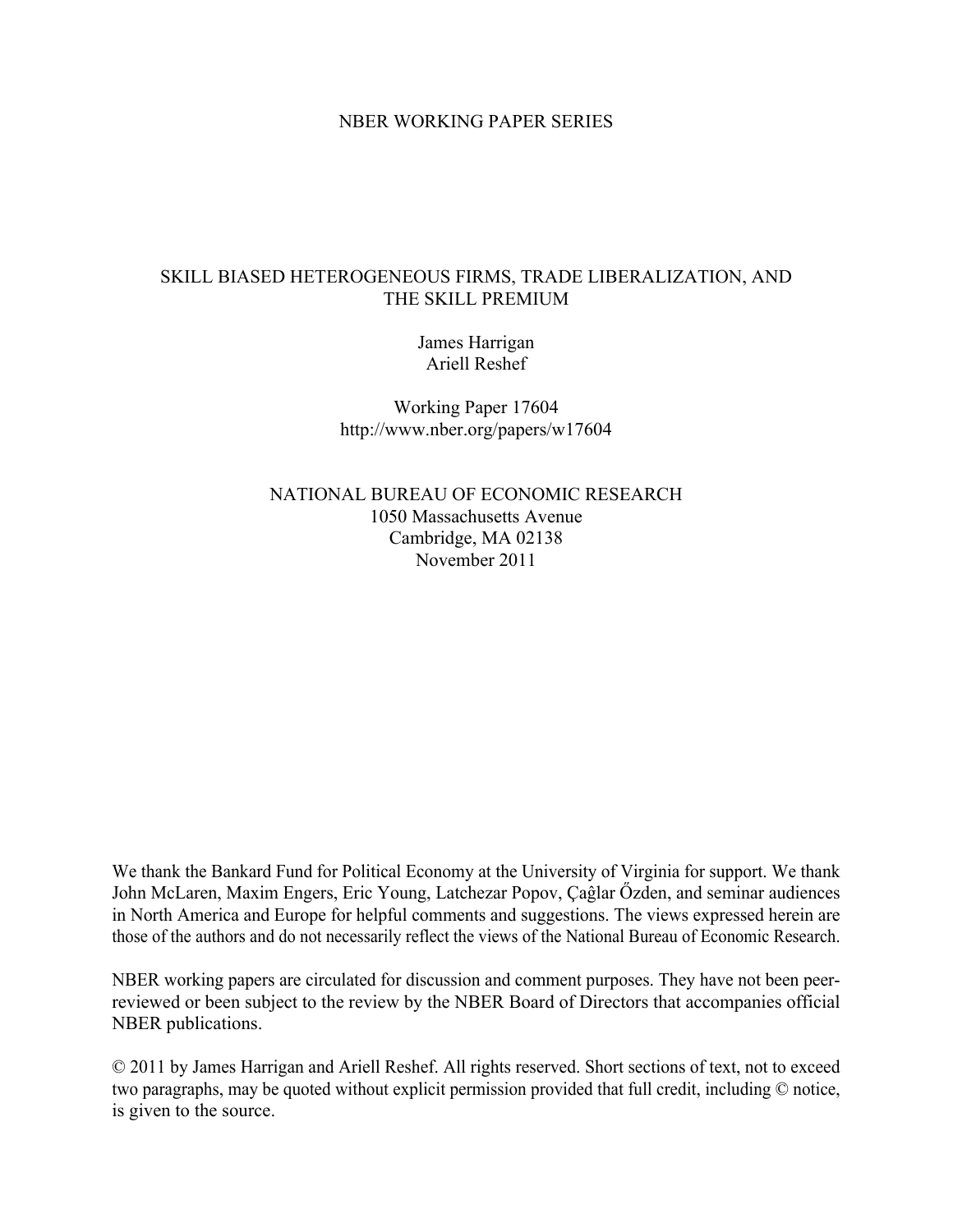NBER WORKING PAPER SERIES

# SKILL BIASED HETEROGENEOUS FIRMS, TRADE LIBERALIZATION, AND THE SKILL PREMIUM

James Harrigan
Ariell Reshef

Working Paper 17604
http://www.nber.org/papers/w17604

NATIONAL BUREAU OF ECONOMIC RESEARCH
1050 Massachusetts Avenue
Cambridge, MA 02138
November 2011

We thank the Bankard Fund for Political Economy at the University of Virginia for support. We thank John McLaren, Maxim Engers, Eric Young, Latchezar Popov, Çaĝlar Őzden, and seminar audiences in North America and Europe for helpful comments and suggestions. The views expressed herein are those of the authors and do not necessarily reflect the views of the National Bureau of Economic Research.

NBER working papers are circulated for discussion and comment purposes. They have not been peer-reviewed or been subject to the review by the NBER Board of Directors that accompanies official NBER publications.

© 2011 by James Harrigan and Ariell Reshef. All rights reserved. Short sections of text, not to exceed two paragraphs, may be quoted without explicit permission provided that full credit, including © notice, is given to the source.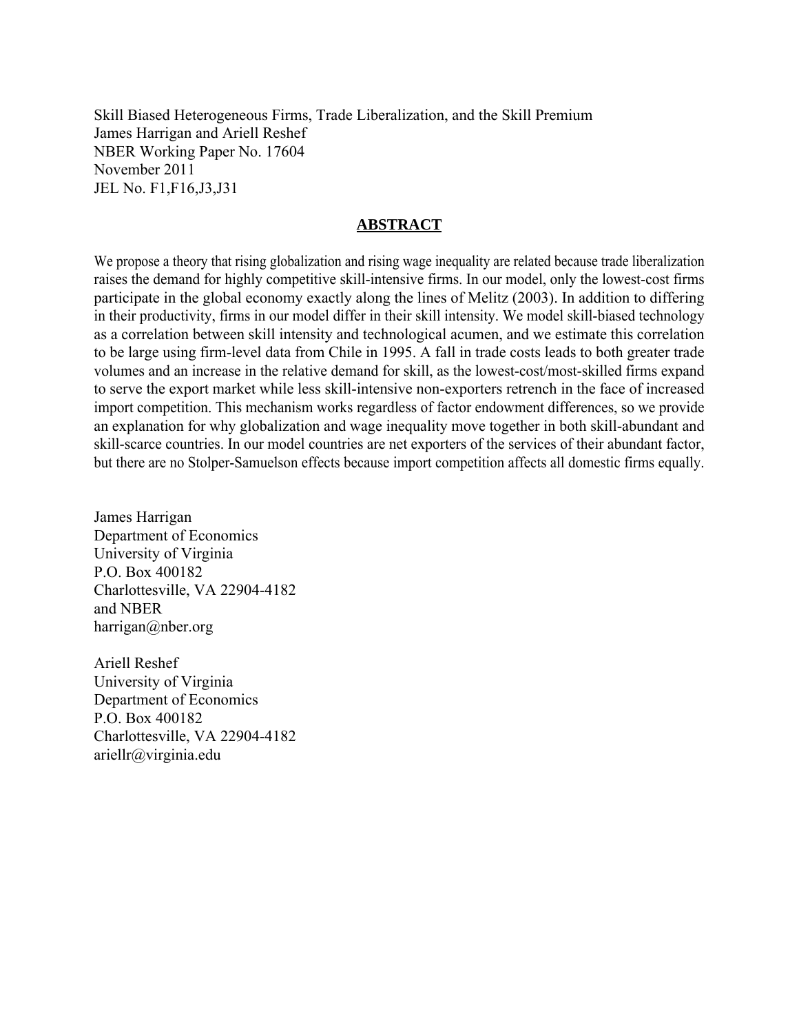Skill Biased Heterogeneous Firms, Trade Liberalization, and the Skill Premium
James Harrigan and Ariell Reshef
NBER Working Paper No. 17604
November 2011
JEL No. F1,F16,J3,J31

## ABSTRACT

We propose a theory that rising globalization and rising wage inequality are related because trade liberalization raises the demand for highly competitive skill-intensive firms. In our model, only the lowest-cost firms participate in the global economy exactly along the lines of Melitz (2003). In addition to differing in their productivity, firms in our model differ in their skill intensity. We model skill-biased technology as a correlation between skill intensity and technological acumen, and we estimate this correlation to be large using firm-level data from Chile in 1995. A fall in trade costs leads to both greater trade volumes and an increase in the relative demand for skill, as the lowest-cost/most-skilled firms expand to serve the export market while less skill-intensive non-exporters retrench in the face of increased import competition. This mechanism works regardless of factor endowment differences, so we provide an explanation for why globalization and wage inequality move together in both skill-abundant and skill-scarce countries. In our model countries are net exporters of the services of their abundant factor, but there are no Stolper-Samuelson effects because import competition affects all domestic firms equally.

James Harrigan
Department of Economics
University of Virginia
P.O. Box 400182
Charlottesville, VA 22904-4182
and NBER
harrigan@nber.org

Ariell Reshef
University of Virginia
Department of Economics
P.O. Box 400182
Charlottesville, VA 22904-4182
ariellr@virginia.edu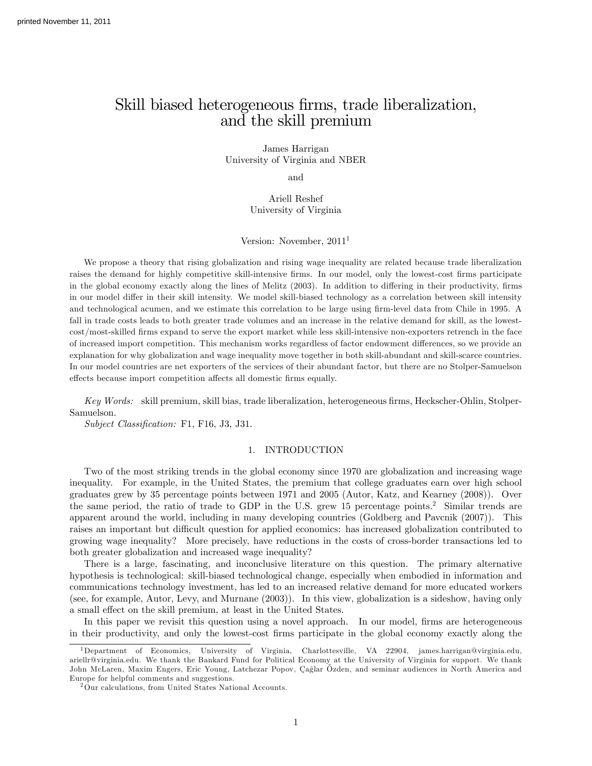# Skill biased heterogeneous firms, trade liberalization, and the skill premium

James Harrigan
University of Virginia and NBER

and

Ariell Reshef
University of Virginia

Version: November, 2011[1]

We propose a theory that rising globalization and rising wage inequality are related because trade liberalization raises the demand for highly competitive skill-intensive firms. In our model, only the lowest-cost firms participate in the global economy exactly along the lines of Melitz (2003). In addition to differing in their productivity, firms in our model differ in their skill intensity. We model skill-biased technology as a correlation between skill intensity and technological acumen, and we estimate this correlation to be large using firm-level data from Chile in 1995. A fall in trade costs leads to both greater trade volumes and an increase in the relative demand for skill, as the lowest-cost/most-skilled firms expand to serve the export market while less skill-intensive non-exporters retrench in the face of increased import competition. This mechanism works regardless of factor endowment differences, so we provide an explanation for why globalization and wage inequality move together in both skill-abundant and skill-scarce countries. In our model countries are net exporters of the services of their abundant factor, but there are no Stolper-Samuelson effects because import competition affects all domestic firms equally.

*Key Words:* skill premium, skill bias, trade liberalization, heterogeneous firms, Heckscher-Ohlin, Stolper-Samuelson.
*Subject Classification:* F1, F16, J3, J31.

## 1. INTRODUCTION

Two of the most striking trends in the global economy since 1970 are globalization and increasing wage inequality. For example, in the United States, the premium that college graduates earn over high school graduates grew by 35 percentage points between 1971 and 2005 (Autor, Katz, and Kearney (2008)). Over the same period, the ratio of trade to GDP in the U.S. grew 15 percentage points.[2] Similar trends are apparent around the world, including in many developing countries (Goldberg and Pavcnik (2007)). This raises an important but difficult question for applied economics: has increased globalization contributed to growing wage inequality? More precisely, have reductions in the costs of cross-border transactions led to both greater globalization and increased wage inequality?

There is a large, fascinating, and inconclusive literature on this question. The primary alternative hypothesis is technological: skill-biased technological change, especially when embodied in information and communications technology investment, has led to an increased relative demand for more educated workers (see, for example, Autor, Levy, and Murnane (2003)). In this view, globalization is a sideshow, having only a small effect on the skill premium, at least in the United States.

In this paper we revisit this question using a novel approach. In our model, firms are heterogeneous in their productivity, and only the lowest-cost firms participate in the global economy exactly along the

[1] Department of Economics, University of Virginia, Charlottesville, VA 22904, james.harrigan@virginia.edu, ariellr@virginia.edu. We thank the Bankard Fund for Political Economy at the University of Virginia for support. We thank John McLaren, Maxim Engers, Eric Young, Latchezar Popov, Çağlar Özden, and seminar audiences in North America and Europe for helpful comments and suggestions.

[2] Our calculations, from United States National Accounts.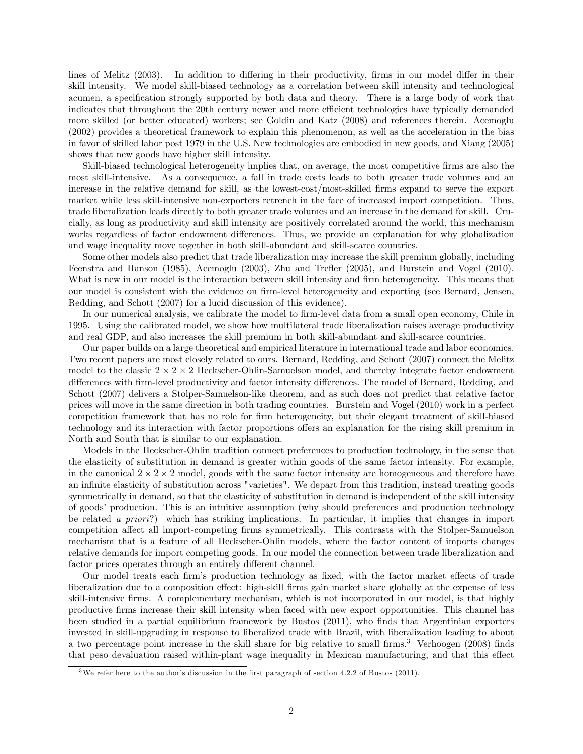lines of Melitz (2003). In addition to differing in their productivity, firms in our model differ in their skill intensity. We model skill-biased technology as a correlation between skill intensity and technological acumen, a specification strongly supported by both data and theory. There is a large body of work that indicates that throughout the 20th century newer and more efficient technologies have typically demanded more skilled (or better educated) workers; see Goldin and Katz (2008) and references therein. Acemoglu (2002) provides a theoretical framework to explain this phenomenon, as well as the acceleration in the bias in favor of skilled labor post 1979 in the U.S. New technologies are embodied in new goods, and Xiang (2005) shows that new goods have higher skill intensity.

Skill-biased technological heterogeneity implies that, on average, the most competitive firms are also the most skill-intensive. As a consequence, a fall in trade costs leads to both greater trade volumes and an increase in the relative demand for skill, as the lowest-cost/most-skilled firms expand to serve the export market while less skill-intensive non-exporters retrench in the face of increased import competition. Thus, trade liberalization leads directly to both greater trade volumes and an increase in the demand for skill. Crucially, as long as productivity and skill intensity are positively correlated around the world, this mechanism works regardless of factor endowment differences. Thus, we provide an explanation for why globalization and wage inequality move together in both skill-abundant and skill-scarce countries.

Some other models also predict that trade liberalization may increase the skill premium globally, including Feenstra and Hanson (1985), Acemoglu (2003), Zhu and Trefler (2005), and Burstein and Vogel (2010). What is new in our model is the interaction between skill intensity and firm heterogeneity. This means that our model is consistent with the evidence on firm-level heterogeneity and exporting (see Bernard, Jensen, Redding, and Schott (2007) for a lucid discussion of this evidence).

In our numerical analysis, we calibrate the model to firm-level data from a small open economy, Chile in 1995. Using the calibrated model, we show how multilateral trade liberalization raises average productivity and real GDP, and also increases the skill premium in both skill-abundant and skill-scarce countries.

Our paper builds on a large theoretical and empirical literature in international trade and labor economics. Two recent papers are most closely related to ours. Bernard, Redding, and Schott (2007) connect the Melitz model to the classic $2 \times 2 \times 2$ Heckscher-Ohlin-Samuelson model, and thereby integrate factor endowment differences with firm-level productivity and factor intensity differences. The model of Bernard, Redding, and Schott (2007) delivers a Stolper-Samuelson-like theorem, and as such does not predict that relative factor prices will move in the same direction in both trading countries. Burstein and Vogel (2010) work in a perfect competition framework that has no role for firm heterogeneity, but their elegant treatment of skill-biased technology and its interaction with factor proportions offers an explanation for the rising skill premium in North and South that is similar to our explanation.

Models in the Heckscher-Ohlin tradition connect preferences to production technology, in the sense that the elasticity of substitution in demand is greater within goods of the same factor intensity. For example, in the canonical $2 \times 2 \times 2$ model, goods with the same factor intensity are homogeneous and therefore have an infinite elasticity of substitution across "varieties". We depart from this tradition, instead treating goods symmetrically in demand, so that the elasticity of substitution in demand is independent of the skill intensity of goods' production. This is an intuitive assumption (why should preferences and production technology be related *a priori*?) which has striking implications. In particular, it implies that changes in import competition affect all import-competing firms symmetrically. This contrasts with the Stolper-Samuelson mechanism that is a feature of all Heckscher-Ohlin models, where the factor content of imports changes relative demands for import competing goods. In our model the connection between trade liberalization and factor prices operates through an entirely different channel.

Our model treats each firm's production technology as fixed, with the factor market effects of trade liberalization due to a composition effect: high-skill firms gain market share globally at the expense of less skill-intensive firms. A complementary mechanism, which is not incorporated in our model, is that highly productive firms increase their skill intensity when faced with new export opportunities. This channel has been studied in a partial equilibrium framework by Bustos (2011), who finds that Argentinian exporters invested in skill-upgrading in response to liberalized trade with Brazil, with liberalization leading to about a two percentage point increase in the skill share for big relative to small firms.[3] Verhoogen (2008) finds that peso devaluation raised within-plant wage inequality in Mexican manufacturing, and that this effect

[3] We refer here to the author's discussion in the first paragraph of section 4.2.2 of Bustos (2011).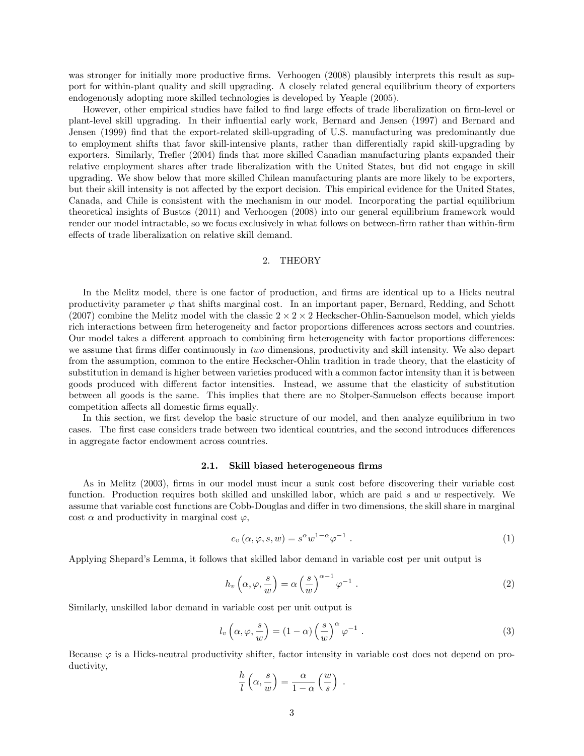was stronger for initially more productive firms. Verhoogen (2008) plausibly interprets this result as support for within-plant quality and skill upgrading. A closely related general equilibrium theory of exporters endogenously adopting more skilled technologies is developed by Yeaple (2005).

However, other empirical studies have failed to find large effects of trade liberalization on firm-level or plant-level skill upgrading. In their influential early work, Bernard and Jensen (1997) and Bernard and Jensen (1999) find that the export-related skill-upgrading of U.S. manufacturing was predominantly due to employment shifts that favor skill-intensive plants, rather than differentially rapid skill-upgrading by exporters. Similarly, Trefler (2004) finds that more skilled Canadian manufacturing plants expanded their relative employment shares after trade liberalization with the United States, but did not engage in skill upgrading. We show below that more skilled Chilean manufacturing plants are more likely to be exporters, but their skill intensity is not affected by the export decision. This empirical evidence for the United States, Canada, and Chile is consistent with the mechanism in our model. Incorporating the partial equilibrium theoretical insights of Bustos (2011) and Verhoogen (2008) into our general equilibrium framework would render our model intractable, so we focus exclusively in what follows on between-firm rather than within-firm effects of trade liberalization on relative skill demand.

## 2. THEORY

In the Melitz model, there is one factor of production, and firms are identical up to a Hicks neutral productivity parameter $\varphi$ that shifts marginal cost. In an important paper, Bernard, Redding, and Schott (2007) combine the Melitz model with the classic $2 \times 2 \times 2$ Heckscher-Ohlin-Samuelson model, which yields rich interactions between firm heterogeneity and factor proportions differences across sectors and countries. Our model takes a different approach to combining firm heterogeneity with factor proportions differences: we assume that firms differ continuously in *two* dimensions, productivity and skill intensity. We also depart from the assumption, common to the entire Heckscher-Ohlin tradition in trade theory, that the elasticity of substitution in demand is higher between varieties produced with a common factor intensity than it is between goods produced with different factor intensities. Instead, we assume that the elasticity of substitution between all goods is the same. This implies that there are no Stolper-Samuelson effects because import competition affects all domestic firms equally.

In this section, we first develop the basic structure of our model, and then analyze equilibrium in two cases. The first case considers trade between two identical countries, and the second introduces differences in aggregate factor endowment across countries.

### 2.1. Skill biased heterogeneous firms

As in Melitz (2003), firms in our model must incur a sunk cost before discovering their variable cost function. Production requires both skilled and unskilled labor, which are paid $s$ and $w$ respectively. We assume that variable cost functions are Cobb-Douglas and differ in two dimensions, the skill share in marginal cost $\alpha$ and productivity in marginal cost $\varphi$,

$$c_v(\alpha, \varphi, s, w) = s^{\alpha} w^{1-\alpha} \varphi^{-1} \ . \tag{1}$$

Applying Shepard's Lemma, it follows that skilled labor demand in variable cost per unit output is

$$h_v\left(\alpha, \varphi, \frac{s}{w}\right) = \alpha \left(\frac{s}{w}\right)^{\alpha-1} \varphi^{-1} \ . \tag{2}$$

Similarly, unskilled labor demand in variable cost per unit output is

$$l_v\left(\alpha, \varphi, \frac{s}{w}\right) = (1-\alpha) \left(\frac{s}{w}\right)^{\alpha} \varphi^{-1} \ . \tag{3}$$

Because $\varphi$ is a Hicks-neutral productivity shifter, factor intensity in variable cost does not depend on productivity,

$$\frac{h}{l}\left(\alpha, \frac{s}{w}\right) = \frac{\alpha}{1-\alpha}\left(\frac{w}{s}\right) \ .$$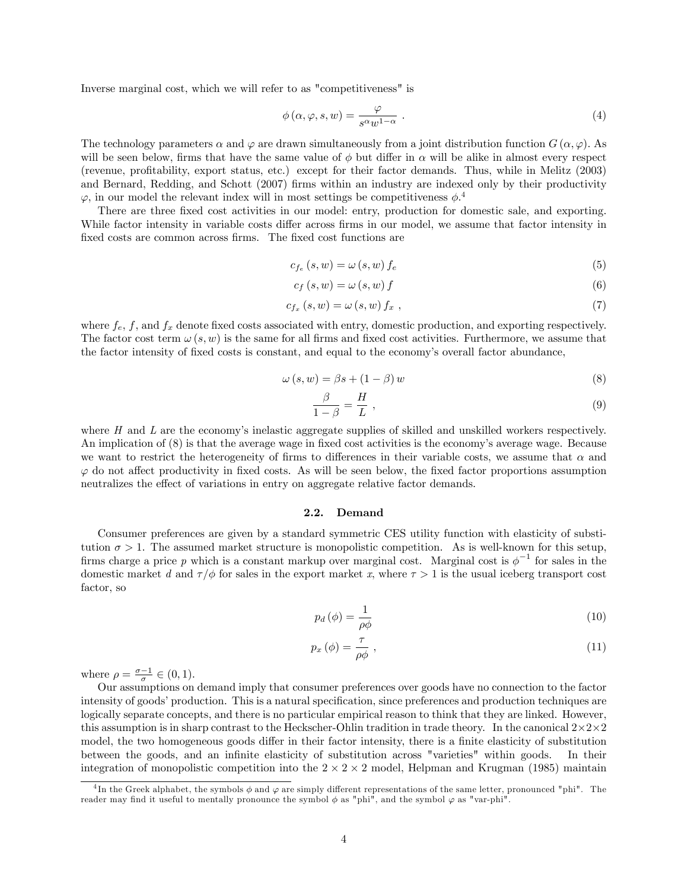Inverse marginal cost, which we will refer to as "competitiveness" is

$$\phi(\alpha, \varphi, s, w) = \frac{\varphi}{s^{\alpha} w^{1-\alpha}} \; . \tag{4}$$

The technology parameters $\alpha$ and $\varphi$ are drawn simultaneously from a joint distribution function $G(\alpha, \varphi)$. As will be seen below, firms that have the same value of $\phi$ but differ in $\alpha$ will be alike in almost every respect (revenue, profitability, export status, etc.) except for their factor demands. Thus, while in Melitz (2003) and Bernard, Redding, and Schott (2007) firms within an industry are indexed only by their productivity $\varphi$, in our model the relevant index will in most settings be competitiveness $\phi$.[4]

There are three fixed cost activities in our model: entry, production for domestic sale, and exporting. While factor intensity in variable costs differ across firms in our model, we assume that factor intensity in fixed costs are common across firms. The fixed cost functions are

$$c_{f_e}(s, w) = \omega(s, w) f_e \tag{5}$$

$$c_f(s, w) = \omega(s, w) f \tag{6}$$

$$c_{f_x}(s, w) = \omega(s, w) f_x \; , \tag{7}$$

where $f_e$, $f$, and $f_x$ denote fixed costs associated with entry, domestic production, and exporting respectively. The factor cost term $\omega(s, w)$ is the same for all firms and fixed cost activities. Furthermore, we assume that the factor intensity of fixed costs is constant, and equal to the economy's overall factor abundance,

$$\omega(s, w) = \beta s + (1-\beta) w \tag{8}$$

$$\frac{\beta}{1-\beta} = \frac{H}{L} \; , \tag{9}$$

where $H$ and $L$ are the economy's inelastic aggregate supplies of skilled and unskilled workers respectively. An implication of (8) is that the average wage in fixed cost activities is the economy's average wage. Because we want to restrict the heterogeneity of firms to differences in their variable costs, we assume that $\alpha$ and $\varphi$ do not affect productivity in fixed costs. As will be seen below, the fixed factor proportions assumption neutralizes the effect of variations in entry on aggregate relative factor demands.

### 2.2. Demand

Consumer preferences are given by a standard symmetric CES utility function with elasticity of substitution $\sigma > 1$. The assumed market structure is monopolistic competition. As is well-known for this setup, firms charge a price $p$ which is a constant markup over marginal cost. Marginal cost is $\phi^{-1}$ for sales in the domestic market $d$ and $\tau/\phi$ for sales in the export market $x$, where $\tau > 1$ is the usual iceberg transport cost factor, so

$$p_d(\phi) = \frac{1}{\rho \phi} \tag{10}$$

$$p_x(\phi) = \frac{\tau}{\rho \phi} \; , \tag{11}$$

where $\rho = \frac{\sigma-1}{\sigma} \in (0, 1)$.

Our assumptions on demand imply that consumer preferences over goods have no connection to the factor intensity of goods' production. This is a natural specification, since preferences and production techniques are logically separate concepts, and there is no particular empirical reason to think that they are linked. However, this assumption is in sharp contrast to the Heckscher-Ohlin tradition in trade theory. In the canonical 2×2×2 model, the two homogeneous goods differ in their factor intensity, there is a finite elasticity of substitution between the goods, and an infinite elasticity of substitution across "varieties" within goods. In their integration of monopolistic competition into the 2 × 2 × 2 model, Helpman and Krugman (1985) maintain

[4] In the Greek alphabet, the symbols $\phi$ and $\varphi$ are simply different representations of the same letter, pronounced "phi". The reader may find it useful to mentally pronounce the symbol $\phi$ as "phi", and the symbol $\varphi$ as "var-phi".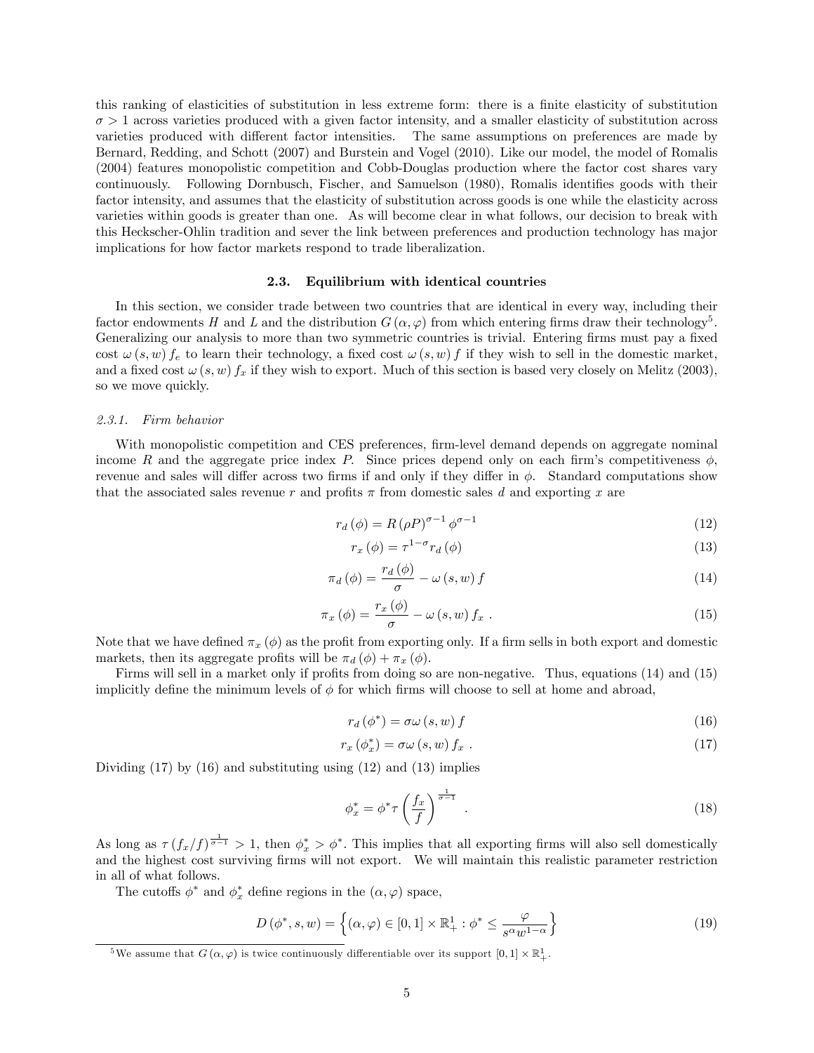this ranking of elasticities of substitution in less extreme form: there is a finite elasticity of substitution $\sigma > 1$ across varieties produced with a given factor intensity, and a smaller elasticity of substitution across varieties produced with different factor intensities. The same assumptions on preferences are made by Bernard, Redding, and Schott (2007) and Burstein and Vogel (2010). Like our model, the model of Romalis (2004) features monopolistic competition and Cobb-Douglas production where the factor cost shares vary continuously. Following Dornbusch, Fischer, and Samuelson (1980), Romalis identifies goods with their factor intensity, and assumes that the elasticity of substitution across goods is one while the elasticity across varieties within goods is greater than one. As will become clear in what follows, our decision to break with this Heckscher-Ohlin tradition and sever the link between preferences and production technology has major implications for how factor markets respond to trade liberalization.

### 2.3. Equilibrium with identical countries

In this section, we consider trade between two countries that are identical in every way, including their factor endowments $H$ and $L$ and the distribution $G(\alpha, \varphi)$ from which entering firms draw their technology[5]. Generalizing our analysis to more than two symmetric countries is trivial. Entering firms must pay a fixed cost $\omega(s, w) f_e$ to learn their technology, a fixed cost $\omega(s, w) f$ if they wish to sell in the domestic market, and a fixed cost $\omega(s, w) f_x$ if they wish to export. Much of this section is based very closely on Melitz (2003), so we move quickly.

*2.3.1. Firm behavior*

With monopolistic competition and CES preferences, firm-level demand depends on aggregate nominal income $R$ and the aggregate price index $P$. Since prices depend only on each firm's competitiveness $\phi$, revenue and sales will differ across two firms if and only if they differ in $\phi$. Standard computations show that the associated sales revenue $r$ and profits $\pi$ from domestic sales $d$ and exporting $x$ are

$$r_d(\phi) = R(\rho P)^{\sigma-1} \phi^{\sigma-1} \tag{12}$$

$$r_x(\phi) = \tau^{1-\sigma} r_d(\phi) \tag{13}$$

$$\pi_d(\phi) = \frac{r_d(\phi)}{\sigma} - \omega(s, w) f \tag{14}$$

$$\pi_x(\phi) = \frac{r_x(\phi)}{\sigma} - \omega(s, w) f_x \; . \tag{15}$$

Note that we have defined $\pi_x(\phi)$ as the profit from exporting only. If a firm sells in both export and domestic markets, then its aggregate profits will be $\pi_d(\phi) + \pi_x(\phi)$.

Firms will sell in a market only if profits from doing so are non-negative. Thus, equations (14) and (15) implicitly define the minimum levels of $\phi$ for which firms will choose to sell at home and abroad,

$$r_d(\phi^*) = \sigma \omega(s, w) f \tag{16}$$

$$r_x(\phi_x^*) = \sigma \omega(s, w) f_x \; . \tag{17}$$

Dividing (17) by (16) and substituting using (12) and (13) implies

$$\phi_x^* = \phi^* \tau \left( \frac{f_x}{f} \right)^{\frac{1}{\sigma-1}} \; . \tag{18}$$

As long as $\tau (f_x/f)^{\frac{1}{\sigma-1}} > 1$, then $\phi_x^* > \phi^*$. This implies that all exporting firms will also sell domestically and the highest cost surviving firms will not export. We will maintain this realistic parameter restriction in all of what follows.

The cutoffs $\phi^*$ and $\phi_x^*$ define regions in the $(\alpha, \varphi)$ space,

$$D(\phi^*, s, w) = \left\{ (\alpha, \varphi) \in [0, 1] \times \mathbb{R}_+^1 : \phi^* \leq \frac{\varphi}{s^\alpha w^{1-\alpha}} \right\} \tag{19}$$

[5] We assume that $G(\alpha, \varphi)$ is twice continuously differentiable over its support $[0, 1] \times \mathbb{R}_+^1$.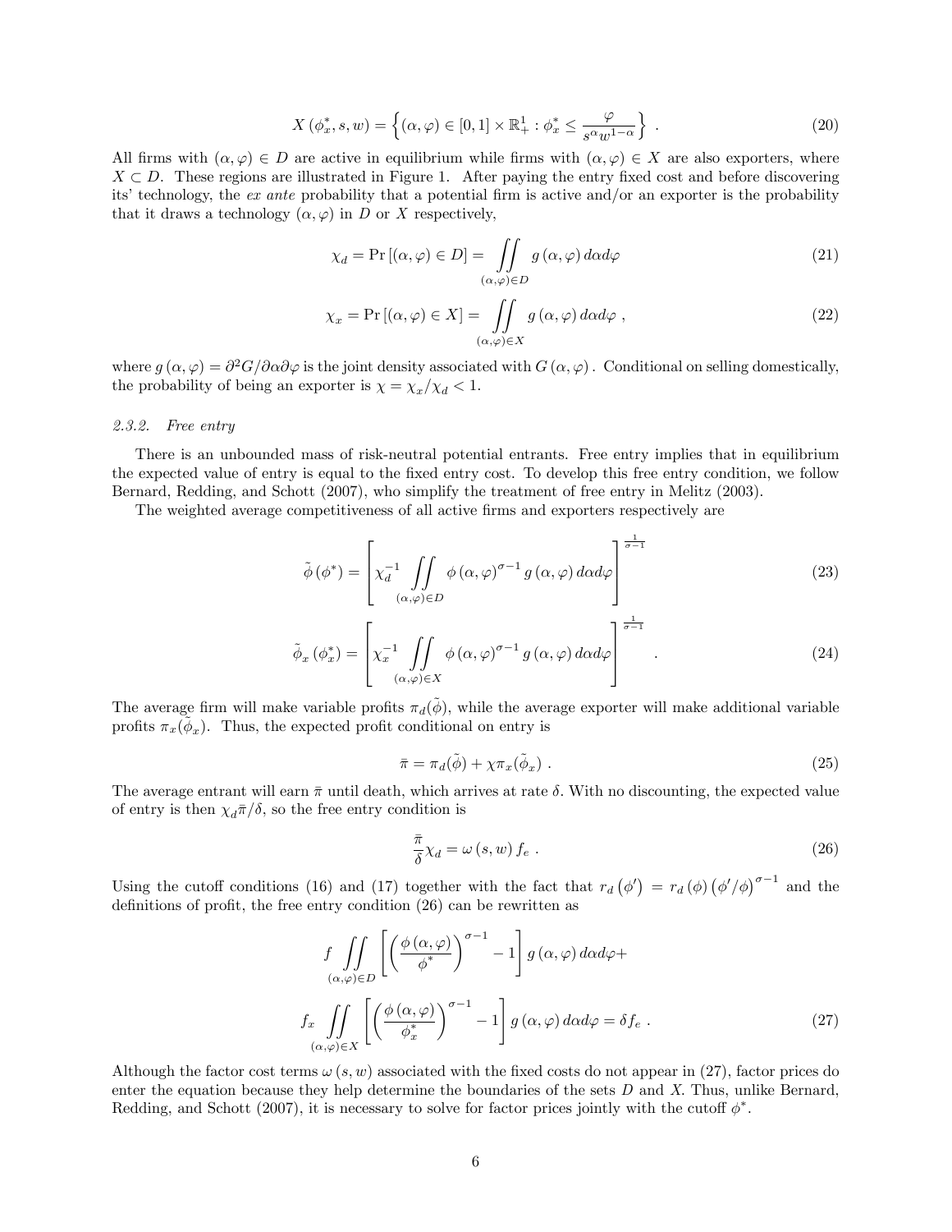$$X\left(\phi_x^*, s, w\right)=\left\{(\alpha, \varphi) \in[0,1] \times \mathbb{R}_+^1: \phi_x^* \leq \frac{\varphi}{s^\alpha w^{1-\alpha}}\right\} . \tag{20}$$

All firms with $(\alpha, \varphi) \in D$ are active in equilibrium while firms with $(\alpha, \varphi) \in X$ are also exporters, where $X \subset D$. These regions are illustrated in Figure 1. After paying the entry fixed cost and before discovering its' technology, the *ex ante* probability that a potential firm is active and/or an exporter is the probability that it draws a technology $(\alpha, \varphi)$ in $D$ or $X$ respectively,

$$\chi_d=\operatorname{Pr}[(\alpha, \varphi) \in D]=\iint_{(\alpha, \varphi) \in D} g(\alpha, \varphi) d \alpha d \varphi \tag{21}$$

$$\chi_x=\operatorname{Pr}[(\alpha, \varphi) \in X]=\iint_{(\alpha, \varphi) \in X} g(\alpha, \varphi) d \alpha d \varphi , \tag{22}$$

where $g(\alpha, \varphi)=\partial^2 G / \partial \alpha \partial \varphi$ is the joint density associated with $G(\alpha, \varphi)$. Conditional on selling domestically, the probability of being an exporter is $\chi=\chi_x / \chi_d<1$.

### 2.3.2. *Free entry*

There is an unbounded mass of risk-neutral potential entrants. Free entry implies that in equilibrium the expected value of entry is equal to the fixed entry cost. To develop this free entry condition, we follow Bernard, Redding, and Schott (2007), who simplify the treatment of free entry in Melitz (2003).

The weighted average competitiveness of all active firms and exporters respectively are

$$\tilde{\phi}\left(\phi^*\right)=\left[\chi_d^{-1} \iint_{(\alpha, \varphi) \in D} \phi(\alpha, \varphi)^{\sigma-1} g(\alpha, \varphi) d \alpha d \varphi\right]^{\frac{1}{\sigma-1}} \tag{23}$$

$$\tilde{\phi}_x\left(\phi_x^*\right)=\left[\chi_x^{-1} \iint_{(\alpha, \varphi) \in X} \phi(\alpha, \varphi)^{\sigma-1} g(\alpha, \varphi) d \alpha d \varphi\right]^{\frac{1}{\sigma-1}} . \tag{24}$$

The average firm will make variable profits $\pi_d(\tilde{\phi})$, while the average exporter will make additional variable profits $\pi_x(\tilde{\phi}_x)$. Thus, the expected profit conditional on entry is

$$\bar{\pi}=\pi_d(\tilde{\phi})+\chi \pi_x(\tilde{\phi}_x) . \tag{25}$$

The average entrant will earn $\bar{\pi}$ until death, which arrives at rate $\delta$. With no discounting, the expected value of entry is then $\chi_d \bar{\pi} / \delta$, so the free entry condition is

$$\frac{\bar{\pi}}{\delta} \chi_d=\omega(s, w) f_e . \tag{26}$$

Using the cutoff conditions (16) and (17) together with the fact that $r_d\left(\phi'\right)=r_d(\phi)\left(\phi' / \phi\right)^{\sigma-1}$ and the definitions of profit, the free entry condition (26) can be rewritten as

$$\begin{aligned}
& f \iint_{(\alpha, \varphi) \in D}\left[\left(\frac{\phi(\alpha, \varphi)}{\phi^*}\right)^{\sigma-1}-1\right] g(\alpha, \varphi) d \alpha d \varphi+ \\
& f_x \iint_{(\alpha, \varphi) \in X}\left[\left(\frac{\phi(\alpha, \varphi)}{\phi_x^*}\right)^{\sigma-1}-1\right] g(\alpha, \varphi) d \alpha d \varphi=\delta f_e .
\end{aligned} \tag{27}$$

Although the factor cost terms $\omega(s, w)$ associated with the fixed costs do not appear in (27), factor prices do enter the equation because they help determine the boundaries of the sets $D$ and $X$. Thus, unlike Bernard, Redding, and Schott (2007), it is necessary to solve for factor prices jointly with the cutoff $\phi^*$.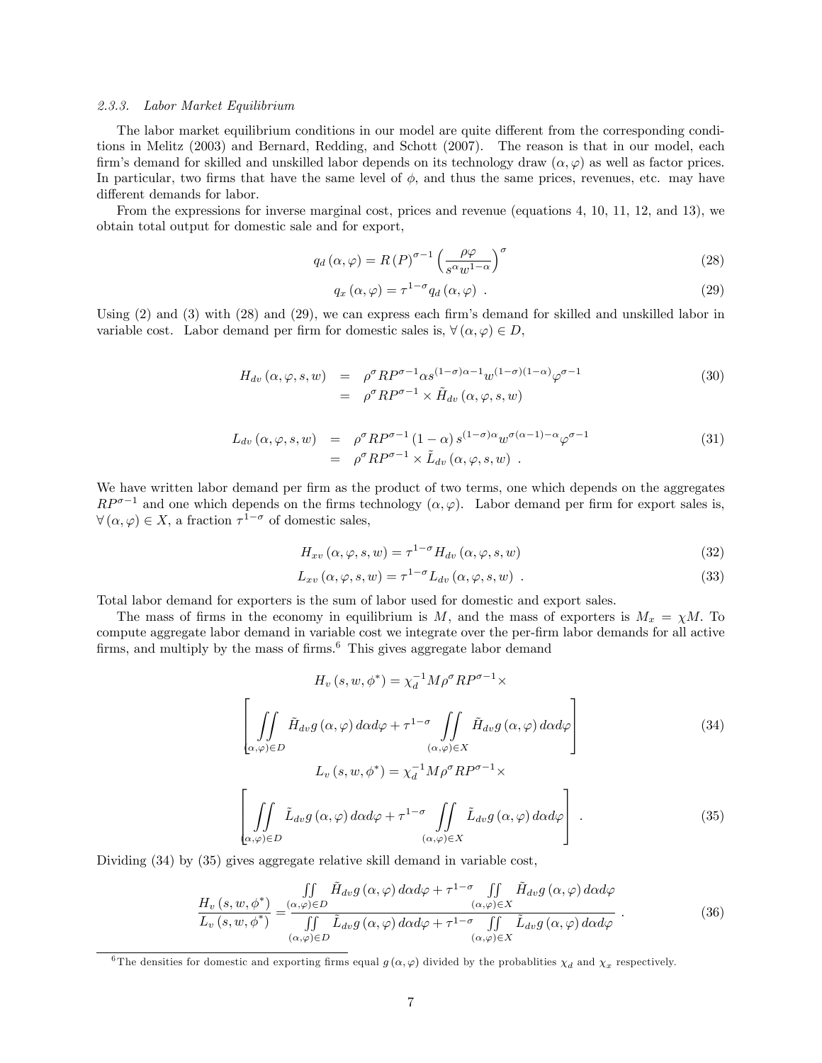#### 2.3.3. *Labor Market Equilibrium*

The labor market equilibrium conditions in our model are quite different from the corresponding conditions in Melitz (2003) and Bernard, Redding, and Schott (2007). The reason is that in our model, each firm's demand for skilled and unskilled labor depends on its technology draw $(\alpha, \varphi)$ as well as factor prices. In particular, two firms that have the same level of $\phi$, and thus the same prices, revenues, etc. may have different demands for labor.

From the expressions for inverse marginal cost, prices and revenue (equations 4, 10, 11, 12, and 13), we obtain total output for domestic sale and for export,

$$q_d(\alpha, \varphi) = R(P)^{\sigma-1} \left( \frac{\rho\varphi}{s^{\alpha} w^{1-\alpha}} \right)^{\sigma} \tag{28}$$

$$q_x(\alpha, \varphi) = \tau^{1-\sigma} q_d(\alpha, \varphi) \ . \tag{29}$$

Using (2) and (3) with (28) and (29), we can express each firm's demand for skilled and unskilled labor in variable cost. Labor demand per firm for domestic sales is, $\forall (\alpha, \varphi) \in D$,

$$\begin{aligned} H_{dv}(\alpha, \varphi, s, w) &= \rho^{\sigma} R P^{\sigma-1} \alpha s^{(1-\sigma)\alpha - 1} w^{(1-\sigma)(1-\alpha)} \varphi^{\sigma-1} \\ &= \rho^{\sigma} R P^{\sigma-1} \times \tilde{H}_{dv}(\alpha, \varphi, s, w) \end{aligned} \tag{30}$$

$$\begin{aligned} L_{dv}(\alpha, \varphi, s, w) &= \rho^{\sigma} R P^{\sigma-1} (1-\alpha) s^{(1-\sigma)\alpha} w^{\sigma(\alpha-1)-\alpha} \varphi^{\sigma-1} \\ &= \rho^{\sigma} R P^{\sigma-1} \times \tilde{L}_{dv}(\alpha, \varphi, s, w) \ . \end{aligned} \tag{31}$$

We have written labor demand per firm as the product of two terms, one which depends on the aggregates $RP^{\sigma-1}$ and one which depends on the firms technology $(\alpha, \varphi)$. Labor demand per firm for export sales is, $\forall (\alpha, \varphi) \in X$, a fraction $\tau^{1-\sigma}$ of domestic sales,

$$H_{xv}(\alpha, \varphi, s, w) = \tau^{1-\sigma} H_{dv}(\alpha, \varphi, s, w) \tag{32}$$

$$L_{xv}(\alpha, \varphi, s, w) = \tau^{1-\sigma} L_{dv}(\alpha, \varphi, s, w) \ . \tag{33}$$

Total labor demand for exporters is the sum of labor used for domestic and export sales.

The mass of firms in the economy in equilibrium is $M$, and the mass of exporters is $M_x = \chi M$. To compute aggregate labor demand in variable cost we integrate over the per-firm labor demands for all active firms, and multiply by the mass of firms.[6] This gives aggregate labor demand

$$H_v(s, w, \phi^*) = \chi_d^{-1} M \rho^{\sigma} R P^{\sigma-1} \times \left[ \iint\limits_{(\alpha,\varphi)\in D} \tilde{H}_{dv} g(\alpha, \varphi)\, d\alpha d\varphi + \tau^{1-\sigma} \iint\limits_{(\alpha,\varphi)\in X} \tilde{H}_{dv} g(\alpha, \varphi)\, d\alpha d\varphi \right] \tag{34}$$

$$L_v(s, w, \phi^*) = \chi_d^{-1} M \rho^{\sigma} R P^{\sigma-1} \times \left[ \iint\limits_{(\alpha,\varphi)\in D} \tilde{L}_{dv} g(\alpha, \varphi)\, d\alpha d\varphi + \tau^{1-\sigma} \iint\limits_{(\alpha,\varphi)\in X} \tilde{L}_{dv} g(\alpha, \varphi)\, d\alpha d\varphi \right] \ . \tag{35}$$

Dividing (34) by (35) gives aggregate relative skill demand in variable cost,

$$\frac{H_v(s, w, \phi^*)}{L_v(s, w, \phi^*)} = \frac{\iint\limits_{(\alpha,\varphi)\in D} \tilde{H}_{dv} g(\alpha, \varphi)\, d\alpha d\varphi + \tau^{1-\sigma} \iint\limits_{(\alpha,\varphi)\in X} \tilde{H}_{dv} g(\alpha, \varphi)\, d\alpha d\varphi}{\iint\limits_{(\alpha,\varphi)\in D} \tilde{L}_{dv} g(\alpha, \varphi)\, d\alpha d\varphi + \tau^{1-\sigma} \iint\limits_{(\alpha,\varphi)\in X} \tilde{L}_{dv} g(\alpha, \varphi)\, d\alpha d\varphi} \ . \tag{36}$$

[6] The densities for domestic and exporting firms equal $g(\alpha, \varphi)$ divided by the probablities $\chi_d$ and $\chi_x$ respectively.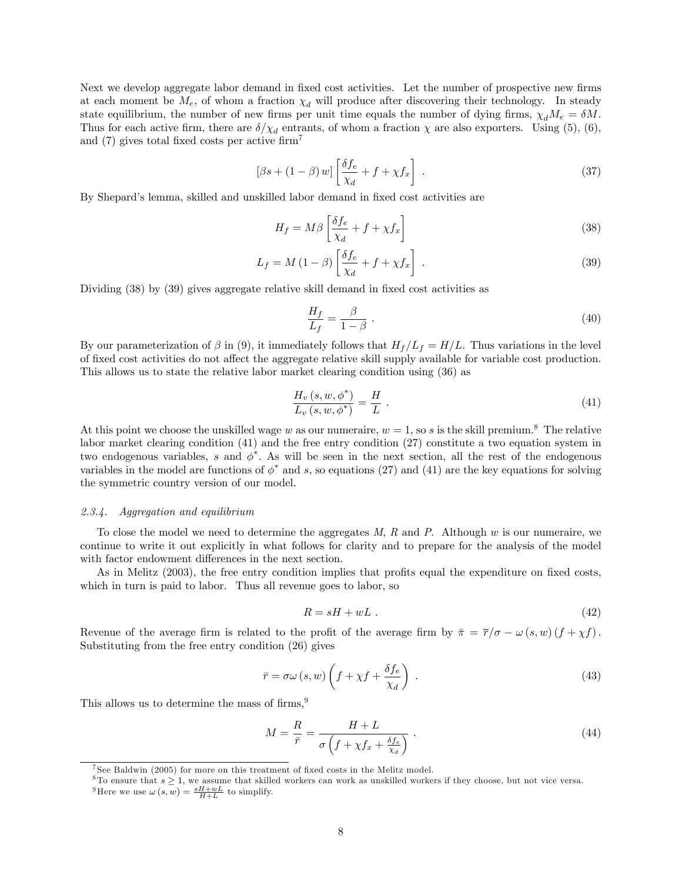Next we develop aggregate labor demand in fixed cost activities. Let the number of prospective new firms at each moment be $M_e$, of whom a fraction $\chi_d$ will produce after discovering their technology. In steady state equilibrium, the number of new firms per unit time equals the number of dying firms, $\chi_d M_e = \delta M$. Thus for each active firm, there are $\delta/\chi_d$ entrants, of whom a fraction $\chi$ are also exporters. Using (5), (6), and (7) gives total fixed costs per active firm[7]

$$[\beta s + (1-\beta) w] \left[ \frac{\delta f_e}{\chi_d} + f + \chi f_x \right] . \tag{37}$$

By Shepard's lemma, skilled and unskilled labor demand in fixed cost activities are

$$H_f = M\beta \left[ \frac{\delta f_e}{\chi_d} + f + \chi f_x \right] \tag{38}$$

$$L_f = M(1-\beta) \left[ \frac{\delta f_e}{\chi_d} + f + \chi f_x \right] . \tag{39}$$

Dividing (38) by (39) gives aggregate relative skill demand in fixed cost activities as

$$\frac{H_f}{L_f} = \frac{\beta}{1-\beta} . \tag{40}$$

By our parameterization of $\beta$ in (9), it immediately follows that $H_f/L_f = H/L$. Thus variations in the level of fixed cost activities do not affect the aggregate relative skill supply available for variable cost production. This allows us to state the relative labor market clearing condition using (36) as

$$\frac{H_v(s, w, \phi^*)}{L_v(s, w, \phi^*)} = \frac{H}{L} . \tag{41}$$

At this point we choose the unskilled wage $w$ as our numeraire, $w = 1$, so $s$ is the skill premium.[8] The relative labor market clearing condition (41) and the free entry condition (27) constitute a two equation system in two endogenous variables, $s$ and $\phi^*$. As will be seen in the next section, all the rest of the endogenous variables in the model are functions of $\phi^*$ and $s$, so equations (27) and (41) are the key equations for solving the symmetric country version of our model.

### 2.3.4. *Aggregation and equilibrium*

To close the model we need to determine the aggregates $M$, $R$ and $P$. Although $w$ is our numeraire, we continue to write it out explicitly in what follows for clarity and to prepare for the analysis of the model with factor endowment differences in the next section.

As in Melitz (2003), the free entry condition implies that profits equal the expenditure on fixed costs, which in turn is paid to labor. Thus all revenue goes to labor, so

$$R = sH + wL . \tag{42}$$

Revenue of the average firm is related to the profit of the average firm by $\bar{\pi} = \bar{r}/\sigma - \omega(s, w)(f + \chi f)$. Substituting from the free entry condition (26) gives

$$\bar{r} = \sigma \omega(s, w) \left( f + \chi f + \frac{\delta f_e}{\chi_d} \right) . \tag{43}$$

This allows us to determine the mass of firms,[9]

$$M = \frac{R}{\bar{r}} = \frac{H + L}{\sigma \left( f + \chi f_x + \frac{\delta f_e}{\chi_d} \right)} . \tag{44}$$

[7] See Baldwin (2005) for more on this treatment of fixed costs in the Melitz model.

[8] To ensure that $s \geq 1$, we assume that skilled workers can work as unskilled workers if they choose, but not vice versa.

[9] Here we use $\omega(s, w) = \frac{sH + wL}{H + L}$ to simplify.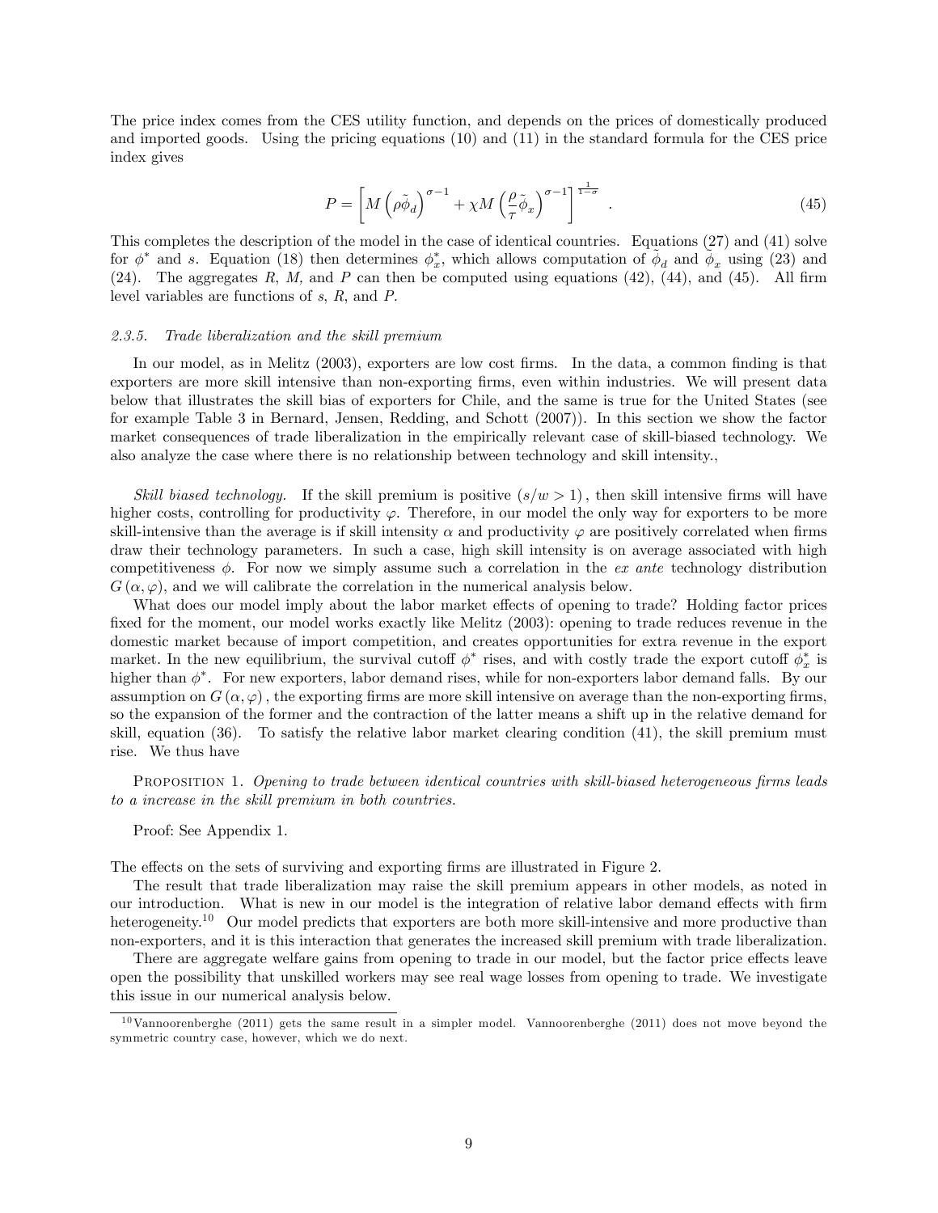The price index comes from the CES utility function, and depends on the prices of domestically produced and imported goods. Using the pricing equations (10) and (11) in the standard formula for the CES price index gives

$$P = \left[ M \left( \rho \tilde{\phi}_d \right)^{\sigma - 1} + \chi M \left( \frac{\rho}{\tau} \tilde{\phi}_x \right)^{\sigma - 1} \right]^{\frac{1}{1-\sigma}} . \tag{45}$$

This completes the description of the model in the case of identical countries. Equations (27) and (41) solve for $\phi^*$ and $s$. Equation (18) then determines $\phi_x^*$, which allows computation of $\tilde{\phi}_d$ and $\tilde{\phi}_x$ using (23) and (24). The aggregates $R$, $M$, and $P$ can then be computed using equations (42), (44), and (45). All firm level variables are functions of $s$, $R$, and $P$.

### 2.3.5. *Trade liberalization and the skill premium*

In our model, as in Melitz (2003), exporters are low cost firms. In the data, a common finding is that exporters are more skill intensive than non-exporting firms, even within industries. We will present data below that illustrates the skill bias of exporters for Chile, and the same is true for the United States (see for example Table 3 in Bernard, Jensen, Redding, and Schott (2007)). In this section we show the factor market consequences of trade liberalization in the empirically relevant case of skill-biased technology. We also analyze the case where there is no relationship between technology and skill intensity.,

*Skill biased technology.* If the skill premium is positive $(s/w > 1)$, then skill intensive firms will have higher costs, controlling for productivity $\varphi$. Therefore, in our model the only way for exporters to be more skill-intensive than the average is if skill intensity $\alpha$ and productivity $\varphi$ are positively correlated when firms draw their technology parameters. In such a case, high skill intensity is on average associated with high competitiveness $\phi$. For now we simply assume such a correlation in the *ex ante* technology distribution $G(\alpha, \varphi)$, and we will calibrate the correlation in the numerical analysis below.

What does our model imply about the labor market effects of opening to trade? Holding factor prices fixed for the moment, our model works exactly like Melitz (2003): opening to trade reduces revenue in the domestic market because of import competition, and creates opportunities for extra revenue in the export market. In the new equilibrium, the survival cutoff $\phi^*$ rises, and with costly trade the export cutoff $\phi_x^*$ is higher than $\phi^*$. For new exporters, labor demand rises, while for non-exporters labor demand falls. By our assumption on $G(\alpha, \varphi)$, the exporting firms are more skill intensive on average than the non-exporting firms, so the expansion of the former and the contraction of the latter means a shift up in the relative demand for skill, equation (36). To satisfy the relative labor market clearing condition (41), the skill premium must rise. We thus have

PROPOSITION 1. *Opening to trade between identical countries with skill-biased heterogeneous firms leads to a increase in the skill premium in both countries.*

Proof: See Appendix 1.

The effects on the sets of surviving and exporting firms are illustrated in Figure 2.

The result that trade liberalization may raise the skill premium appears in other models, as noted in our introduction. What is new in our model is the integration of relative labor demand effects with firm heterogeneity.[10] Our model predicts that exporters are both more skill-intensive and more productive than non-exporters, and it is this interaction that generates the increased skill premium with trade liberalization.

There are aggregate welfare gains from opening to trade in our model, but the factor price effects leave open the possibility that unskilled workers may see real wage losses from opening to trade. We investigate this issue in our numerical analysis below.

---

[10] Vannoorenberghe (2011) gets the same result in a simpler model. Vannoorenberghe (2011) does not move beyond the symmetric country case, however, which we do next.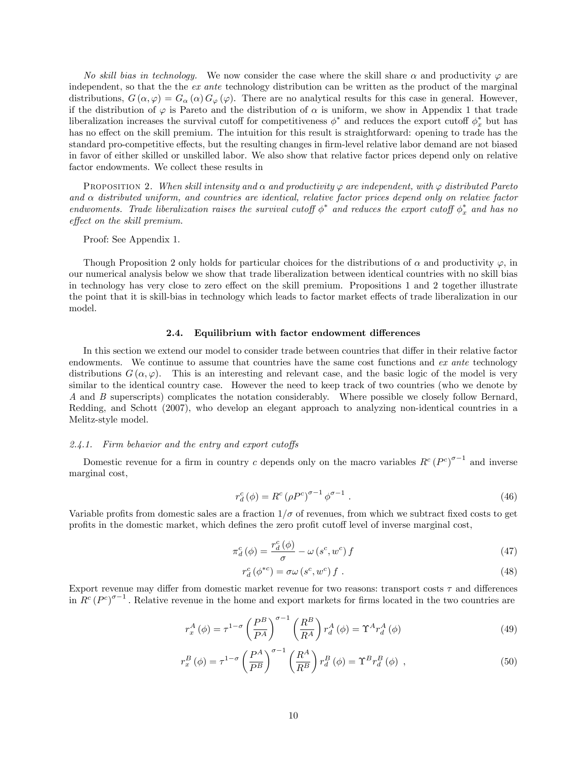*No skill bias in technology.* We now consider the case where the skill share $\alpha$ and productivity $\varphi$ are independent, so that the the *ex ante* technology distribution can be written as the product of the marginal distributions, $G(\alpha, \varphi) = G_\alpha(\alpha) G_\varphi(\varphi)$. There are no analytical results for this case in general. However, if the distribution of $\varphi$ is Pareto and the distribution of $\alpha$ is uniform, we show in Appendix 1 that trade liberalization increases the survival cutoff for competitiveness $\phi^*$ and reduces the export cutoff $\phi_x^*$ but has has no effect on the skill premium. The intuition for this result is straightforward: opening to trade has the standard pro-competitive effects, but the resulting changes in firm-level relative labor demand are not biased in favor of either skilled or unskilled labor. We also show that relative factor prices depend only on relative factor endowments. We collect these results in

Proposition 2. *When skill intensity and $\alpha$ and productivity $\varphi$ are independent, with $\varphi$ distributed Pareto and $\alpha$ distributed uniform, and countries are identical, relative factor prices depend only on relative factor endwoments. Trade liberalization raises the survival cutoff $\phi^*$ and reduces the export cutoff $\phi_x^*$ and has no effect on the skill premium.*

Proof: See Appendix 1.

Though Proposition 2 only holds for particular choices for the distributions of $\alpha$ and productivity $\varphi$, in our numerical analysis below we show that trade liberalization between identical countries with no skill bias in technology has very close to zero effect on the skill premium. Propositions 1 and 2 together illustrate the point that it is skill-bias in technology which leads to factor market effects of trade liberalization in our model.

### 2.4. Equilibrium with factor endowment differences

In this section we extend our model to consider trade between countries that differ in their relative factor endowments. We continue to assume that countries have the same cost functions and *ex ante* technology distributions $G(\alpha, \varphi)$. This is an interesting and relevant case, and the basic logic of the model is very similar to the identical country case. However the need to keep track of two countries (who we denote by $A$ and $B$ superscripts) complicates the notation considerably. Where possible we closely follow Bernard, Redding, and Schott (2007), who develop an elegant approach to analyzing non-identical countries in a Melitz-style model.

#### 2.4.1. Firm behavior and the entry and export cutoffs

Domestic revenue for a firm in country $c$ depends only on the macro variables $R^c (P^c)^{\sigma-1}$ and inverse marginal cost,

$$r_d^c(\phi) = R^c (\rho P^c)^{\sigma-1} \phi^{\sigma-1} \ . \tag{46}$$

Variable profits from domestic sales are a fraction $1/\sigma$ of revenues, from which we subtract fixed costs to get profits in the domestic market, which defines the zero profit cutoff level of inverse marginal cost,

$$\pi_d^c(\phi) = \frac{r_d^c(\phi)}{\sigma} - \omega(s^c, w^c) f \tag{47}$$

$$r_d^c(\phi^{*c}) = \sigma \omega(s^c, w^c) f \ . \tag{48}$$

Export revenue may differ from domestic market revenue for two reasons: transport costs $\tau$ and differences in $R^c (P^c)^{\sigma-1}$. Relative revenue in the home and export markets for firms located in the two countries are

$$r_x^A(\phi) = \tau^{1-\sigma} \left(\frac{P^B}{P^A}\right)^{\sigma-1} \left(\frac{R^B}{R^A}\right) r_d^A(\phi) = \Upsilon^A r_d^A(\phi) \tag{49}$$

$$r_x^B(\phi) = \tau^{1-\sigma} \left(\frac{P^A}{P^B}\right)^{\sigma-1} \left(\frac{R^A}{R^B}\right) r_d^B(\phi) = \Upsilon^B r_d^B(\phi) \ , \tag{50}$$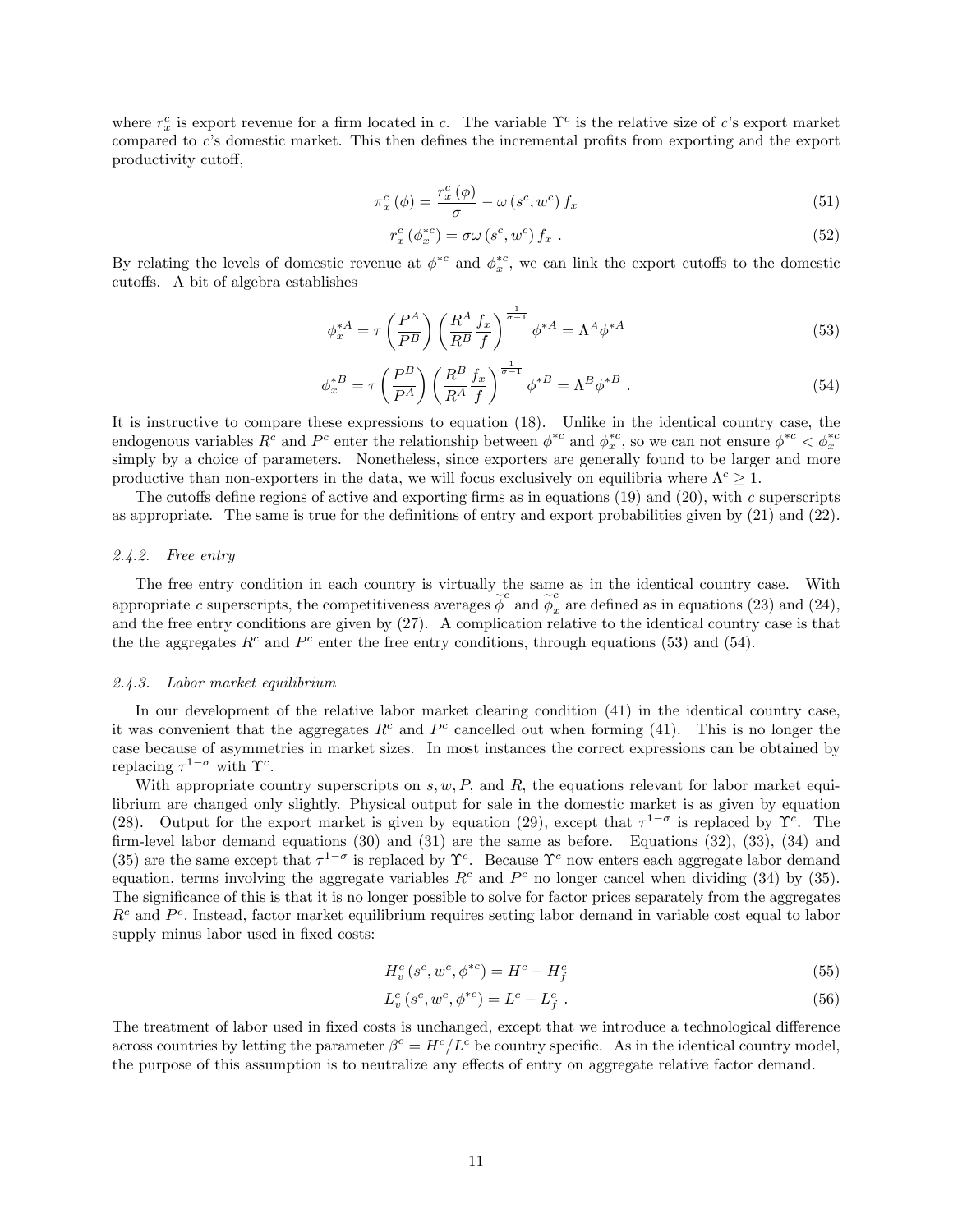where $r_x^c$ is export revenue for a firm located in $c$. The variable $\Upsilon^c$ is the relative size of $c$'s export market compared to $c$'s domestic market. This then defines the incremental profits from exporting and the export productivity cutoff,

$$\pi_x^c(\phi) = \frac{r_x^c(\phi)}{\sigma} - \omega(s^c, w^c) f_x \tag{51}$$

$$r_x^c(\phi_x^{*c}) = \sigma\omega(s^c, w^c) f_x \; . \tag{52}$$

By relating the levels of domestic revenue at $\phi^{*c}$ and $\phi_x^{*c}$, we can link the export cutoffs to the domestic cutoffs. A bit of algebra establishes

$$\phi_x^{*A} = \tau\left(\frac{P^A}{P^B}\right)\left(\frac{R^A}{R^B}\frac{f_x}{f}\right)^{\frac{1}{\sigma-1}}\phi^{*A} = \Lambda^A\phi^{*A} \tag{53}$$

$$\phi_x^{*B} = \tau\left(\frac{P^B}{P^A}\right)\left(\frac{R^B}{R^A}\frac{f_x}{f}\right)^{\frac{1}{\sigma-1}}\phi^{*B} = \Lambda^B\phi^{*B} \; . \tag{54}$$

It is instructive to compare these expressions to equation (18). Unlike in the identical country case, the endogenous variables $R^c$ and $P^c$ enter the relationship between $\phi^{*c}$ and $\phi_x^{*c}$, so we can not ensure $\phi^{*c} < \phi_x^{*c}$ simply by a choice of parameters. Nonetheless, since exporters are generally found to be larger and more productive than non-exporters in the data, we will focus exclusively on equilibria where $\Lambda^c \geq 1$.

The cutoffs define regions of active and exporting firms as in equations (19) and (20), with $c$ superscripts as appropriate. The same is true for the definitions of entry and export probabilities given by (21) and (22).

### *2.4.2. Free entry*

The free entry condition in each country is virtually the same as in the identical country case. With appropriate $c$ superscripts, the competitiveness averages $\widetilde{\phi}^c$ and $\widetilde{\phi}_x^c$ are defined as in equations (23) and (24), and the free entry conditions are given by (27). A complication relative to the identical country case is that the the aggregates $R^c$ and $P^c$ enter the free entry conditions, through equations (53) and (54).

### *2.4.3. Labor market equilibrium*

In our development of the relative labor market clearing condition (41) in the identical country case, it was convenient that the aggregates $R^c$ and $P^c$ cancelled out when forming (41). This is no longer the case because of asymmetries in market sizes. In most instances the correct expressions can be obtained by replacing $\tau^{1-\sigma}$ with $\Upsilon^c$.

With appropriate country superscripts on $s, w, P$, and $R$, the equations relevant for labor market equilibrium are changed only slightly. Physical output for sale in the domestic market is as given by equation (28). Output for the export market is given by equation (29), except that $\tau^{1-\sigma}$ is replaced by $\Upsilon^c$. The firm-level labor demand equations (30) and (31) are the same as before. Equations (32), (33), (34) and (35) are the same except that $\tau^{1-\sigma}$ is replaced by $\Upsilon^c$. Because $\Upsilon^c$ now enters each aggregate labor demand equation, terms involving the aggregate variables $R^c$ and $P^c$ no longer cancel when dividing (34) by (35). The significance of this is that it is no longer possible to solve for factor prices separately from the aggregates $R^c$ and $P^c$. Instead, factor market equilibrium requires setting labor demand in variable cost equal to labor supply minus labor used in fixed costs:

$$H_v^c(s^c, w^c, \phi^{*c}) = H^c - H_f^c \tag{55}$$

$$L_v^c(s^c, w^c, \phi^{*c}) = L^c - L_f^c \; . \tag{56}$$

The treatment of labor used in fixed costs is unchanged, except that we introduce a technological difference across countries by letting the parameter $\beta^c = H^c/L^c$ be country specific. As in the identical country model, the purpose of this assumption is to neutralize any effects of entry on aggregate relative factor demand.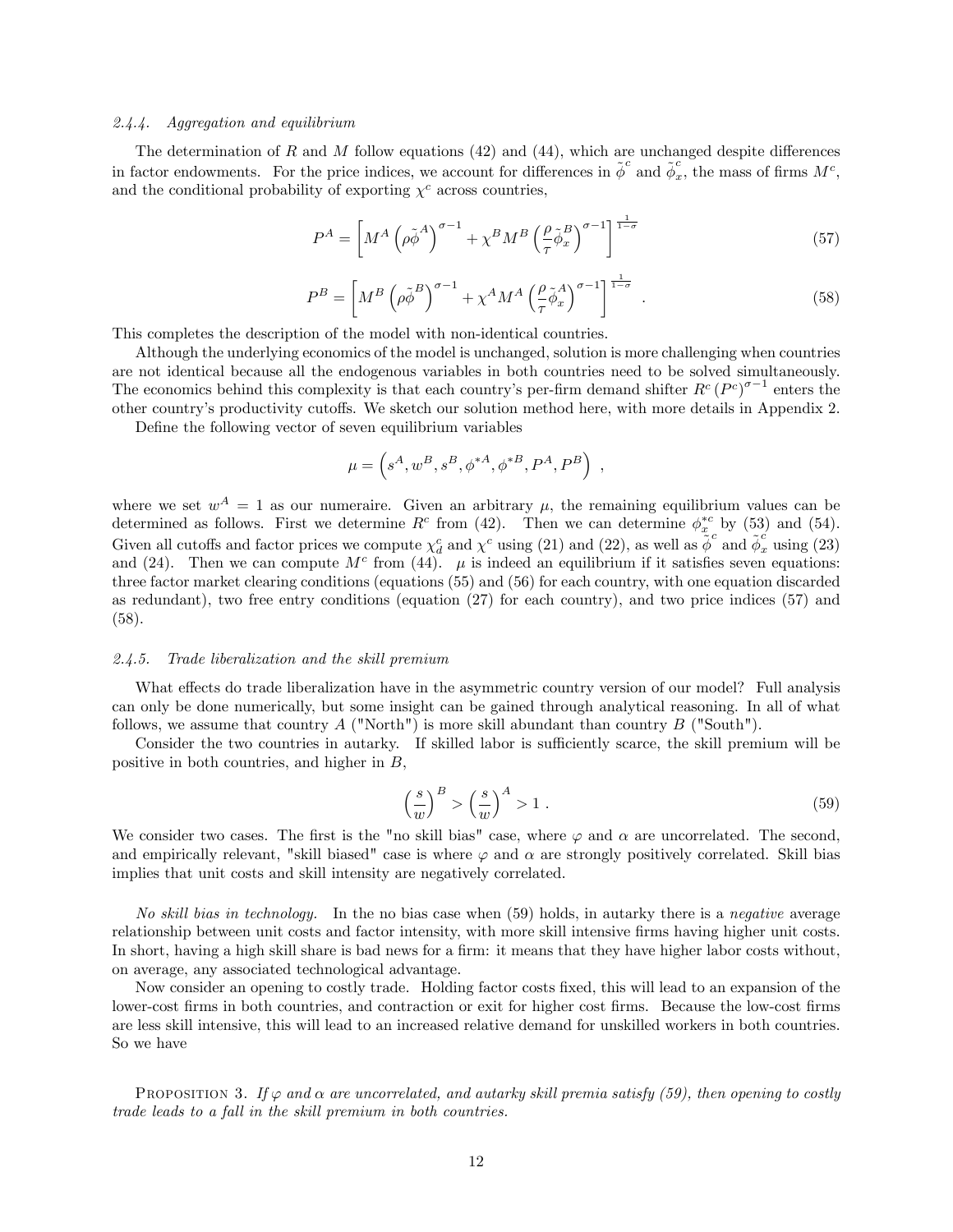### 2.4.4. Aggregation and equilibrium

The determination of $R$ and $M$ follow equations (42) and (44), which are unchanged despite differences in factor endowments. For the price indices, we account for differences in $\tilde{\phi}^c$ and $\tilde{\phi}_x^c$, the mass of firms $M^c$, and the conditional probability of exporting $\chi^c$ across countries,

$$P^A = \left[ M^A \left( \rho \tilde{\phi}^A \right)^{\sigma - 1} + \chi^B M^B \left( \frac{\rho}{\tau} \tilde{\phi}_x^B \right)^{\sigma - 1} \right]^{\frac{1}{1-\sigma}} \tag{57}$$

$$P^B = \left[ M^B \left( \rho \tilde{\phi}^B \right)^{\sigma - 1} + \chi^A M^A \left( \frac{\rho}{\tau} \tilde{\phi}_x^A \right)^{\sigma - 1} \right]^{\frac{1}{1-\sigma}} . \tag{58}$$

This completes the description of the model with non-identical countries.

Although the underlying economics of the model is unchanged, solution is more challenging when countries are not identical because all the endogenous variables in both countries need to be solved simultaneously. The economics behind this complexity is that each country's per-firm demand shifter $R^c (P^c)^{\sigma-1}$ enters the other country's productivity cutoffs. We sketch our solution method here, with more details in Appendix 2.

Define the following vector of seven equilibrium variables

$$\mu = \left( s^A, w^B, s^B, \phi^{*A}, \phi^{*B}, P^A, P^B \right) ,$$

where we set $w^A = 1$ as our numeraire. Given an arbitrary $\mu$, the remaining equilibrium values can be determined as follows. First we determine $R^c$ from (42). Then we can determine $\phi_x^{*c}$ by (53) and (54). Given all cutoffs and factor prices we compute $\chi_d^c$ and $\chi^c$ using (21) and (22), as well as $\tilde{\phi}^c$ and $\tilde{\phi}_x^c$ using (23) and (24). Then we can compute $M^c$ from (44). $\mu$ is indeed an equilibrium if it satisfies seven equations: three factor market clearing conditions (equations (55) and (56) for each country, with one equation discarded as redundant), two free entry conditions (equation (27) for each country), and two price indices (57) and (58).

### 2.4.5. Trade liberalization and the skill premium

What effects do trade liberalization have in the asymmetric country version of our model? Full analysis can only be done numerically, but some insight can be gained through analytical reasoning. In all of what follows, we assume that country $A$ ("North") is more skill abundant than country $B$ ("South").

Consider the two countries in autarky. If skilled labor is sufficiently scarce, the skill premium will be positive in both countries, and higher in $B$,

$$\left( \frac{s}{w} \right)^B > \left( \frac{s}{w} \right)^A > 1 \, . \tag{59}$$

We consider two cases. The first is the "no skill bias" case, where $\varphi$ and $\alpha$ are uncorrelated. The second, and empirically relevant, "skill biased" case is where $\varphi$ and $\alpha$ are strongly positively correlated. Skill bias implies that unit costs and skill intensity are negatively correlated.

*No skill bias in technology.* In the no bias case when (59) holds, in autarky there is a *negative* average relationship between unit costs and factor intensity, with more skill intensive firms having higher unit costs. In short, having a high skill share is bad news for a firm: it means that they have higher labor costs without, on average, any associated technological advantage.

Now consider an opening to costly trade. Holding factor costs fixed, this will lead to an expansion of the lower-cost firms in both countries, and contraction or exit for higher cost firms. Because the low-cost firms are less skill intensive, this will lead to an increased relative demand for unskilled workers in both countries. So we have

PROPOSITION 3. *If $\varphi$ and $\alpha$ are uncorrelated, and autarky skill premia satisfy (59), then opening to costly trade leads to a fall in the skill premium in both countries.*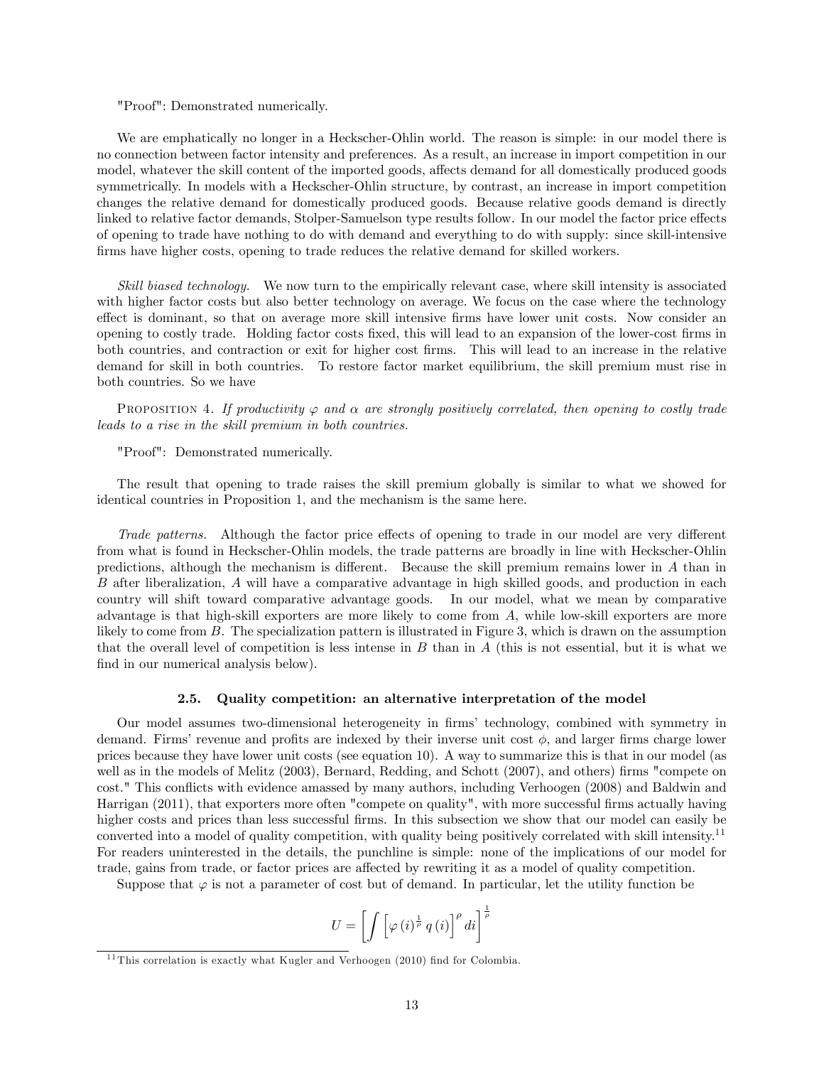"Proof": Demonstrated numerically.

We are emphatically no longer in a Heckscher-Ohlin world. The reason is simple: in our model there is no connection between factor intensity and preferences. As a result, an increase in import competition in our model, whatever the skill content of the imported goods, affects demand for all domestically produced goods symmetrically. In models with a Heckscher-Ohlin structure, by contrast, an increase in import competition changes the relative demand for domestically produced goods. Because relative goods demand is directly linked to relative factor demands, Stolper-Samuelson type results follow. In our model the factor price effects of opening to trade have nothing to do with demand and everything to do with supply: since skill-intensive firms have higher costs, opening to trade reduces the relative demand for skilled workers.

*Skill biased technology.* We now turn to the empirically relevant case, where skill intensity is associated with higher factor costs but also better technology on average. We focus on the case where the technology effect is dominant, so that on average more skill intensive firms have lower unit costs. Now consider an opening to costly trade. Holding factor costs fixed, this will lead to an expansion of the lower-cost firms in both countries, and contraction or exit for higher cost firms. This will lead to an increase in the relative demand for skill in both countries. To restore factor market equilibrium, the skill premium must rise in both countries. So we have

Proposition 4. *If productivity $\varphi$ and $\alpha$ are strongly positively correlated, then opening to costly trade leads to a rise in the skill premium in both countries.*

"Proof": Demonstrated numerically.

The result that opening to trade raises the skill premium globally is similar to what we showed for identical countries in Proposition 1, and the mechanism is the same here.

*Trade patterns.* Although the factor price effects of opening to trade in our model are very different from what is found in Heckscher-Ohlin models, the trade patterns are broadly in line with Heckscher-Ohlin predictions, although the mechanism is different. Because the skill premium remains lower in $A$ than in $B$ after liberalization, $A$ will have a comparative advantage in high skilled goods, and production in each country will shift toward comparative advantage goods. In our model, what we mean by comparative advantage is that high-skill exporters are more likely to come from $A$, while low-skill exporters are more likely to come from $B$. The specialization pattern is illustrated in Figure 3, which is drawn on the assumption that the overall level of competition is less intense in $B$ than in $A$ (this is not essential, but it is what we find in our numerical analysis below).

### 2.5. Quality competition: an alternative interpretation of the model

Our model assumes two-dimensional heterogeneity in firms' technology, combined with symmetry in demand. Firms' revenue and profits are indexed by their inverse unit cost $\phi$, and larger firms charge lower prices because they have lower unit costs (see equation 10). A way to summarize this is that in our model (as well as in the models of Melitz (2003), Bernard, Redding, and Schott (2007), and others) firms "compete on cost." This conflicts with evidence amassed by many authors, including Verhoogen (2008) and Baldwin and Harrigan (2011), that exporters more often "compete on quality", with more successful firms actually having higher costs and prices than less successful firms. In this subsection we show that our model can easily be converted into a model of quality competition, with quality being positively correlated with skill intensity.[11] For readers uninterested in the details, the punchline is simple: none of the implications of our model for trade, gains from trade, or factor prices are affected by rewriting it as a model of quality competition.

Suppose that $\varphi$ is not a parameter of cost but of demand. In particular, let the utility function be

$$U = \left[ \int \left[ \varphi(i)^{\frac{1}{\rho}} q(i) \right]^{\rho} di \right]^{\frac{1}{\rho}}$$

[11] This correlation is exactly what Kugler and Verhoogen (2010) find for Colombia.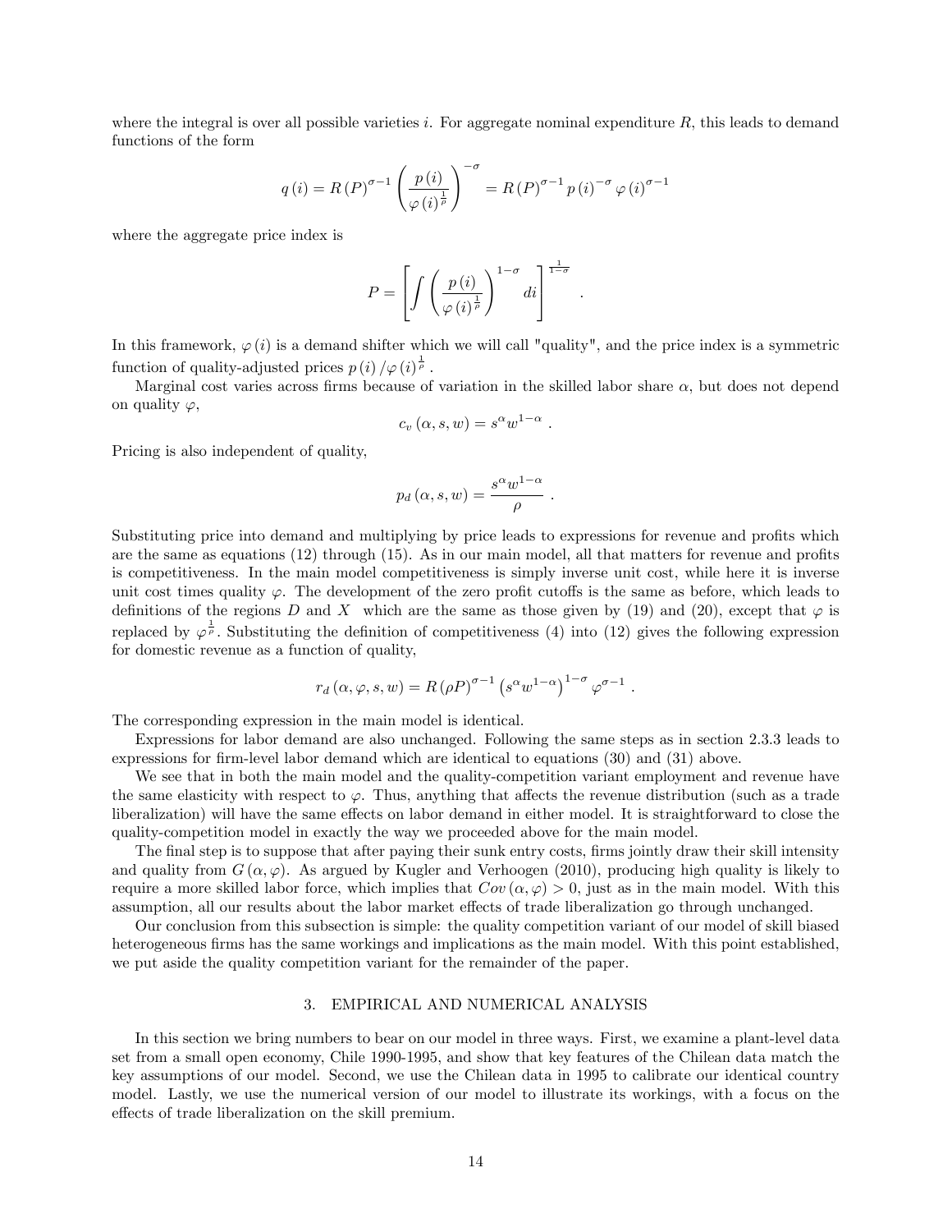where the integral is over all possible varieties $i$. For aggregate nominal expenditure $R$, this leads to demand functions of the form

$$q(i) = R(P)^{\sigma-1}\left(\frac{p(i)}{\varphi(i)^{\frac{1}{\rho}}}\right)^{-\sigma} = R(P)^{\sigma-1} p(i)^{-\sigma} \varphi(i)^{\sigma-1}$$

where the aggregate price index is

$$P = \left[\int \left(\frac{p(i)}{\varphi(i)^{\frac{1}{\rho}}}\right)^{1-\sigma} di\right]^{\frac{1}{1-\sigma}} .$$

In this framework, $\varphi(i)$ is a demand shifter which we will call "quality", and the price index is a symmetric function of quality-adjusted prices $p(i)/\varphi(i)^{\frac{1}{\rho}}$.

Marginal cost varies across firms because of variation in the skilled labor share $\alpha$, but does not depend on quality $\varphi$,

$$c_v(\alpha, s, w) = s^{\alpha} w^{1-\alpha} .$$

Pricing is also independent of quality,

$$p_d(\alpha, s, w) = \frac{s^{\alpha} w^{1-\alpha}}{\rho} .$$

Substituting price into demand and multiplying by price leads to expressions for revenue and profits which are the same as equations (12) through (15). As in our main model, all that matters for revenue and profits is competitiveness. In the main model competitiveness is simply inverse unit cost, while here it is inverse unit cost times quality $\varphi$. The development of the zero profit cutoffs is the same as before, which leads to definitions of the regions $D$ and $X$ which are the same as those given by (19) and (20), except that $\varphi$ is replaced by $\varphi^{\frac{1}{\rho}}$. Substituting the definition of competitiveness (4) into (12) gives the following expression for domestic revenue as a function of quality,

$$r_d(\alpha, \varphi, s, w) = R(\rho P)^{\sigma-1}\left(s^{\alpha} w^{1-\alpha}\right)^{1-\sigma} \varphi^{\sigma-1} .$$

The corresponding expression in the main model is identical.

Expressions for labor demand are also unchanged. Following the same steps as in section 2.3.3 leads to expressions for firm-level labor demand which are identical to equations (30) and (31) above.

We see that in both the main model and the quality-competition variant employment and revenue have the same elasticity with respect to $\varphi$. Thus, anything that affects the revenue distribution (such as a trade liberalization) will have the same effects on labor demand in either model. It is straightforward to close the quality-competition model in exactly the way we proceeded above for the main model.

The final step is to suppose that after paying their sunk entry costs, firms jointly draw their skill intensity and quality from $G(\alpha, \varphi)$. As argued by Kugler and Verhoogen (2010), producing high quality is likely to require a more skilled labor force, which implies that $Cov(\alpha, \varphi) > 0$, just as in the main model. With this assumption, all our results about the labor market effects of trade liberalization go through unchanged.

Our conclusion from this subsection is simple: the quality competition variant of our model of skill biased heterogeneous firms has the same workings and implications as the main model. With this point established, we put aside the quality competition variant for the remainder of the paper.

## 3. EMPIRICAL AND NUMERICAL ANALYSIS

In this section we bring numbers to bear on our model in three ways. First, we examine a plant-level data set from a small open economy, Chile 1990-1995, and show that key features of the Chilean data match the key assumptions of our model. Second, we use the Chilean data in 1995 to calibrate our identical country model. Lastly, we use the numerical version of our model to illustrate its workings, with a focus on the effects of trade liberalization on the skill premium.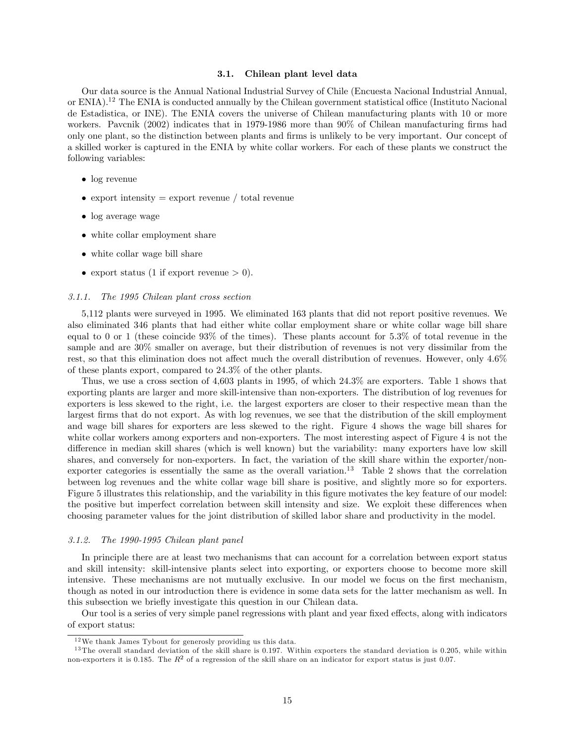### 3.1. Chilean plant level data

Our data source is the Annual National Industrial Survey of Chile (Encuesta Nacional Industrial Annual, or ENIA).[12] The ENIA is conducted annually by the Chilean government statistical office (Instituto Nacional de Estadistica, or INE). The ENIA covers the universe of Chilean manufacturing plants with 10 or more workers. Pavcnik (2002) indicates that in 1979-1986 more than 90% of Chilean manufacturing firms had only one plant, so the distinction between plants and firms is unlikely to be very important. Our concept of a skilled worker is captured in the ENIA by white collar workers. For each of these plants we construct the following variables:

- log revenue
- export intensity = export revenue / total revenue
- log average wage
- white collar employment share
- white collar wage bill share
- export status (1 if export revenue > 0).

#### *3.1.1. The 1995 Chilean plant cross section*

5,112 plants were surveyed in 1995. We eliminated 163 plants that did not report positive revenues. We also eliminated 346 plants that had either white collar employment share or white collar wage bill share equal to 0 or 1 (these coincide 93% of the times). These plants account for 5.3% of total revenue in the sample and are 30% smaller on average, but their distribution of revenues is not very dissimilar from the rest, so that this elimination does not affect much the overall distribution of revenues. However, only 4.6% of these plants export, compared to 24.3% of the other plants.

Thus, we use a cross section of 4,603 plants in 1995, of which 24.3% are exporters. Table 1 shows that exporting plants are larger and more skill-intensive than non-exporters. The distribution of log revenues for exporters is less skewed to the right, i.e. the largest exporters are closer to their respective mean than the largest firms that do not export. As with log revenues, we see that the distribution of the skill employment and wage bill shares for exporters are less skewed to the right. Figure 4 shows the wage bill shares for white collar workers among exporters and non-exporters. The most interesting aspect of Figure 4 is not the difference in median skill shares (which is well known) but the variability: many exporters have low skill shares, and conversely for non-exporters. In fact, the variation of the skill share within the exporter/non-exporter categories is essentially the same as the overall variation.[13] Table 2 shows that the correlation between log revenues and the white collar wage bill share is positive, and slightly more so for exporters. Figure 5 illustrates this relationship, and the variability in this figure motivates the key feature of our model: the positive but imperfect correlation between skill intensity and size. We exploit these differences when choosing parameter values for the joint distribution of skilled labor share and productivity in the model.

#### *3.1.2. The 1990-1995 Chilean plant panel*

In principle there are at least two mechanisms that can account for a correlation between export status and skill intensity: skill-intensive plants select into exporting, or exporters choose to become more skill intensive. These mechanisms are not mutually exclusive. In our model we focus on the first mechanism, though as noted in our introduction there is evidence in some data sets for the latter mechanism as well. In this subsection we briefly investigate this question in our Chilean data.

Our tool is a series of very simple panel regressions with plant and year fixed effects, along with indicators of export status:

---

[12] We thank James Tybout for generosly providing us this data.

[13] The overall standard deviation of the skill share is 0.197. Within exporters the standard deviation is 0.205, while within non-exporters it is 0.185. The $R^2$ of a regression of the skill share on an indicator for export status is just 0.07.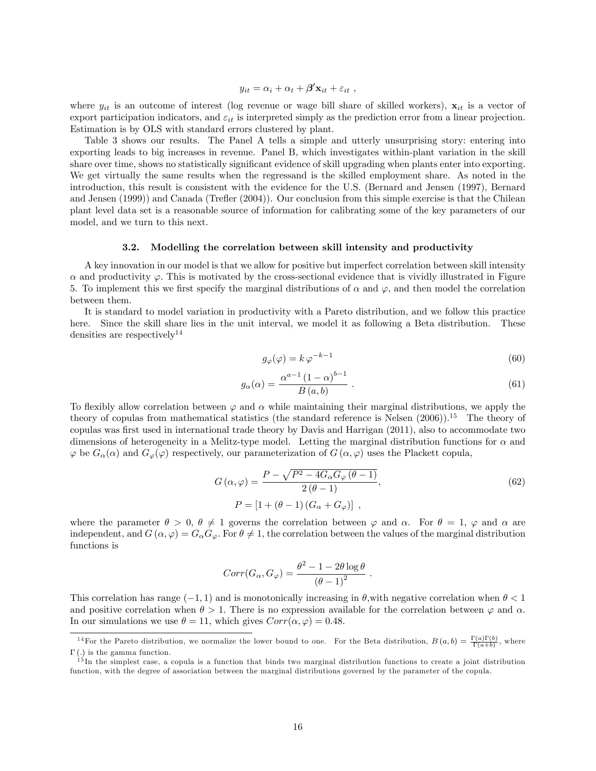$$y_{it} = \alpha_i + \alpha_t + \boldsymbol{\beta}'\mathbf{x}_{it} + \varepsilon_{it} \ ,$$

where $y_{it}$ is an outcome of interest (log revenue or wage bill share of skilled workers), $\mathbf{x}_{it}$ is a vector of export participation indicators, and $\varepsilon_{it}$ is interpreted simply as the prediction error from a linear projection. Estimation is by OLS with standard errors clustered by plant.

Table 3 shows our results. The Panel A tells a simple and utterly unsurprising story: entering into exporting leads to big increases in revenue. Panel B, which investigates within-plant variation in the skill share over time, shows no statistically significant evidence of skill upgrading when plants enter into exporting. We get virtually the same results when the regressand is the skilled employment share. As noted in the introduction, this result is consistent with the evidence for the U.S. (Bernard and Jensen (1997), Bernard and Jensen (1999)) and Canada (Trefler (2004)). Our conclusion from this simple exercise is that the Chilean plant level data set is a reasonable source of information for calibrating some of the key parameters of our model, and we turn to this next.

### 3.2. Modelling the correlation between skill intensity and productivity

A key innovation in our model is that we allow for positive but imperfect correlation between skill intensity $\alpha$ and productivity $\varphi$. This is motivated by the cross-sectional evidence that is vividly illustrated in Figure 5. To implement this we first specify the marginal distributions of $\alpha$ and $\varphi$, and then model the correlation between them.

It is standard to model variation in productivity with a Pareto distribution, and we follow this practice here. Since the skill share lies in the unit interval, we model it as following a Beta distribution. These densities are respectively[14]

$$g_\varphi(\varphi) = k\,\varphi^{-k-1} \tag{60}$$

$$g_\alpha(\alpha) = \frac{\alpha^{a-1}\,(1-\alpha)^{b-1}}{B\,(a,b)} \ . \tag{61}$$

To flexibly allow correlation between $\varphi$ and $\alpha$ while maintaining their marginal distributions, we apply the theory of copulas from mathematical statistics (the standard reference is Nelsen (2006)).[15] The theory of copulas was first used in international trade theory by Davis and Harrigan (2011), also to accommodate two dimensions of heterogeneity in a Melitz-type model. Letting the marginal distribution functions for $\alpha$ and $\varphi$ be $G_\alpha(\alpha)$ and $G_\varphi(\varphi)$ respectively, our parameterization of $G\,(\alpha, \varphi)$ uses the Plackett copula,

$$G\,(\alpha, \varphi) = \frac{P - \sqrt{P^2 - 4G_\alpha G_\varphi\,(\theta-1)}}{2\,(\theta-1)}, \tag{62}$$
$$P = \left[1 + (\theta-1)\,(G_\alpha + G_\varphi)\right] \ ,$$

where the parameter $\theta > 0$, $\theta \neq 1$ governs the correlation between $\varphi$ and $\alpha$. For $\theta = 1$, $\varphi$ and $\alpha$ are independent, and $G\,(\alpha, \varphi) = G_\alpha G_\varphi$. For $\theta \neq 1$, the correlation between the values of the marginal distribution functions is

$$Corr(G_\alpha, G_\varphi) = \frac{\theta^2 - 1 - 2\theta\log\theta}{(\theta-1)^2} \ .$$

This correlation has range $(-1, 1)$ and is monotonically increasing in $\theta$,with negative correlation when $\theta < 1$ and positive correlation when $\theta > 1$. There is no expression available for the correlation between $\varphi$ and $\alpha$. In our simulations we use $\theta = 11$, which gives $Corr(\alpha, \varphi) = 0.48$.

[14] For the Pareto distribution, we normalize the lower bound to one. For the Beta distribution, $B\,(a,b) = \frac{\Gamma(a)\Gamma(b)}{\Gamma(a+b)}$, where $\Gamma\,(.)$ is the gamma function.

[15] In the simplest case, a copula is a function that binds two marginal distribution functions to create a joint distribution function, with the degree of association between the marginal distributions governed by the parameter of the copula.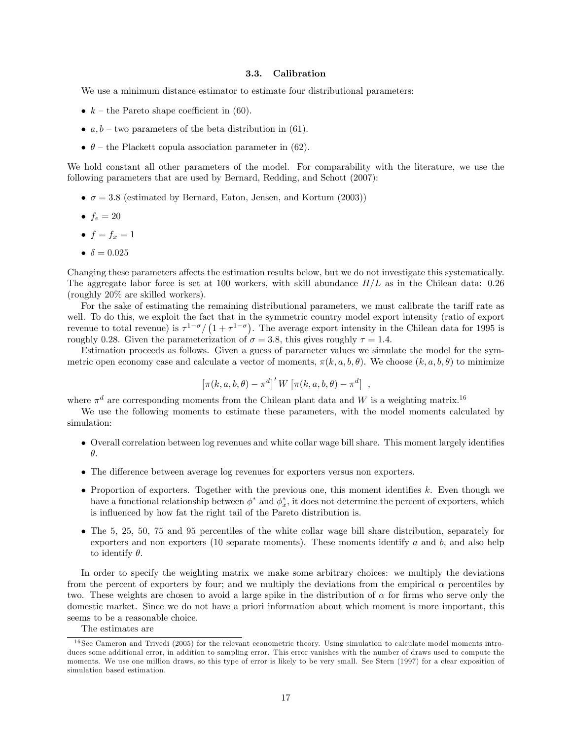### 3.3. Calibration

We use a minimum distance estimator to estimate four distributional parameters:

- $k$ – the Pareto shape coefficient in (60).
- $a, b$ – two parameters of the beta distribution in (61).
- $\theta$ – the Plackett copula association parameter in (62).

We hold constant all other parameters of the model. For comparability with the literature, we use the following parameters that are used by Bernard, Redding, and Schott (2007):

- $\sigma = 3.8$ (estimated by Bernard, Eaton, Jensen, and Kortum (2003))
- $f_e = 20$
- $f = f_x = 1$
- $\delta = 0.025$

Changing these parameters affects the estimation results below, but we do not investigate this systematically. The aggregate labor force is set at 100 workers, with skill abundance $H/L$ as in the Chilean data: 0.26 (roughly 20% are skilled workers).

For the sake of estimating the remaining distributional parameters, we must calibrate the tariff rate as well. To do this, we exploit the fact that in the symmetric country model export intensity (ratio of export revenue to total revenue) is $\tau^{1-\sigma}/\left(1+\tau^{1-\sigma}\right)$. The average export intensity in the Chilean data for 1995 is roughly 0.28. Given the parameterization of $\sigma = 3.8$, this gives roughly $\tau = 1.4$.

Estimation proceeds as follows. Given a guess of parameter values we simulate the model for the symmetric open economy case and calculate a vector of moments, $\pi(k, a, b, \theta)$. We choose $(k, a, b, \theta)$ to minimize

$$\left[\pi(k, a, b, \theta) - \pi^d\right]' W \left[\pi(k, a, b, \theta) - \pi^d\right] ,$$

where $\pi^d$ are corresponding moments from the Chilean plant data and $W$ is a weighting matrix.[16]

We use the following moments to estimate these parameters, with the model moments calculated by simulation:

- Overall correlation between log revenues and white collar wage bill share. This moment largely identifies $\theta$.
- The difference between average log revenues for exporters versus non exporters.
- Proportion of exporters. Together with the previous one, this moment identifies $k$. Even though we have a functional relationship between $\phi^*$ and $\phi_x^*$, it does not determine the percent of exporters, which is influenced by how fat the right tail of the Pareto distribution is.
- The 5, 25, 50, 75 and 95 percentiles of the white collar wage bill share distribution, separately for exporters and non exporters (10 separate moments). These moments identify $a$ and $b$, and also help to identify $\theta$.

In order to specify the weighting matrix we make some arbitrary choices: we multiply the deviations from the percent of exporters by four; and we multiply the deviations from the empirical $\alpha$ percentiles by two. These weights are chosen to avoid a large spike in the distribution of $\alpha$ for firms who serve only the domestic market. Since we do not have a priori information about which moment is more important, this seems to be a reasonable choice.

The estimates are

[16] See Cameron and Trivedi (2005) for the relevant econometric theory. Using simulation to calculate model moments introduces some additional error, in addition to sampling error. This error vanishes with the number of draws used to compute the moments. We use one million draws, so this type of error is likely to be very small. See Stern (1997) for a clear exposition of simulation based estimation.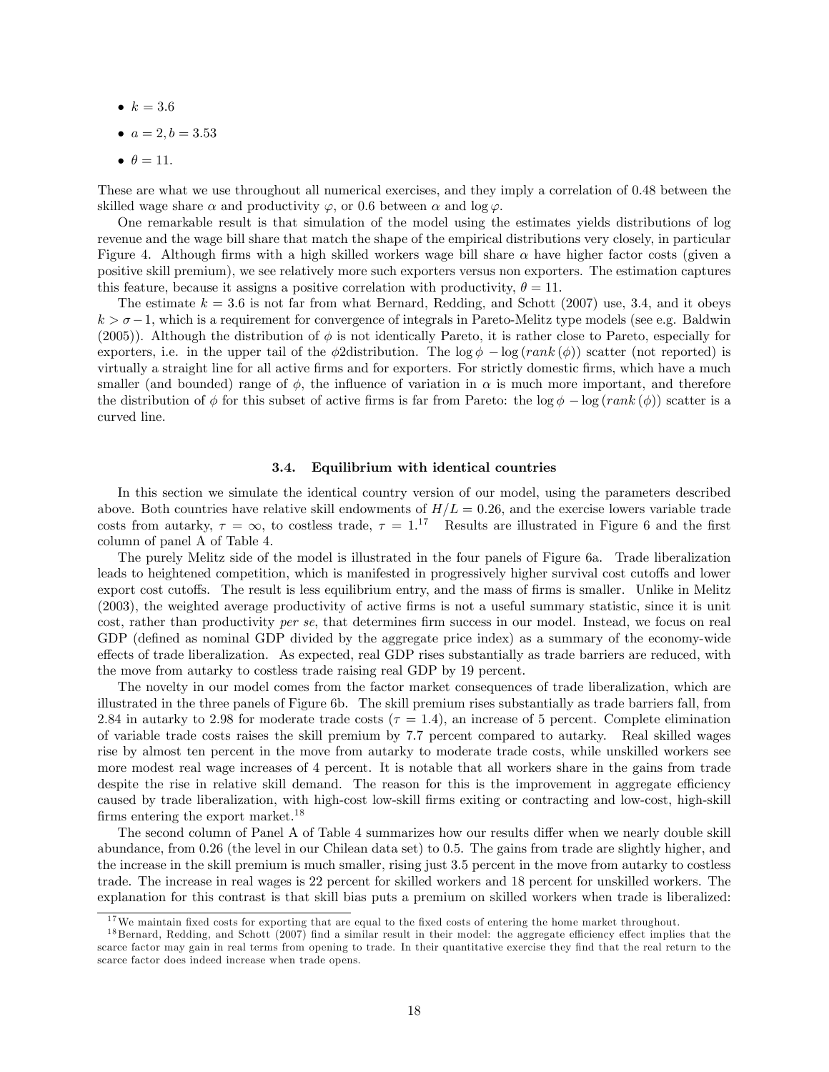- $k = 3.6$
- $a = 2, b = 3.53$
- $\theta = 11$.

These are what we use throughout all numerical exercises, and they imply a correlation of 0.48 between the skilled wage share $\alpha$ and productivity $\varphi$, or 0.6 between $\alpha$ and $\log \varphi$.

One remarkable result is that simulation of the model using the estimates yields distributions of log revenue and the wage bill share that match the shape of the empirical distributions very closely, in particular Figure 4. Although firms with a high skilled workers wage bill share $\alpha$ have higher factor costs (given a positive skill premium), we see relatively more such exporters versus non exporters. The estimation captures this feature, because it assigns a positive correlation with productivity, $\theta = 11$.

The estimate $k = 3.6$ is not far from what Bernard, Redding, and Schott (2007) use, 3.4, and it obeys $k > \sigma - 1$, which is a requirement for convergence of integrals in Pareto-Melitz type models (see e.g. Baldwin (2005)). Although the distribution of $\phi$ is not identically Pareto, it is rather close to Pareto, especially for exporters, i.e. in the upper tail of the $\phi$2distribution. The $\log \phi - \log(rank(\phi))$ scatter (not reported) is virtually a straight line for all active firms and for exporters. For strictly domestic firms, which have a much smaller (and bounded) range of $\phi$, the influence of variation in $\alpha$ is much more important, and therefore the distribution of $\phi$ for this subset of active firms is far from Pareto: the $\log \phi - \log(rank(\phi))$ scatter is a curved line.

### 3.4. Equilibrium with identical countries

In this section we simulate the identical country version of our model, using the parameters described above. Both countries have relative skill endowments of $H/L = 0.26$, and the exercise lowers variable trade costs from autarky, $\tau = \infty$, to costless trade, $\tau = 1$.[17] Results are illustrated in Figure 6 and the first column of panel A of Table 4.

The purely Melitz side of the model is illustrated in the four panels of Figure 6a. Trade liberalization leads to heightened competition, which is manifested in progressively higher survival cost cutoffs and lower export cost cutoffs. The result is less equilibrium entry, and the mass of firms is smaller. Unlike in Melitz (2003), the weighted average productivity of active firms is not a useful summary statistic, since it is unit cost, rather than productivity *per se*, that determines firm success in our model. Instead, we focus on real GDP (defined as nominal GDP divided by the aggregate price index) as a summary of the economy-wide effects of trade liberalization. As expected, real GDP rises substantially as trade barriers are reduced, with the move from autarky to costless trade raising real GDP by 19 percent.

The novelty in our model comes from the factor market consequences of trade liberalization, which are illustrated in the three panels of Figure 6b. The skill premium rises substantially as trade barriers fall, from 2.84 in autarky to 2.98 for moderate trade costs ($\tau = 1.4$), an increase of 5 percent. Complete elimination of variable trade costs raises the skill premium by 7.7 percent compared to autarky. Real skilled wages rise by almost ten percent in the move from autarky to moderate trade costs, while unskilled workers see more modest real wage increases of 4 percent. It is notable that all workers share in the gains from trade despite the rise in relative skill demand. The reason for this is the improvement in aggregate efficiency caused by trade liberalization, with high-cost low-skill firms exiting or contracting and low-cost, high-skill firms entering the export market.[18]

The second column of Panel A of Table 4 summarizes how our results differ when we nearly double skill abundance, from 0.26 (the level in our Chilean data set) to 0.5. The gains from trade are slightly higher, and the increase in the skill premium is much smaller, rising just 3.5 percent in the move from autarky to costless trade. The increase in real wages is 22 percent for skilled workers and 18 percent for unskilled workers. The explanation for this contrast is that skill bias puts a premium on skilled workers when trade is liberalized:

[17] We maintain fixed costs for exporting that are equal to the fixed costs of entering the home market throughout.

[18] Bernard, Redding, and Schott (2007) find a similar result in their model: the aggregate efficiency effect implies that the scarce factor may gain in real terms from opening to trade. In their quantitative exercise they find that the real return to the scarce factor does indeed increase when trade opens.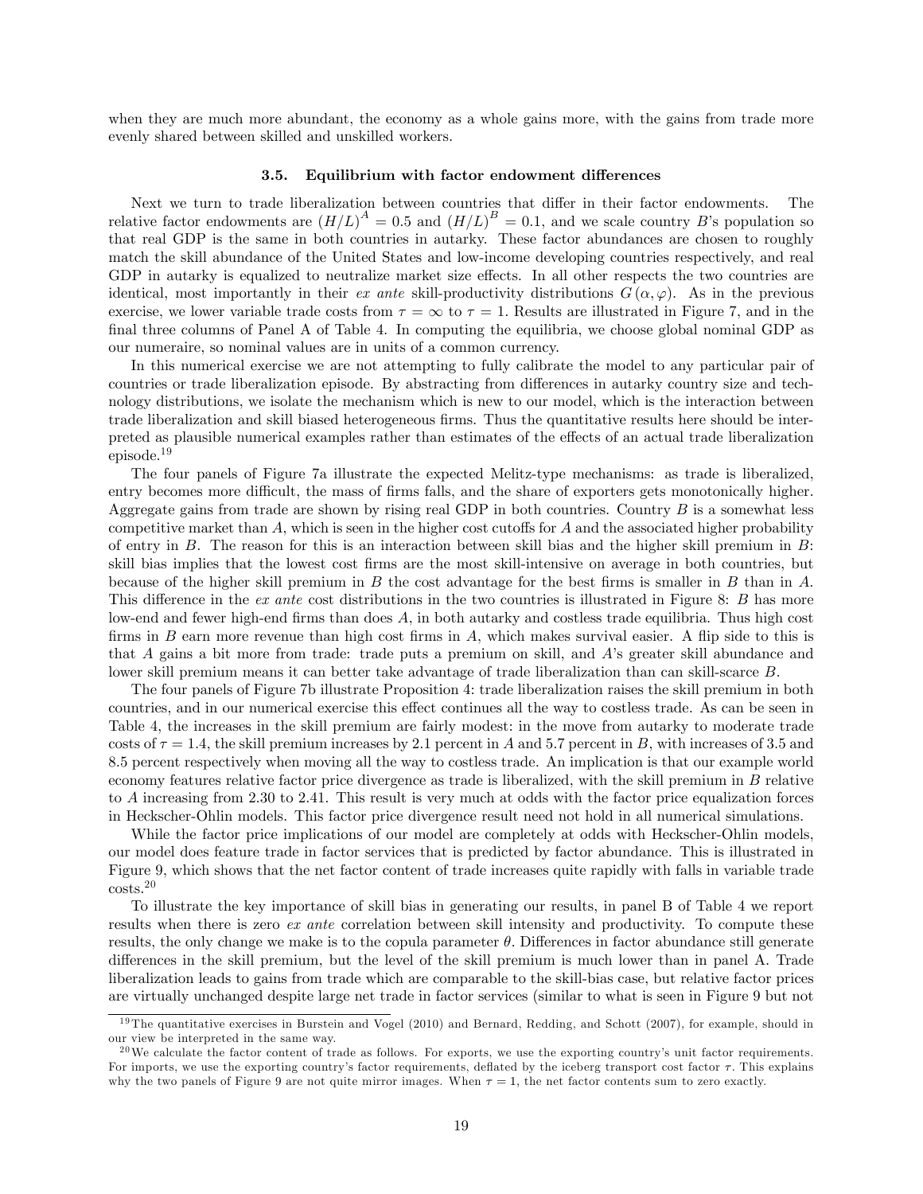when they are much more abundant, the economy as a whole gains more, with the gains from trade more evenly shared between skilled and unskilled workers.

### 3.5. Equilibrium with factor endowment differences

Next we turn to trade liberalization between countries that differ in their factor endowments. The relative factor endowments are $(H/L)^A = 0.5$ and $(H/L)^B = 0.1$, and we scale country $B$'s population so that real GDP is the same in both countries in autarky. These factor abundances are chosen to roughly match the skill abundance of the United States and low-income developing countries respectively, and real GDP in autarky is equalized to neutralize market size effects. In all other respects the two countries are identical, most importantly in their *ex ante* skill-productivity distributions $G(\alpha, \varphi)$. As in the previous exercise, we lower variable trade costs from $\tau = \infty$ to $\tau = 1$. Results are illustrated in Figure 7, and in the final three columns of Panel A of Table 4. In computing the equilibria, we choose global nominal GDP as our numeraire, so nominal values are in units of a common currency.

In this numerical exercise we are not attempting to fully calibrate the model to any particular pair of countries or trade liberalization episode. By abstracting from differences in autarky country size and technology distributions, we isolate the mechanism which is new to our model, which is the interaction between trade liberalization and skill biased heterogeneous firms. Thus the quantitative results here should be interpreted as plausible numerical examples rather than estimates of the effects of an actual trade liberalization episode.[19]

The four panels of Figure 7a illustrate the expected Melitz-type mechanisms: as trade is liberalized, entry becomes more difficult, the mass of firms falls, and the share of exporters gets monotonically higher. Aggregate gains from trade are shown by rising real GDP in both countries. Country $B$ is a somewhat less competitive market than $A$, which is seen in the higher cost cutoffs for $A$ and the associated higher probability of entry in $B$. The reason for this is an interaction between skill bias and the higher skill premium in $B$: skill bias implies that the lowest cost firms are the most skill-intensive on average in both countries, but because of the higher skill premium in $B$ the cost advantage for the best firms is smaller in $B$ than in $A$. This difference in the *ex ante* cost distributions in the two countries is illustrated in Figure 8: $B$ has more low-end and fewer high-end firms than does $A$, in both autarky and costless trade equilibria. Thus high cost firms in $B$ earn more revenue than high cost firms in $A$, which makes survival easier. A flip side to this is that $A$ gains a bit more from trade: trade puts a premium on skill, and $A$'s greater skill abundance and lower skill premium means it can better take advantage of trade liberalization than can skill-scarce $B$.

The four panels of Figure 7b illustrate Proposition 4: trade liberalization raises the skill premium in both countries, and in our numerical exercise this effect continues all the way to costless trade. As can be seen in Table 4, the increases in the skill premium are fairly modest: in the move from autarky to moderate trade costs of $\tau = 1.4$, the skill premium increases by 2.1 percent in $A$ and 5.7 percent in $B$, with increases of 3.5 and 8.5 percent respectively when moving all the way to costless trade. An implication is that our example world economy features relative factor price divergence as trade is liberalized, with the skill premium in $B$ relative to $A$ increasing from 2.30 to 2.41. This result is very much at odds with the factor price equalization forces in Heckscher-Ohlin models. This factor price divergence result need not hold in all numerical simulations.

While the factor price implications of our model are completely at odds with Heckscher-Ohlin models, our model does feature trade in factor services that is predicted by factor abundance. This is illustrated in Figure 9, which shows that the net factor content of trade increases quite rapidly with falls in variable trade costs.[20]

To illustrate the key importance of skill bias in generating our results, in panel B of Table 4 we report results when there is zero *ex ante* correlation between skill intensity and productivity. To compute these results, the only change we make is to the copula parameter $\theta$. Differences in factor abundance still generate differences in the skill premium, but the level of the skill premium is much lower than in panel A. Trade liberalization leads to gains from trade which are comparable to the skill-bias case, but relative factor prices are virtually unchanged despite large net trade in factor services (similar to what is seen in Figure 9 but not

[19] The quantitative exercises in Burstein and Vogel (2010) and Bernard, Redding, and Schott (2007), for example, should in our view be interpreted in the same way.

[20] We calculate the factor content of trade as follows. For exports, we use the exporting country's unit factor requirements. For imports, we use the exporting country's factor requirements, deflated by the iceberg transport cost factor $\tau$. This explains why the two panels of Figure 9 are not quite mirror images. When $\tau = 1$, the net factor contents sum to zero exactly.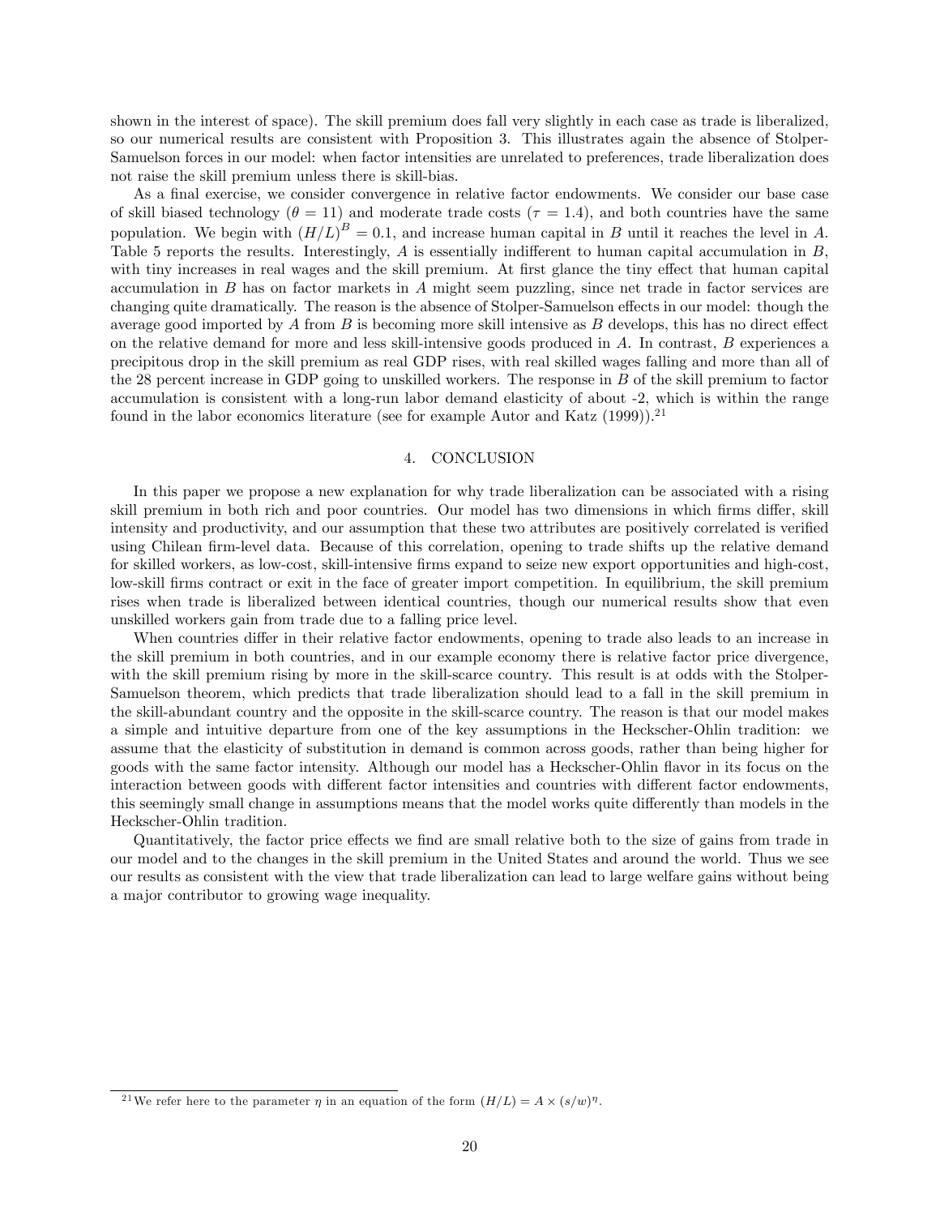shown in the interest of space). The skill premium does fall very slightly in each case as trade is liberalized, so our numerical results are consistent with Proposition 3. This illustrates again the absence of Stolper-Samuelson forces in our model: when factor intensities are unrelated to preferences, trade liberalization does not raise the skill premium unless there is skill-bias.

As a final exercise, we consider convergence in relative factor endowments. We consider our base case of skill biased technology ($\theta = 11$) and moderate trade costs ($\tau = 1.4$), and both countries have the same population. We begin with $(H/L)^B = 0.1$, and increase human capital in $B$ until it reaches the level in $A$. Table 5 reports the results. Interestingly, $A$ is essentially indifferent to human capital accumulation in $B$, with tiny increases in real wages and the skill premium. At first glance the tiny effect that human capital accumulation in $B$ has on factor markets in $A$ might seem puzzling, since net trade in factor services are changing quite dramatically. The reason is the absence of Stolper-Samuelson effects in our model: though the average good imported by $A$ from $B$ is becoming more skill intensive as $B$ develops, this has no direct effect on the relative demand for more and less skill-intensive goods produced in $A$. In contrast, $B$ experiences a precipitous drop in the skill premium as real GDP rises, with real skilled wages falling and more than all of the 28 percent increase in GDP going to unskilled workers. The response in $B$ of the skill premium to factor accumulation is consistent with a long-run labor demand elasticity of about -2, which is within the range found in the labor economics literature (see for example Autor and Katz (1999)).[21]

## 4. CONCLUSION

In this paper we propose a new explanation for why trade liberalization can be associated with a rising skill premium in both rich and poor countries. Our model has two dimensions in which firms differ, skill intensity and productivity, and our assumption that these two attributes are positively correlated is verified using Chilean firm-level data. Because of this correlation, opening to trade shifts up the relative demand for skilled workers, as low-cost, skill-intensive firms expand to seize new export opportunities and high-cost, low-skill firms contract or exit in the face of greater import competition. In equilibrium, the skill premium rises when trade is liberalized between identical countries, though our numerical results show that even unskilled workers gain from trade due to a falling price level.

When countries differ in their relative factor endowments, opening to trade also leads to an increase in the skill premium in both countries, and in our example economy there is relative factor price divergence, with the skill premium rising by more in the skill-scarce country. This result is at odds with the Stolper-Samuelson theorem, which predicts that trade liberalization should lead to a fall in the skill premium in the skill-abundant country and the opposite in the skill-scarce country. The reason is that our model makes a simple and intuitive departure from one of the key assumptions in the Heckscher-Ohlin tradition: we assume that the elasticity of substitution in demand is common across goods, rather than being higher for goods with the same factor intensity. Although our model has a Heckscher-Ohlin flavor in its focus on the interaction between goods with different factor intensities and countries with different factor endowments, this seemingly small change in assumptions means that the model works quite differently than models in the Heckscher-Ohlin tradition.

Quantitatively, the factor price effects we find are small relative both to the size of gains from trade in our model and to the changes in the skill premium in the United States and around the world. Thus we see our results as consistent with the view that trade liberalization can lead to large welfare gains without being a major contributor to growing wage inequality.

[21] We refer here to the parameter $\eta$ in an equation of the form $(H/L) = A \times (s/w)^{\eta}$.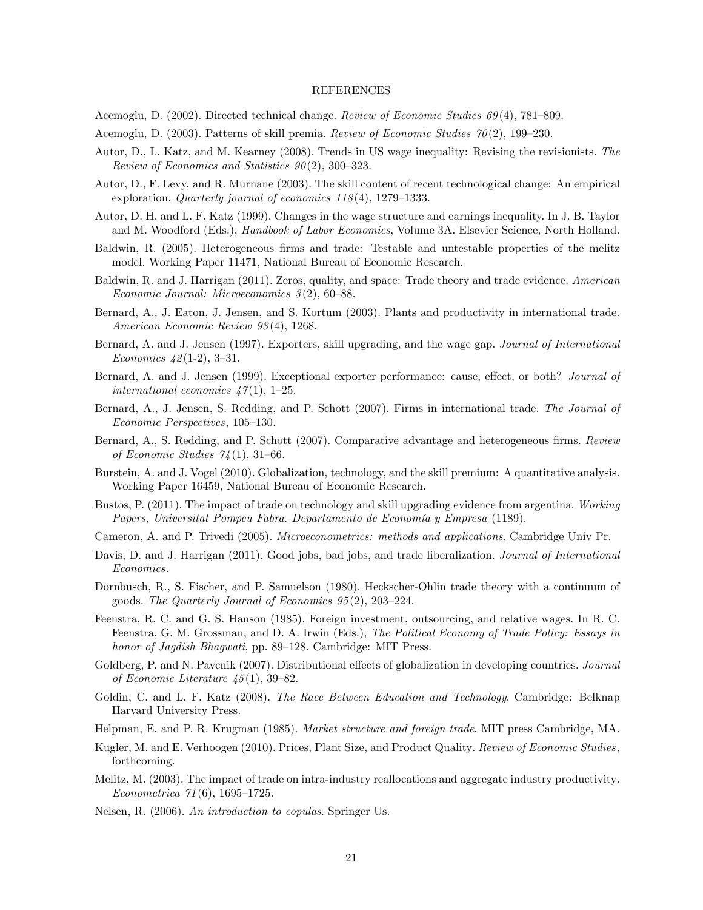# REFERENCES

Acemoglu, D. (2002). Directed technical change. *Review of Economic Studies 69*(4), 781–809.

Acemoglu, D. (2003). Patterns of skill premia. *Review of Economic Studies 70*(2), 199–230.

Autor, D., L. Katz, and M. Kearney (2008). Trends in US wage inequality: Revising the revisionists. *The Review of Economics and Statistics 90*(2), 300–323.

Autor, D., F. Levy, and R. Murnane (2003). The skill content of recent technological change: An empirical exploration. *Quarterly journal of economics 118*(4), 1279–1333.

Autor, D. H. and L. F. Katz (1999). Changes in the wage structure and earnings inequality. In J. B. Taylor and M. Woodford (Eds.), *Handbook of Labor Economics*, Volume 3A. Elsevier Science, North Holland.

Baldwin, R. (2005). Heterogeneous firms and trade: Testable and untestable properties of the melitz model. Working Paper 11471, National Bureau of Economic Research.

Baldwin, R. and J. Harrigan (2011). Zeros, quality, and space: Trade theory and trade evidence. *American Economic Journal: Microeconomics 3*(2), 60–88.

Bernard, A., J. Eaton, J. Jensen, and S. Kortum (2003). Plants and productivity in international trade. *American Economic Review 93*(4), 1268.

Bernard, A. and J. Jensen (1997). Exporters, skill upgrading, and the wage gap. *Journal of International Economics 42*(1-2), 3–31.

Bernard, A. and J. Jensen (1999). Exceptional exporter performance: cause, effect, or both? *Journal of international economics 47*(1), 1–25.

Bernard, A., J. Jensen, S. Redding, and P. Schott (2007). Firms in international trade. *The Journal of Economic Perspectives*, 105–130.

Bernard, A., S. Redding, and P. Schott (2007). Comparative advantage and heterogeneous firms. *Review of Economic Studies 74*(1), 31–66.

Burstein, A. and J. Vogel (2010). Globalization, technology, and the skill premium: A quantitative analysis. Working Paper 16459, National Bureau of Economic Research.

Bustos, P. (2011). The impact of trade on technology and skill upgrading evidence from argentina. *Working Papers, Universitat Pompeu Fabra. Departamento de Economía y Empresa* (1189).

Cameron, A. and P. Trivedi (2005). *Microeconometrics: methods and applications*. Cambridge Univ Pr.

Davis, D. and J. Harrigan (2011). Good jobs, bad jobs, and trade liberalization. *Journal of International Economics*.

Dornbusch, R., S. Fischer, and P. Samuelson (1980). Heckscher-Ohlin trade theory with a continuum of goods. *The Quarterly Journal of Economics 95*(2), 203–224.

Feenstra, R. C. and G. S. Hanson (1985). Foreign investment, outsourcing, and relative wages. In R. C. Feenstra, G. M. Grossman, and D. A. Irwin (Eds.), *The Political Economy of Trade Policy: Essays in honor of Jagdish Bhagwati*, pp. 89–128. Cambridge: MIT Press.

Goldberg, P. and N. Pavcnik (2007). Distributional effects of globalization in developing countries. *Journal of Economic Literature 45*(1), 39–82.

Goldin, C. and L. F. Katz (2008). *The Race Between Education and Technology*. Cambridge: Belknap Harvard University Press.

Helpman, E. and P. R. Krugman (1985). *Market structure and foreign trade*. MIT press Cambridge, MA.

Kugler, M. and E. Verhoogen (2010). Prices, Plant Size, and Product Quality. *Review of Economic Studies*, forthcoming.

Melitz, M. (2003). The impact of trade on intra-industry reallocations and aggregate industry productivity. *Econometrica 71*(6), 1695–1725.

Nelsen, R. (2006). *An introduction to copulas*. Springer Us.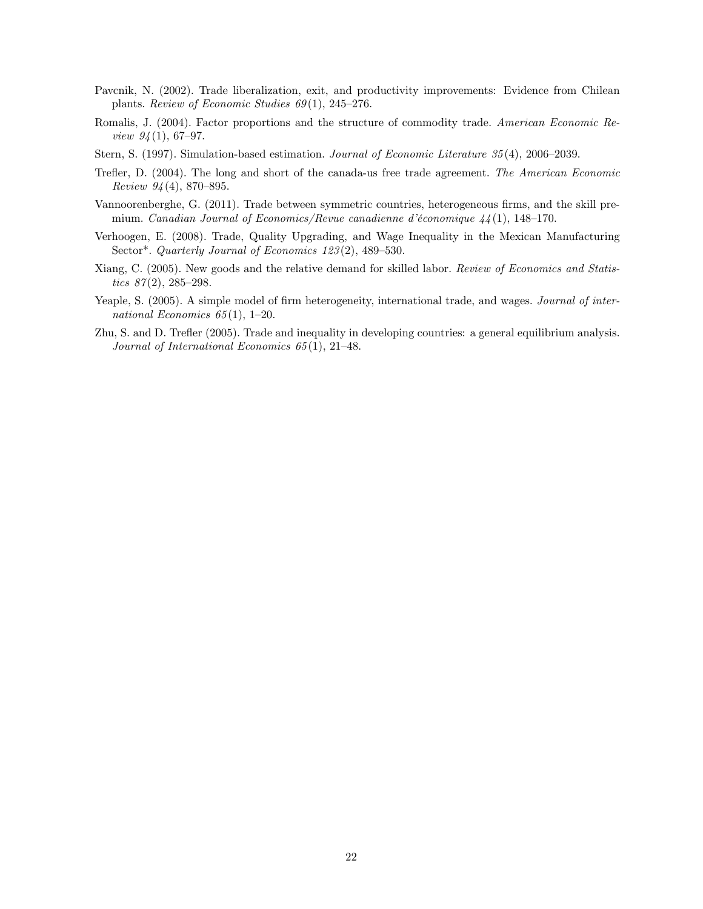Pavcnik, N. (2002). Trade liberalization, exit, and productivity improvements: Evidence from Chilean plants. *Review of Economic Studies 69*(1), 245–276.

Romalis, J. (2004). Factor proportions and the structure of commodity trade. *American Economic Review 94*(1), 67–97.

Stern, S. (1997). Simulation-based estimation. *Journal of Economic Literature 35*(4), 2006–2039.

Trefler, D. (2004). The long and short of the canada-us free trade agreement. *The American Economic Review 94*(4), 870–895.

Vannoorenberghe, G. (2011). Trade between symmetric countries, heterogeneous firms, and the skill premium. *Canadian Journal of Economics/Revue canadienne d'économique 44*(1), 148–170.

Verhoogen, E. (2008). Trade, Quality Upgrading, and Wage Inequality in the Mexican Manufacturing Sector*. *Quarterly Journal of Economics 123*(2), 489–530.

Xiang, C. (2005). New goods and the relative demand for skilled labor. *Review of Economics and Statistics 87*(2), 285–298.

Yeaple, S. (2005). A simple model of firm heterogeneity, international trade, and wages. *Journal of international Economics 65*(1), 1–20.

Zhu, S. and D. Trefler (2005). Trade and inequality in developing countries: a general equilibrium analysis. *Journal of International Economics 65*(1), 21–48.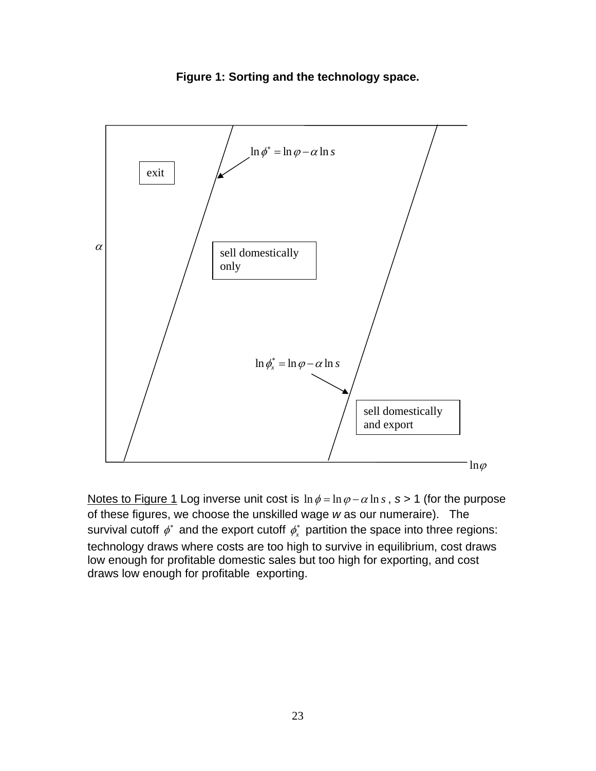**Figure 1: Sorting and the technology space.**

exit

$\ln\phi^* = \ln\varphi - \alpha\ln s$

$\alpha$

sell domestically only

$\ln\phi_x^* = \ln\varphi - \alpha\ln s$

sell domestically and export

$\ln\varphi$

Notes to Figure 1 Log inverse unit cost is $\ln\phi = \ln\varphi - \alpha\ln s$, $s > 1$ (for the purpose of these figures, we choose the unskilled wage $w$ as our numeraire). The survival cutoff $\phi^*$ and the export cutoff $\phi_x^*$ partition the space into three regions: technology draws where costs are too high to survive in equilibrium, cost draws low enough for profitable domestic sales but too high for exporting, and cost draws low enough for profitable exporting.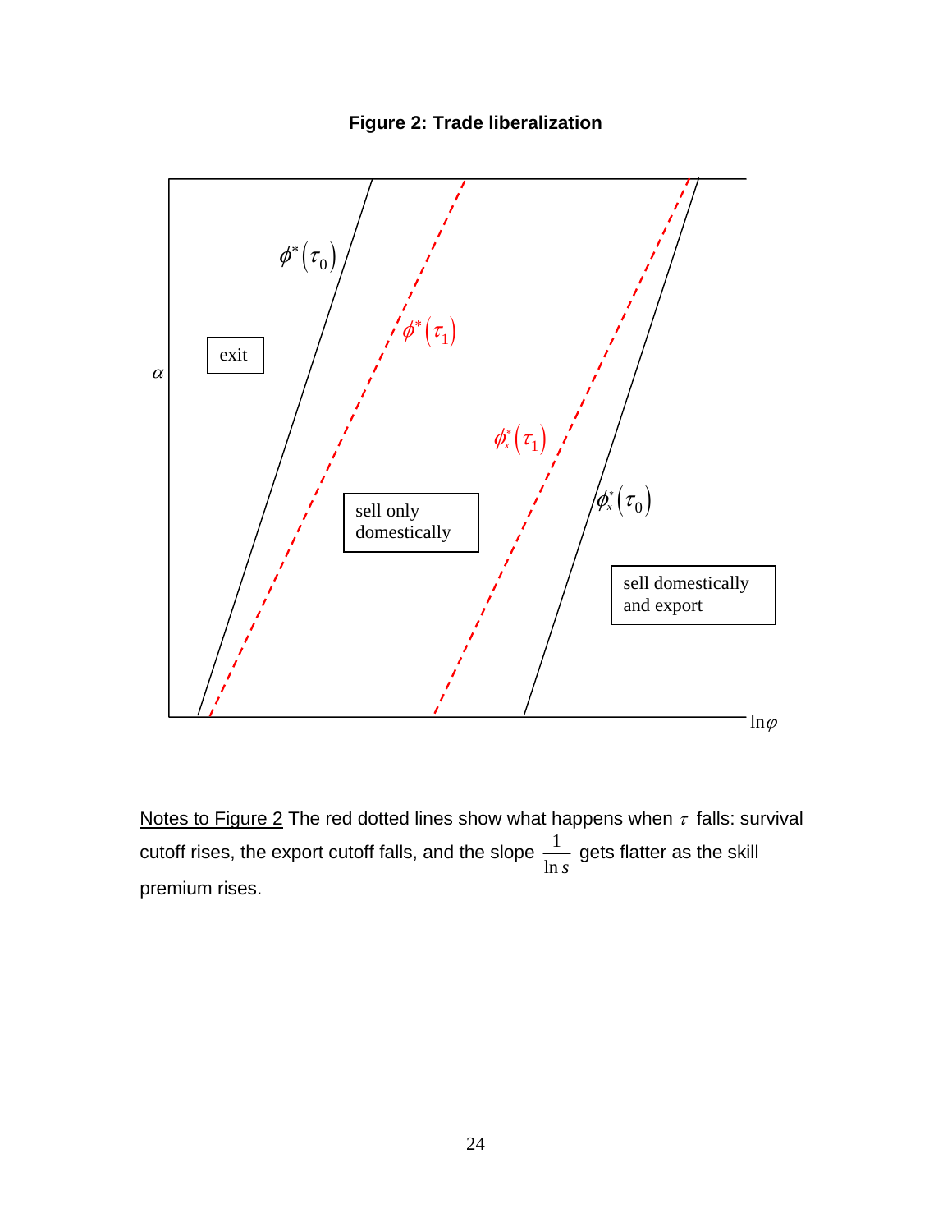**Figure 2: Trade liberalization**

Notes to Figure 2 The red dotted lines show what happens when $\tau$ falls: survival cutoff rises, the export cutoff falls, and the slope $\frac{1}{\ln s}$ gets flatter as the skill premium rises.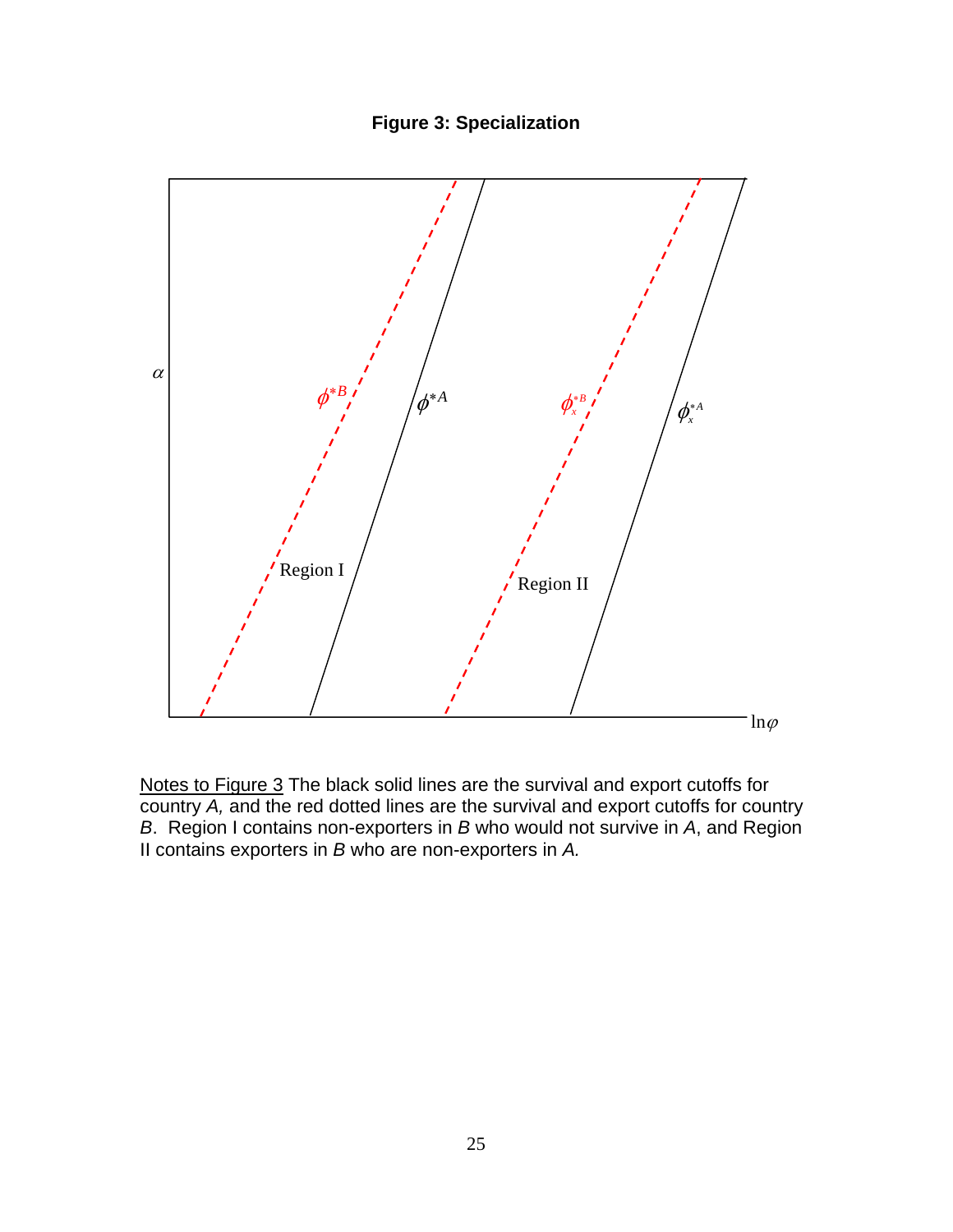**Figure 3: Specialization**

Notes to Figure 3 The black solid lines are the survival and export cutoffs for country *A,* and the red dotted lines are the survival and export cutoffs for country *B*. Region I contains non-exporters in *B* who would not survive in *A*, and Region II contains exporters in *B* who are non-exporters in *A.*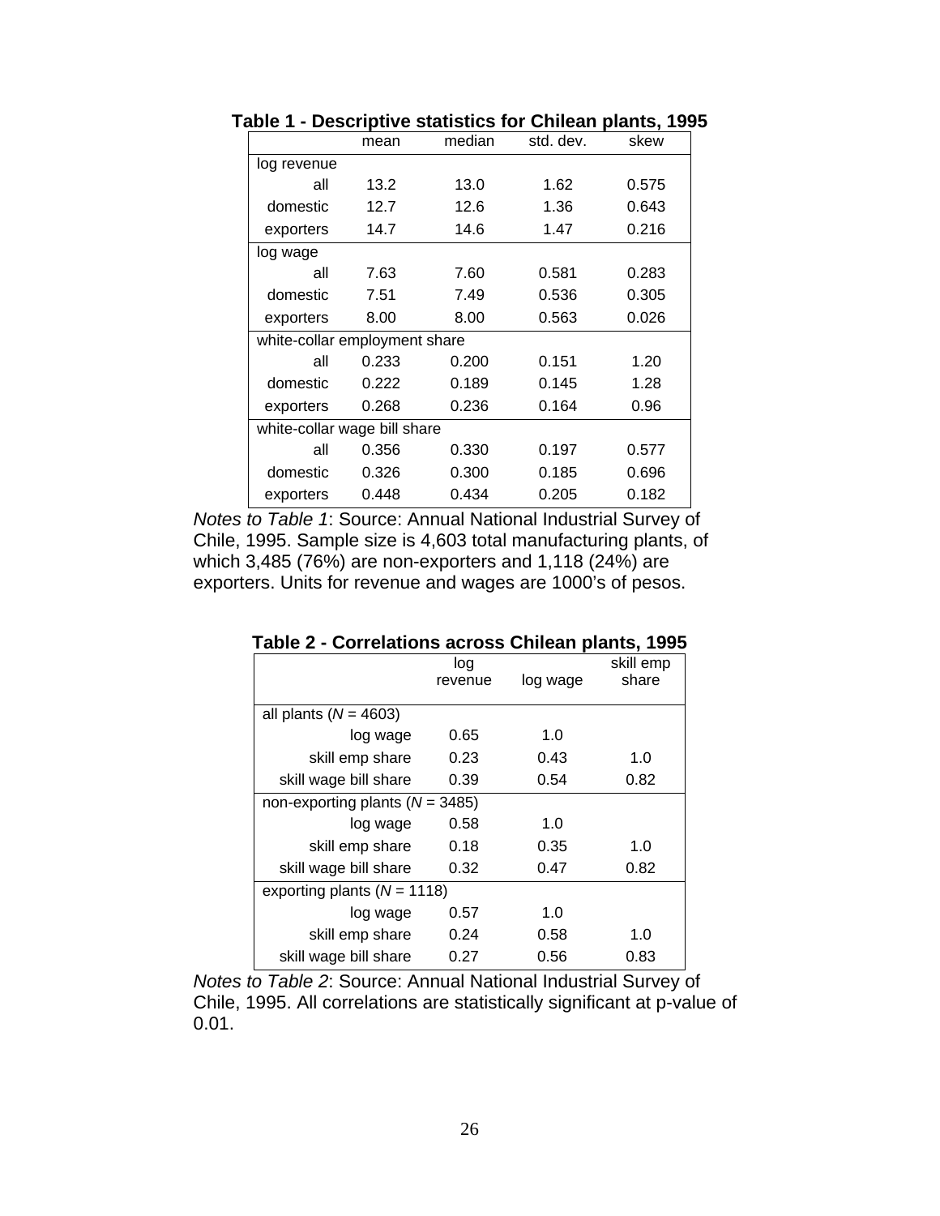**Table 1 - Descriptive statistics for Chilean plants, 1995**

| | mean | median | std. dev. | skew |
|---|---|---|---|---|
| log revenue | | | | |
| all | 13.2 | 13.0 | 1.62 | 0.575 |
| domestic | 12.7 | 12.6 | 1.36 | 0.643 |
| exporters | 14.7 | 14.6 | 1.47 | 0.216 |
| log wage | | | | |
| all | 7.63 | 7.60 | 0.581 | 0.283 |
| domestic | 7.51 | 7.49 | 0.536 | 0.305 |
| exporters | 8.00 | 8.00 | 0.563 | 0.026 |
| white-collar employment share | | | | |
| all | 0.233 | 0.200 | 0.151 | 1.20 |
| domestic | 0.222 | 0.189 | 0.145 | 1.28 |
| exporters | 0.268 | 0.236 | 0.164 | 0.96 |
| white-collar wage bill share | | | | |
| all | 0.356 | 0.330 | 0.197 | 0.577 |
| domestic | 0.326 | 0.300 | 0.185 | 0.696 |
| exporters | 0.448 | 0.434 | 0.205 | 0.182 |

*Notes to Table 1*: Source: Annual National Industrial Survey of Chile, 1995. Sample size is 4,603 total manufacturing plants, of which 3,485 (76%) are non-exporters and 1,118 (24%) are exporters. Units for revenue and wages are 1000's of pesos.

**Table 2 - Correlations across Chilean plants, 1995**

| | log revenue | log wage | skill emp share |
|---|---|---|---|
| all plants ($N$ = 4603) | | | |
| log wage | 0.65 | 1.0 | |
| skill emp share | 0.23 | 0.43 | 1.0 |
| skill wage bill share | 0.39 | 0.54 | 0.82 |
| non-exporting plants ($N$ = 3485) | | | |
| log wage | 0.58 | 1.0 | |
| skill emp share | 0.18 | 0.35 | 1.0 |
| skill wage bill share | 0.32 | 0.47 | 0.82 |
| exporting plants ($N$ = 1118) | | | |
| log wage | 0.57 | 1.0 | |
| skill emp share | 0.24 | 0.58 | 1.0 |
| skill wage bill share | 0.27 | 0.56 | 0.83 |

*Notes to Table 2*: Source: Annual National Industrial Survey of Chile, 1995. All correlations are statistically significant at p-value of 0.01.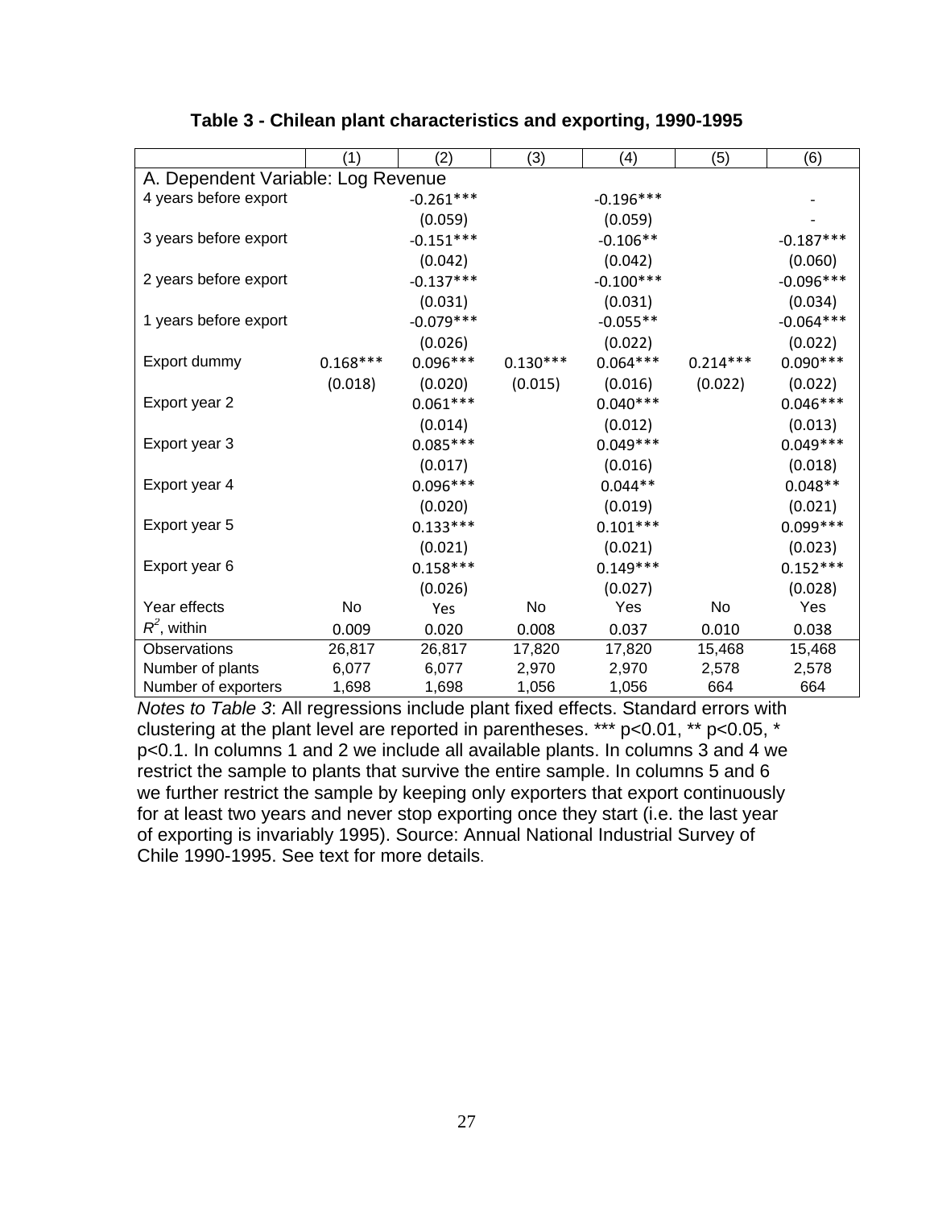**Table 3 - Chilean plant characteristics and exporting, 1990-1995**

| | (1) | (2) | (3) | (4) | (5) | (6) |
|---|---|---|---|---|---|---|
| A. Dependent Variable: Log Revenue | | | | | | |
| 4 years before export | | -0.261*** | | -0.196*** | | - |
| | | (0.059) | | (0.059) | | - |
| 3 years before export | | -0.151*** | | -0.106** | | -0.187*** |
| | | (0.042) | | (0.042) | | (0.060) |
| 2 years before export | | -0.137*** | | -0.100*** | | -0.096*** |
| | | (0.031) | | (0.031) | | (0.034) |
| 1 years before export | | -0.079*** | | -0.055** | | -0.064*** |
| | | (0.026) | | (0.022) | | (0.022) |
| Export dummy | 0.168*** | 0.096*** | 0.130*** | 0.064*** | 0.214*** | 0.090*** |
| | (0.018) | (0.020) | (0.015) | (0.016) | (0.022) | (0.022) |
| Export year 2 | | 0.061*** | | 0.040*** | | 0.046*** |
| | | (0.014) | | (0.012) | | (0.013) |
| Export year 3 | | 0.085*** | | 0.049*** | | 0.049*** |
| | | (0.017) | | (0.016) | | (0.018) |
| Export year 4 | | 0.096*** | | 0.044** | | 0.048** |
| | | (0.020) | | (0.019) | | (0.021) |
| Export year 5 | | 0.133*** | | 0.101*** | | 0.099*** |
| | | (0.021) | | (0.021) | | (0.023) |
| Export year 6 | | 0.158*** | | 0.149*** | | 0.152*** |
| | | (0.026) | | (0.027) | | (0.028) |
| Year effects | No | Yes | No | Yes | No | Yes |
| $R^2$, within | 0.009 | 0.020 | 0.008 | 0.037 | 0.010 | 0.038 |
| Observations | 26,817 | 26,817 | 17,820 | 17,820 | 15,468 | 15,468 |
| Number of plants | 6,077 | 6,077 | 2,970 | 2,970 | 2,578 | 2,578 |
| Number of exporters | 1,698 | 1,698 | 1,056 | 1,056 | 664 | 664 |

*Notes to Table 3*: All regressions include plant fixed effects. Standard errors with clustering at the plant level are reported in parentheses. *** p<0.01, ** p<0.05, * p<0.1. In columns 1 and 2 we include all available plants. In columns 3 and 4 we restrict the sample to plants that survive the entire sample. In columns 5 and 6 we further restrict the sample by keeping only exporters that export continuously for at least two years and never stop exporting once they start (i.e. the last year of exporting is invariably 1995). Source: Annual National Industrial Survey of Chile 1990-1995. See text for more details.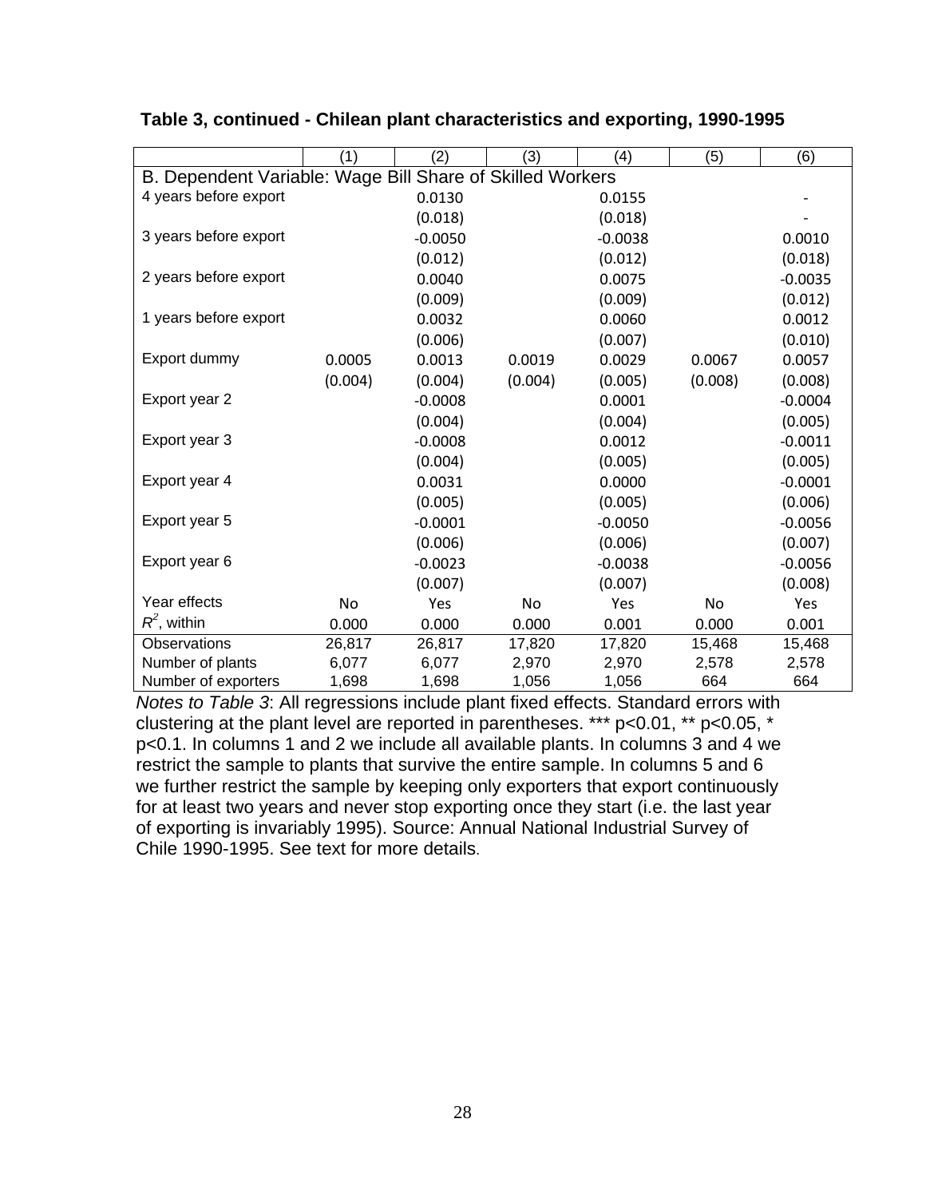**Table 3, continued - Chilean plant characteristics and exporting, 1990-1995**

| | (1) | (2) | (3) | (4) | (5) | (6) |
|---|---|---|---|---|---|---|
| B. Dependent Variable: Wage Bill Share of Skilled Workers | | | | | | |
| 4 years before export | | 0.0130 | | 0.0155 | | - |
| | | (0.018) | | (0.018) | | - |
| 3 years before export | | -0.0050 | | -0.0038 | | 0.0010 |
| | | (0.012) | | (0.012) | | (0.018) |
| 2 years before export | | 0.0040 | | 0.0075 | | -0.0035 |
| | | (0.009) | | (0.009) | | (0.012) |
| 1 years before export | | 0.0032 | | 0.0060 | | 0.0012 |
| | | (0.006) | | (0.007) | | (0.010) |
| Export dummy | 0.0005 | 0.0013 | 0.0019 | 0.0029 | 0.0067 | 0.0057 |
| | (0.004) | (0.004) | (0.004) | (0.005) | (0.008) | (0.008) |
| Export year 2 | | -0.0008 | | 0.0001 | | -0.0004 |
| | | (0.004) | | (0.004) | | (0.005) |
| Export year 3 | | -0.0008 | | 0.0012 | | -0.0011 |
| | | (0.004) | | (0.005) | | (0.005) |
| Export year 4 | | 0.0031 | | 0.0000 | | -0.0001 |
| | | (0.005) | | (0.005) | | (0.006) |
| Export year 5 | | -0.0001 | | -0.0050 | | -0.0056 |
| | | (0.006) | | (0.006) | | (0.007) |
| Export year 6 | | -0.0023 | | -0.0038 | | -0.0056 |
| | | (0.007) | | (0.007) | | (0.008) |
| Year effects | No | Yes | No | Yes | No | Yes |
| $R^2$, within | 0.000 | 0.000 | 0.000 | 0.001 | 0.000 | 0.001 |
| Observations | 26,817 | 26,817 | 17,820 | 17,820 | 15,468 | 15,468 |
| Number of plants | 6,077 | 6,077 | 2,970 | 2,970 | 2,578 | 2,578 |
| Number of exporters | 1,698 | 1,698 | 1,056 | 1,056 | 664 | 664 |

*Notes to Table 3*: All regressions include plant fixed effects. Standard errors with clustering at the plant level are reported in parentheses. *** p<0.01, ** p<0.05, * p<0.1. In columns 1 and 2 we include all available plants. In columns 3 and 4 we restrict the sample to plants that survive the entire sample. In columns 5 and 6 we further restrict the sample by keeping only exporters that export continuously for at least two years and never stop exporting once they start (i.e. the last year of exporting is invariably 1995). Source: Annual National Industrial Survey of Chile 1990-1995. See text for more details.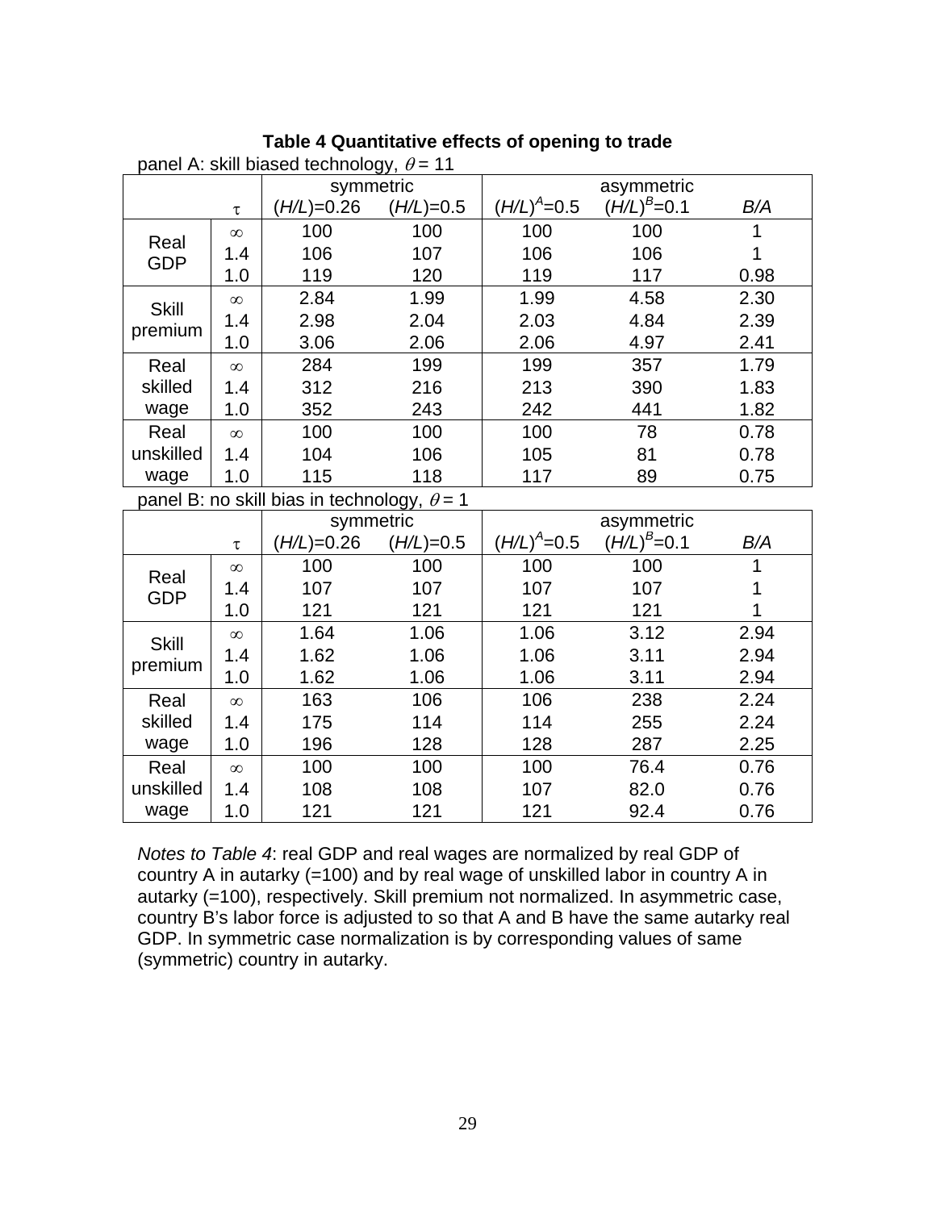**Table 4 Quantitative effects of opening to trade**

panel A: skill biased technology, $\theta = 11$

| | | symmetric | | asymmetric | | |
|---|---|---|---|---|---|---|
| | $\tau$ | $(H/L)$=0.26 | $(H/L)$=0.5 | $(H/L)^A$=0.5 | $(H/L)^B$=0.1 | *B/A* |
| Real GDP | $\infty$ | 100 | 100 | 100 | 100 | 1 |
| | 1.4 | 106 | 107 | 106 | 106 | 1 |
| | 1.0 | 119 | 120 | 119 | 117 | 0.98 |
| Skill premium | $\infty$ | 2.84 | 1.99 | 1.99 | 4.58 | 2.30 |
| | 1.4 | 2.98 | 2.04 | 2.03 | 4.84 | 2.39 |
| | 1.0 | 3.06 | 2.06 | 2.06 | 4.97 | 2.41 |
| Real skilled wage | $\infty$ | 284 | 199 | 199 | 357 | 1.79 |
| | 1.4 | 312 | 216 | 213 | 390 | 1.83 |
| | 1.0 | 352 | 243 | 242 | 441 | 1.82 |
| Real unskilled wage | $\infty$ | 100 | 100 | 100 | 78 | 0.78 |
| | 1.4 | 104 | 106 | 105 | 81 | 0.78 |
| | 1.0 | 115 | 118 | 117 | 89 | 0.75 |

panel B: no skill bias in technology, $\theta = 1$

| | | symmetric | | asymmetric | | |
|---|---|---|---|---|---|---|
| | $\tau$ | $(H/L)$=0.26 | $(H/L)$=0.5 | $(H/L)^A$=0.5 | $(H/L)^B$=0.1 | *B/A* |
| Real GDP | $\infty$ | 100 | 100 | 100 | 100 | 1 |
| | 1.4 | 107 | 107 | 107 | 107 | 1 |
| | 1.0 | 121 | 121 | 121 | 121 | 1 |
| Skill premium | $\infty$ | 1.64 | 1.06 | 1.06 | 3.12 | 2.94 |
| | 1.4 | 1.62 | 1.06 | 1.06 | 3.11 | 2.94 |
| | 1.0 | 1.62 | 1.06 | 1.06 | 3.11 | 2.94 |
| Real skilled wage | $\infty$ | 163 | 106 | 106 | 238 | 2.24 |
| | 1.4 | 175 | 114 | 114 | 255 | 2.24 |
| | 1.0 | 196 | 128 | 128 | 287 | 2.25 |
| Real unskilled wage | $\infty$ | 100 | 100 | 100 | 76.4 | 0.76 |
| | 1.4 | 108 | 108 | 107 | 82.0 | 0.76 |
| | 1.0 | 121 | 121 | 121 | 92.4 | 0.76 |

*Notes to Table 4*: real GDP and real wages are normalized by real GDP of country A in autarky (=100) and by real wage of unskilled labor in country A in autarky (=100), respectively. Skill premium not normalized. In asymmetric case, country B's labor force is adjusted to so that A and B have the same autarky real GDP. In symmetric case normalization is by corresponding values of same (symmetric) country in autarky.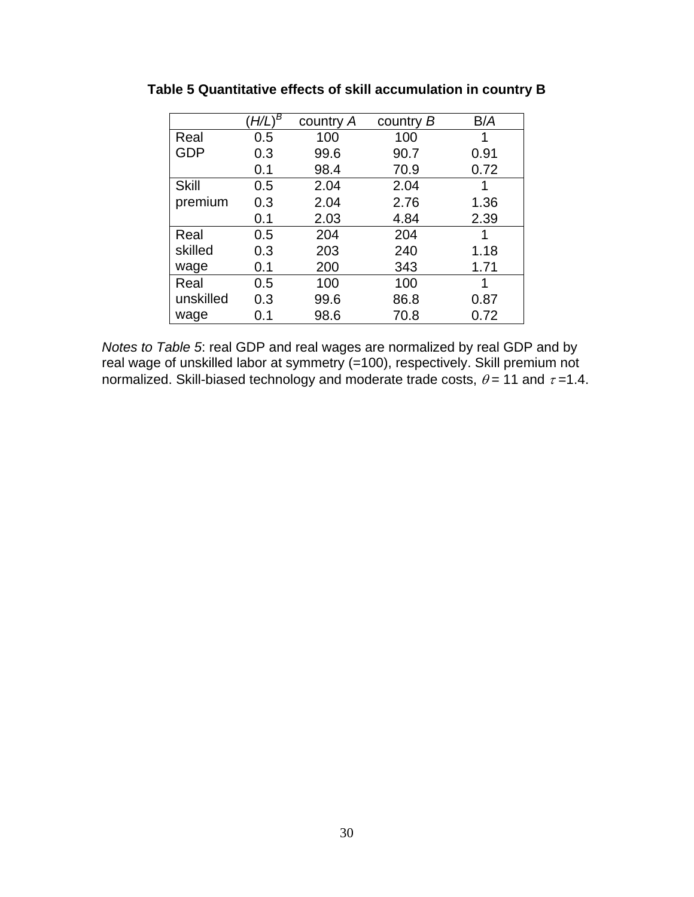**Table 5 Quantitative effects of skill accumulation in country B**

| | $(H/L)^B$ | country *A* | country *B* | B/*A* |
|---|---|---|---|---|
| Real GDP | 0.5 | 100 | 100 | 1 |
| | 0.3 | 99.6 | 90.7 | 0.91 |
| | 0.1 | 98.4 | 70.9 | 0.72 |
| Skill premium | 0.5 | 2.04 | 2.04 | 1 |
| | 0.3 | 2.04 | 2.76 | 1.36 |
| | 0.1 | 2.03 | 4.84 | 2.39 |
| Real skilled wage | 0.5 | 204 | 204 | 1 |
| | 0.3 | 203 | 240 | 1.18 |
| | 0.1 | 200 | 343 | 1.71 |
| Real unskilled wage | 0.5 | 100 | 100 | 1 |
| | 0.3 | 99.6 | 86.8 | 0.87 |
| | 0.1 | 98.6 | 70.8 | 0.72 |

*Notes to Table 5*: real GDP and real wages are normalized by real GDP and by real wage of unskilled labor at symmetry (=100), respectively. Skill premium not normalized. Skill-biased technology and moderate trade costs, $\theta = 11$ and $\tau = 1.4$.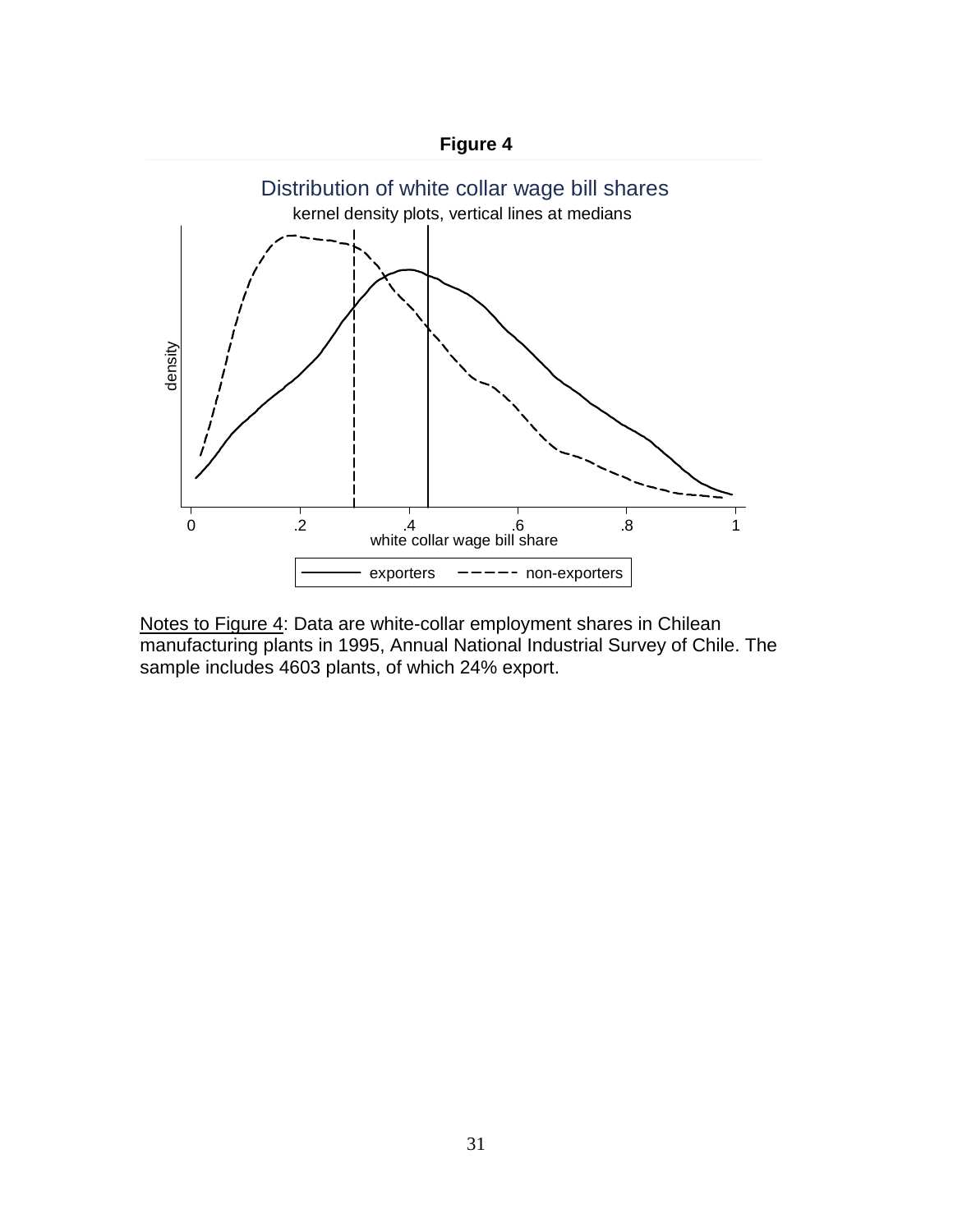**Figure 4**

Distribution of white collar wage bill shares

kernel density plots, vertical lines at medians

Notes to Figure 4: Data are white-collar employment shares in Chilean manufacturing plants in 1995, Annual National Industrial Survey of Chile. The sample includes 4603 plants, of which 24% export.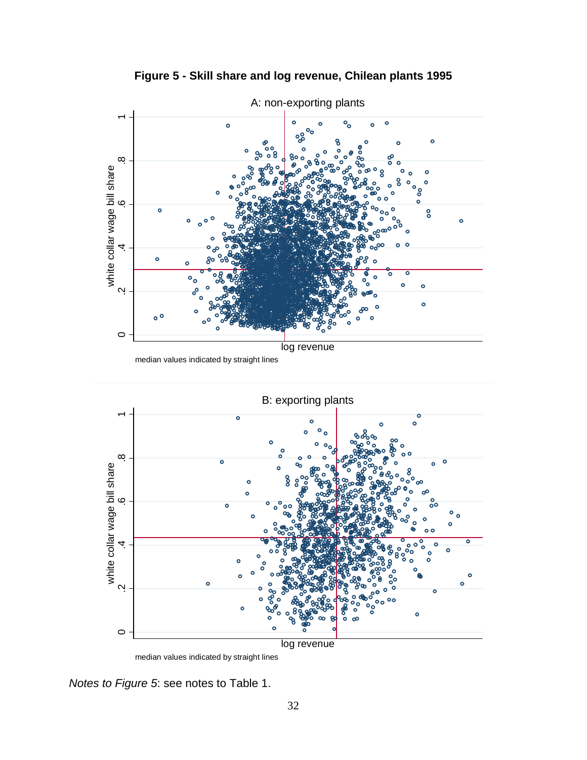**Figure 5 - Skill share and log revenue, Chilean plants 1995**

A: non-exporting plants

white collar wage bill share

log revenue

median values indicated by straight lines

B: exporting plants

white collar wage bill share

log revenue

median values indicated by straight lines

*Notes to Figure 5*: see notes to Table 1.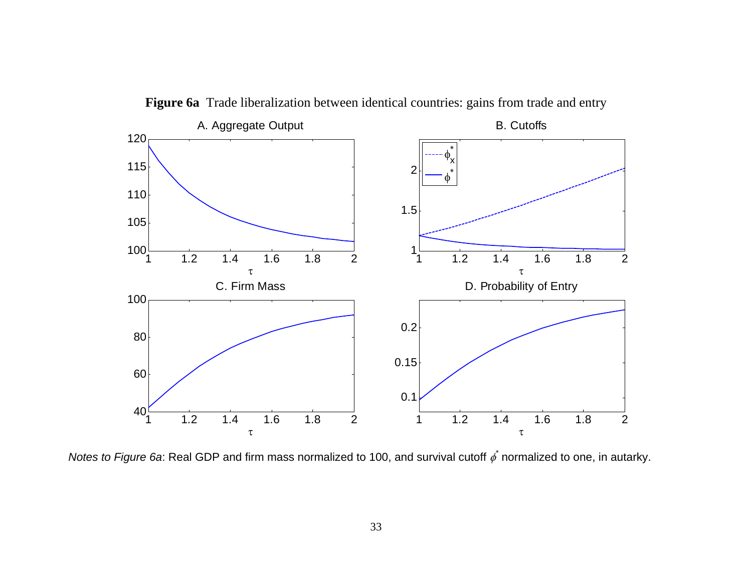**Figure 6a** Trade liberalization between identical countries: gains from trade and entry

A. Aggregate Output

B. Cutoffs

C. Firm Mass

D. Probability of Entry

*Notes to Figure 6a*: Real GDP and firm mass normalized to 100, and survival cutoff $\phi^*$ normalized to one, in autarky.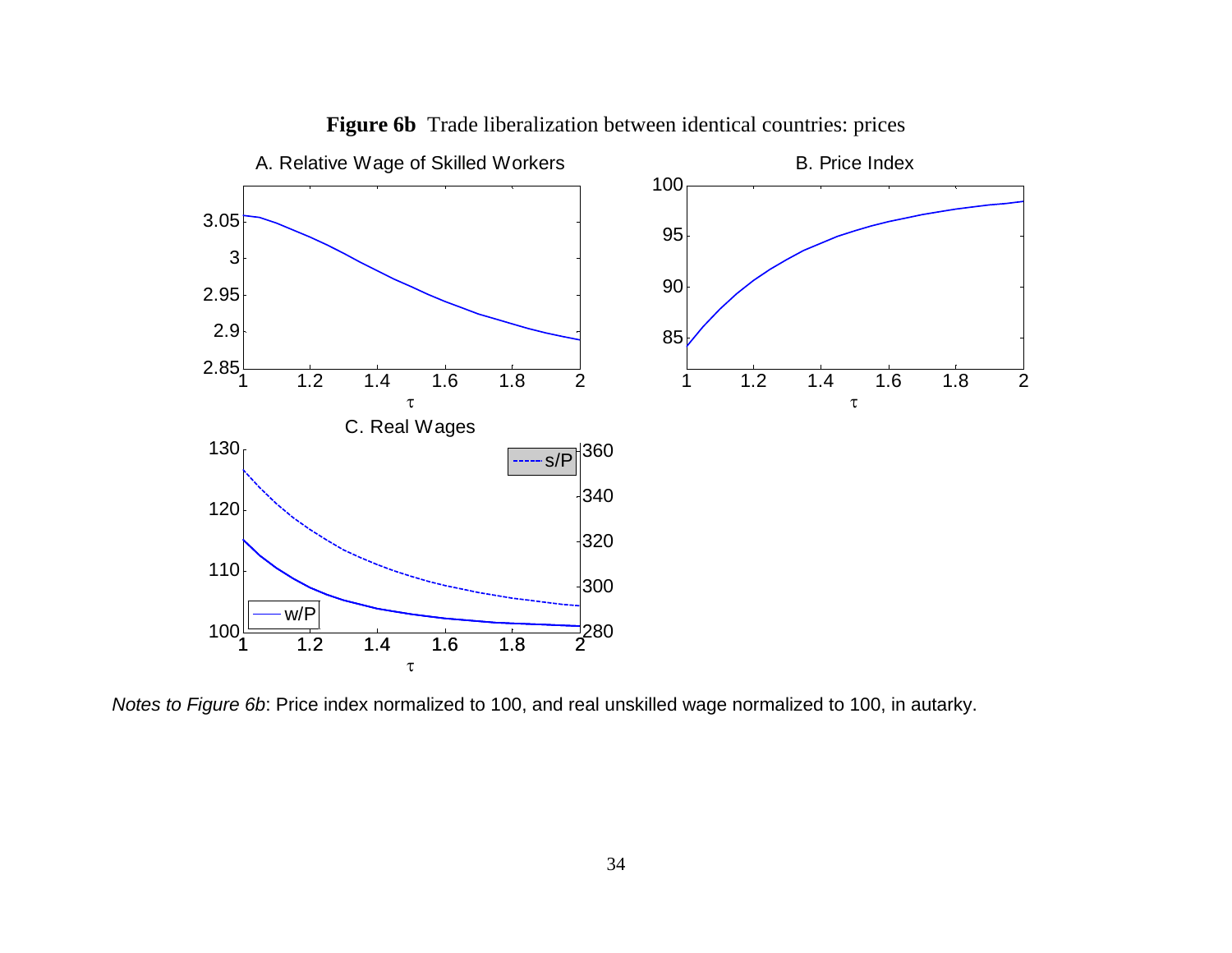**Figure 6b** Trade liberalization between identical countries: prices

*Notes to Figure 6b*: Price index normalized to 100, and real unskilled wage normalized to 100, in autarky.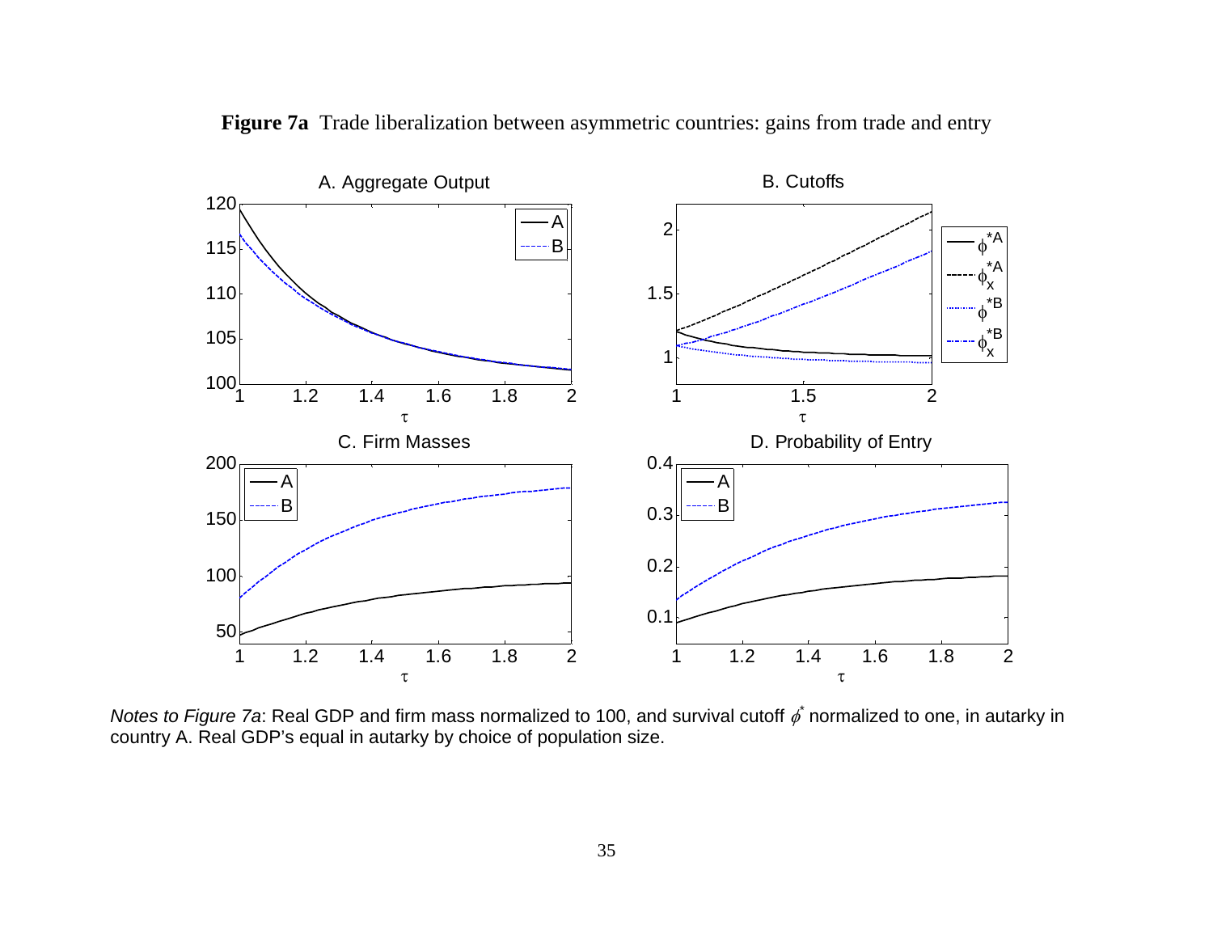**Figure 7a** Trade liberalization between asymmetric countries: gains from trade and entry

*Notes to Figure 7a*: Real GDP and firm mass normalized to 100, and survival cutoff $\phi^*$ normalized to one, in autarky in country A. Real GDP's equal in autarky by choice of population size.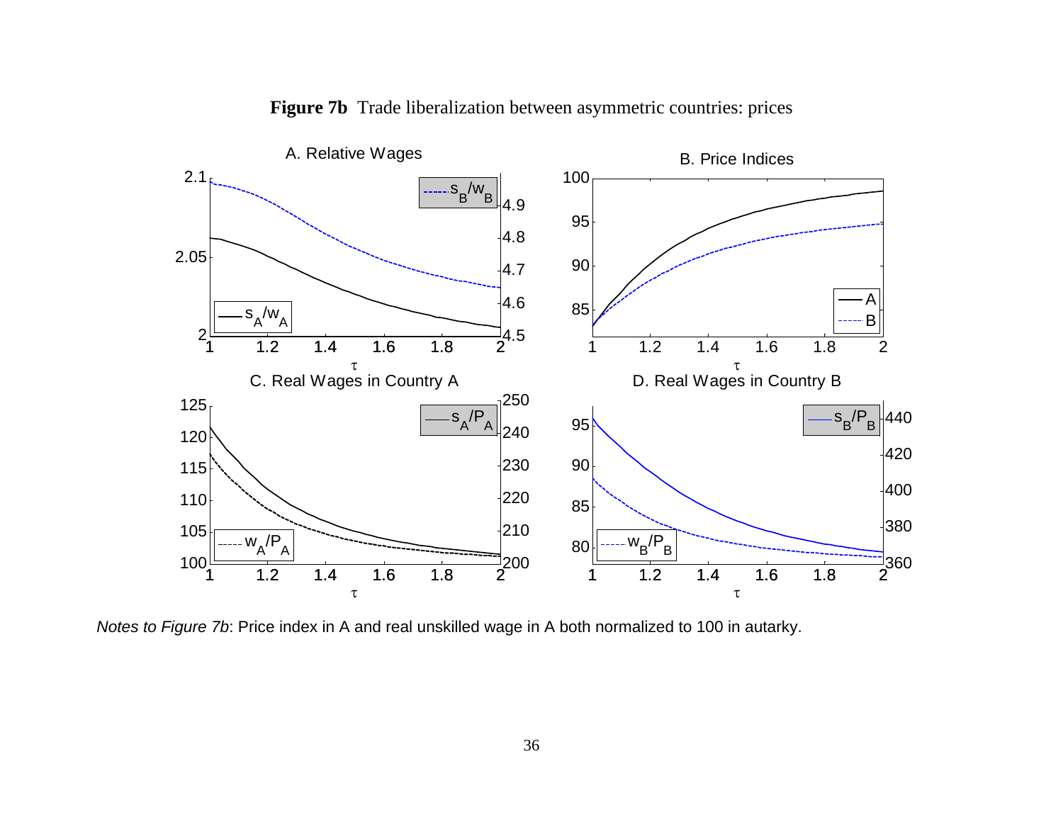**Figure 7b** Trade liberalization between asymmetric countries: prices

*Notes to Figure 7b*: Price index in A and real unskilled wage in A both normalized to 100 in autarky.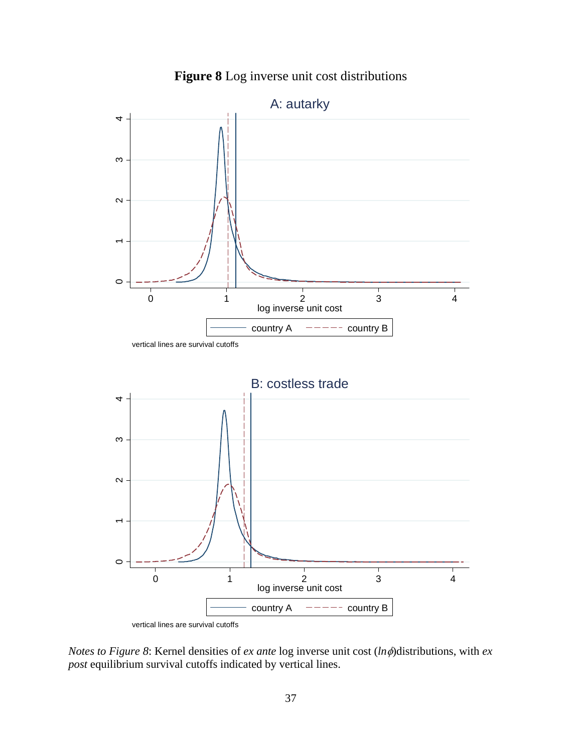**Figure 8** Log inverse unit cost distributions

A: autarky

vertical lines are survival cutoffs

B: costless trade

vertical lines are survival cutoffs

*Notes to Figure 8*: Kernel densities of *ex ante* log inverse unit cost ($ln\phi$)distributions, with *ex post* equilibrium survival cutoffs indicated by vertical lines.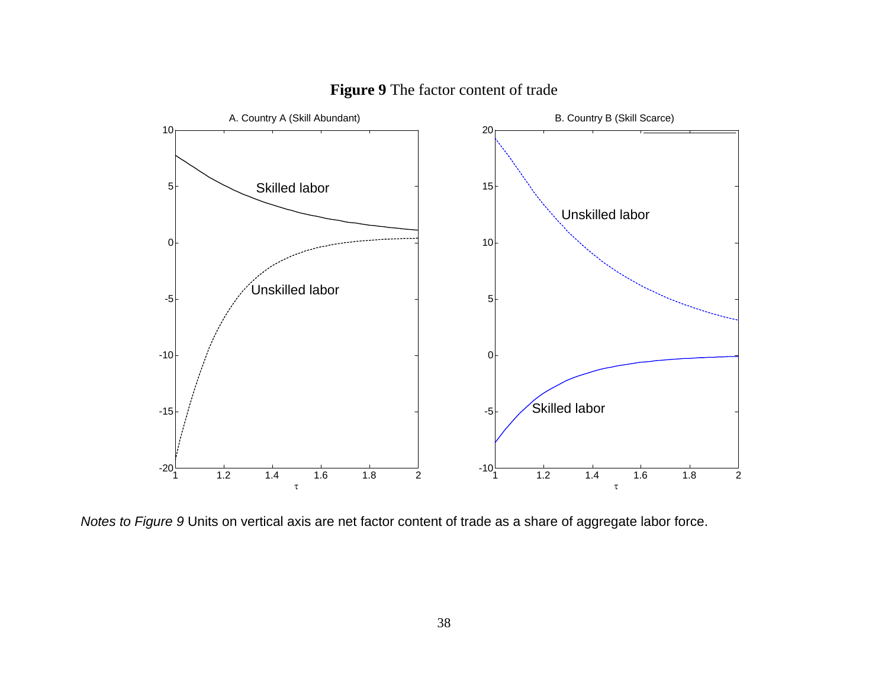**Figure 9** The factor content of trade

*Notes to Figure 9* Units on vertical axis are net factor content of trade as a share of aggregate labor force.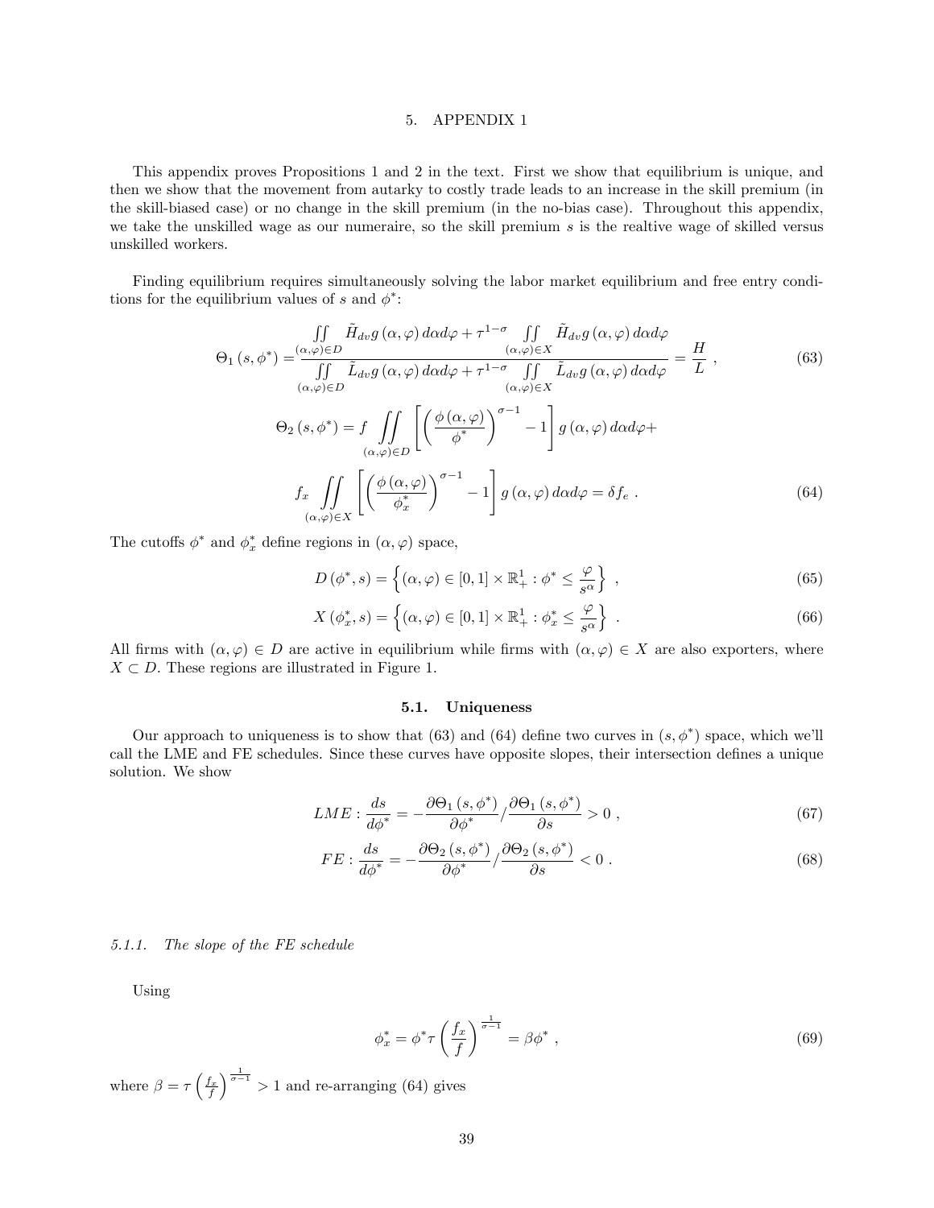# 5. APPENDIX 1

This appendix proves Propositions 1 and 2 in the text. First we show that equilibrium is unique, and then we show that the movement from autarky to costly trade leads to an increase in the skill premium (in the skill-biased case) or no change in the skill premium (in the no-bias case). Throughout this appendix, we take the unskilled wage as our numeraire, so the skill premium $s$ is the realtive wage of skilled versus unskilled workers.

Finding equilibrium requires simultaneously solving the labor market equilibrium and free entry conditions for the equilibrium values of $s$ and $\phi^*$:

$$\Theta_1(s,\phi^*) = \frac{\iint\limits_{(\alpha,\varphi)\in D} \tilde{H}_{dv} g(\alpha,\varphi)\, d\alpha d\varphi + \tau^{1-\sigma} \iint\limits_{(\alpha,\varphi)\in X} \tilde{H}_{dv} g(\alpha,\varphi)\, d\alpha d\varphi}{\iint\limits_{(\alpha,\varphi)\in D} \tilde{L}_{dv} g(\alpha,\varphi)\, d\alpha d\varphi + \tau^{1-\sigma} \iint\limits_{(\alpha,\varphi)\in X} \tilde{L}_{dv} g(\alpha,\varphi)\, d\alpha d\varphi} = \frac{H}{L}\ , \tag{63}$$

$$\Theta_2(s,\phi^*) = f \iint\limits_{(\alpha,\varphi)\in D} \left[ \left( \frac{\phi(\alpha,\varphi)}{\phi^*} \right)^{\sigma-1} - 1 \right] g(\alpha,\varphi)\, d\alpha d\varphi +$$

$$f_x \iint\limits_{(\alpha,\varphi)\in X} \left[ \left( \frac{\phi(\alpha,\varphi)}{\phi_x^*} \right)^{\sigma-1} - 1 \right] g(\alpha,\varphi)\, d\alpha d\varphi = \delta f_e\ . \tag{64}$$

The cutoffs $\phi^*$ and $\phi_x^*$ define regions in $(\alpha,\varphi)$ space,

$$D(\phi^*, s) = \left\{ (\alpha,\varphi) \in [0,1]\times \mathbb{R}_+^1 : \phi^* \leq \frac{\varphi}{s^\alpha} \right\}\ , \tag{65}$$

$$X(\phi_x^*, s) = \left\{ (\alpha,\varphi) \in [0,1]\times \mathbb{R}_+^1 : \phi_x^* \leq \frac{\varphi}{s^\alpha} \right\}\ . \tag{66}$$

All firms with $(\alpha,\varphi)\in D$ are active in equilibrium while firms with $(\alpha,\varphi)\in X$ are also exporters, where $X \subset D$. These regions are illustrated in Figure 1.

## 5.1. Uniqueness

Our approach to uniqueness is to show that (63) and (64) define two curves in $(s,\phi^*)$ space, which we'll call the LME and FE schedules. Since these curves have opposite slopes, their intersection defines a unique solution. We show

$$LME : \frac{ds}{d\phi^*} = -\frac{\partial\Theta_1(s,\phi^*)}{\partial\phi^*} / \frac{\partial\Theta_1(s,\phi^*)}{\partial s} > 0\ , \tag{67}$$

$$FE : \frac{ds}{d\phi^*} = -\frac{\partial\Theta_2(s,\phi^*)}{\partial\phi^*} / \frac{\partial\Theta_2(s,\phi^*)}{\partial s} < 0\ . \tag{68}$$

### 5.1.1. *The slope of the FE schedule*

Using

$$\phi_x^* = \phi^* \tau \left( \frac{f_x}{f} \right)^{\frac{1}{\sigma-1}} = \beta\phi^*\ , \tag{69}$$

where $\beta = \tau \left( \frac{f_x}{f} \right)^{\frac{1}{\sigma-1}} > 1$ and re-arranging (64) gives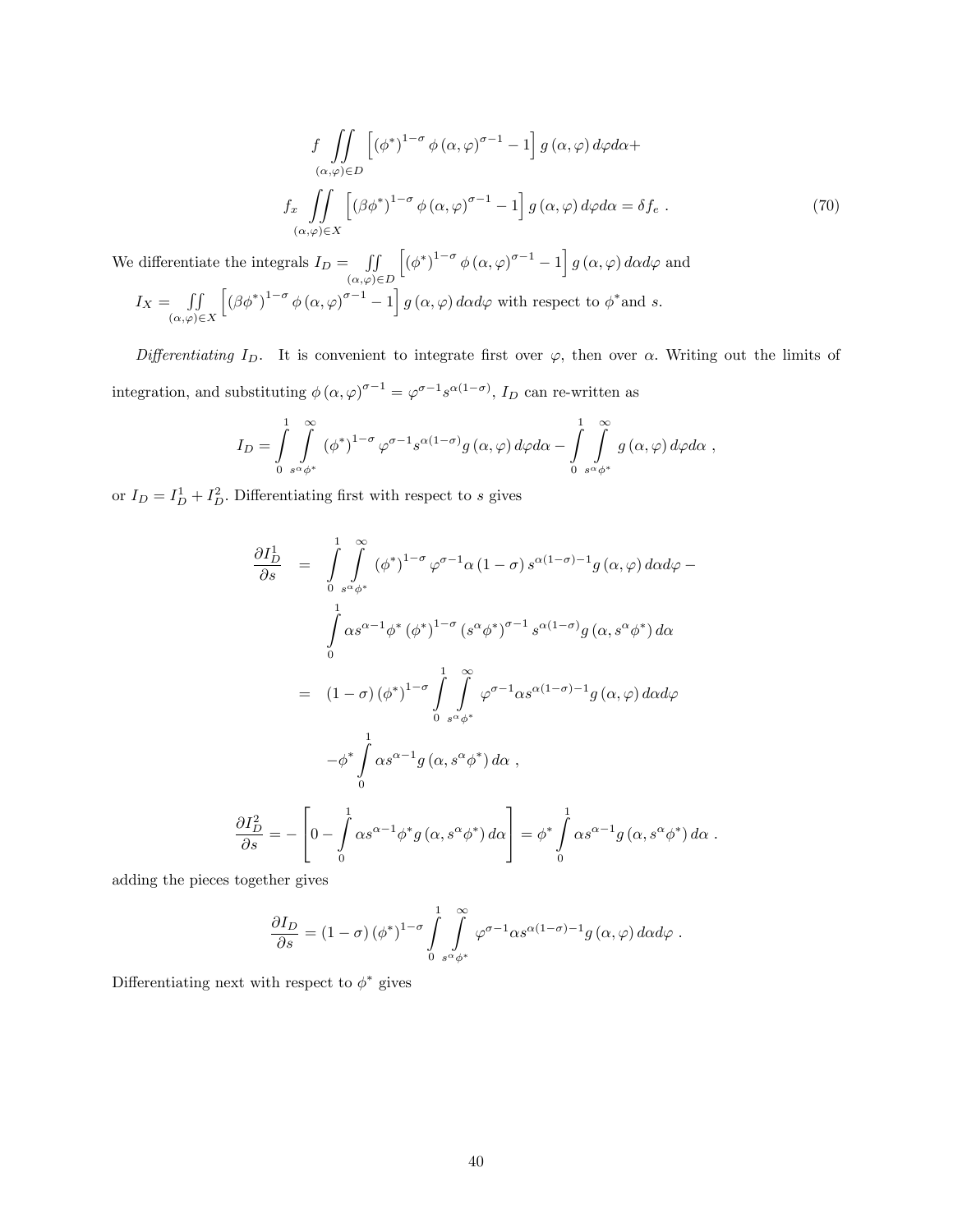$$f \iint\limits_{(\alpha,\varphi)\in D} \left[ (\phi^*)^{1-\sigma} \phi(\alpha,\varphi)^{\sigma-1} - 1 \right] g(\alpha,\varphi)\, d\varphi d\alpha +$$

$$f_x \iint\limits_{(\alpha,\varphi)\in X} \left[ (\beta\phi^*)^{1-\sigma} \phi(\alpha,\varphi)^{\sigma-1} - 1 \right] g(\alpha,\varphi)\, d\varphi d\alpha = \delta f_e \ . \tag{70}$$

We differentiate the integrals $I_D = \iint\limits_{(\alpha,\varphi)\in D} \left[ (\phi^*)^{1-\sigma} \phi(\alpha,\varphi)^{\sigma-1} - 1 \right] g(\alpha,\varphi)\, d\alpha d\varphi$ and $I_X = \iint\limits_{(\alpha,\varphi)\in X} \left[ (\beta\phi^*)^{1-\sigma} \phi(\alpha,\varphi)^{\sigma-1} - 1 \right] g(\alpha,\varphi)\, d\alpha d\varphi$ with respect to $\phi^*$and $s$.

*Differentiating $I_D$.* It is convenient to integrate first over $\varphi$, then over $\alpha$. Writing out the limits of integration, and substituting $\phi(\alpha,\varphi)^{\sigma-1} = \varphi^{\sigma-1} s^{\alpha(1-\sigma)}$, $I_D$ can re-written as

$$I_D = \int\limits_0^1 \int\limits_{s^\alpha \phi^*}^{\infty} (\phi^*)^{1-\sigma} \varphi^{\sigma-1} s^{\alpha(1-\sigma)} g(\alpha,\varphi)\, d\varphi d\alpha - \int\limits_0^1 \int\limits_{s^\alpha \phi^*}^{\infty} g(\alpha,\varphi)\, d\varphi d\alpha \ ,$$

or $I_D = I_D^1 + I_D^2$. Differentiating first with respect to $s$ gives

$$\begin{aligned}
\frac{\partial I_D^1}{\partial s} &= \int\limits_0^1 \int\limits_{s^\alpha \phi^*}^{\infty} (\phi^*)^{1-\sigma} \varphi^{\sigma-1} \alpha (1-\sigma) s^{\alpha(1-\sigma)-1} g(\alpha,\varphi)\, d\alpha d\varphi - \\
&\quad \int\limits_0^1 \alpha s^{\alpha-1} \phi^* (\phi^*)^{1-\sigma} (s^\alpha \phi^*)^{\sigma-1} s^{\alpha(1-\sigma)} g(\alpha, s^\alpha \phi^*)\, d\alpha \\
&= (1-\sigma)(\phi^*)^{1-\sigma} \int\limits_0^1 \int\limits_{s^\alpha \phi^*}^{\infty} \varphi^{\sigma-1} \alpha s^{\alpha(1-\sigma)-1} g(\alpha,\varphi)\, d\alpha d\varphi \\
&\quad - \phi^* \int\limits_0^1 \alpha s^{\alpha-1} g(\alpha, s^\alpha \phi^*)\, d\alpha \ ,
\end{aligned}$$

$$\frac{\partial I_D^2}{\partial s} = -\left[ 0 - \int\limits_0^1 \alpha s^{\alpha-1} \phi^* g(\alpha, s^\alpha \phi^*)\, d\alpha \right] = \phi^* \int\limits_0^1 \alpha s^{\alpha-1} g(\alpha, s^\alpha \phi^*)\, d\alpha \ .$$

adding the pieces together gives

$$\frac{\partial I_D}{\partial s} = (1-\sigma)(\phi^*)^{1-\sigma} \int\limits_0^1 \int\limits_{s^\alpha \phi^*}^{\infty} \varphi^{\sigma-1} \alpha s^{\alpha(1-\sigma)-1} g(\alpha,\varphi)\, d\alpha d\varphi \ .$$

Differentiating next with respect to $\phi^*$ gives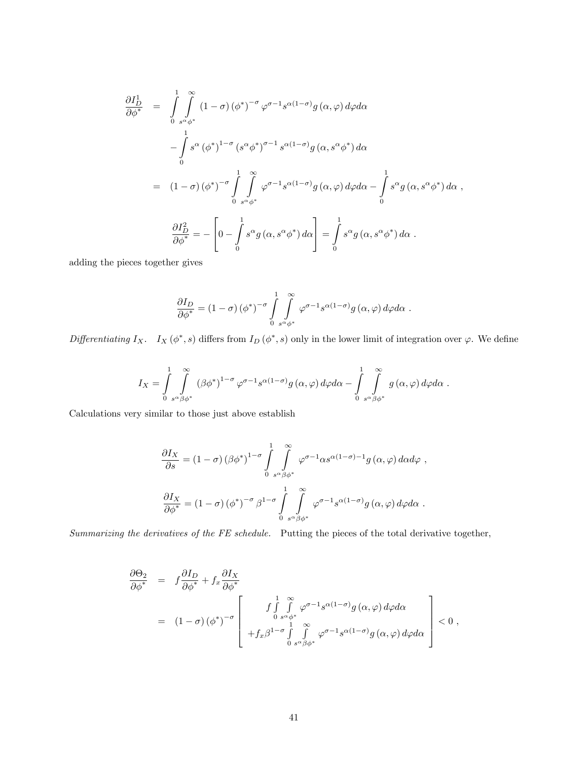$$
\begin{aligned}
\frac{\partial I_D^1}{\partial \phi^*} &= \int_0^1 \int_{s^\alpha \phi^*}^{\infty} (1-\sigma)(\phi^*)^{-\sigma} \varphi^{\sigma-1} s^{\alpha(1-\sigma)} g(\alpha,\varphi)\, d\varphi d\alpha \\
&\quad - \int_0^1 s^\alpha (\phi^*)^{1-\sigma} (s^\alpha \phi^*)^{\sigma-1} s^{\alpha(1-\sigma)} g(\alpha, s^\alpha \phi^*)\, d\alpha \\
&= (1-\sigma)(\phi^*)^{-\sigma} \int_0^1 \int_{s^\alpha \phi^*}^{\infty} \varphi^{\sigma-1} s^{\alpha(1-\sigma)} g(\alpha,\varphi)\, d\varphi d\alpha - \int_0^1 s^\alpha g(\alpha, s^\alpha \phi^*)\, d\alpha \ ,
\end{aligned}
$$

$$
\frac{\partial I_D^2}{\partial \phi^*} = -\left[ 0 - \int_0^1 s^\alpha g(\alpha, s^\alpha \phi^*)\, d\alpha \right] = \int_0^1 s^\alpha g(\alpha, s^\alpha \phi^*)\, d\alpha \ .
$$

adding the pieces together gives

$$
\frac{\partial I_D}{\partial \phi^*} = (1-\sigma)(\phi^*)^{-\sigma} \int_0^1 \int_{s^\alpha \phi^*}^{\infty} \varphi^{\sigma-1} s^{\alpha(1-\sigma)} g(\alpha,\varphi)\, d\varphi d\alpha \ .
$$

*Differentiating $I_X$.* $I_X(\phi^*, s)$ differs from $I_D(\phi^*, s)$ only in the lower limit of integration over $\varphi$. We define

$$
I_X = \int_0^1 \int_{s^\alpha \beta \phi^*}^{\infty} (\beta \phi^*)^{1-\sigma} \varphi^{\sigma-1} s^{\alpha(1-\sigma)} g(\alpha,\varphi)\, d\varphi d\alpha - \int_0^1 \int_{s^\alpha \beta \phi^*}^{\infty} g(\alpha,\varphi)\, d\varphi d\alpha \ .
$$

Calculations very similar to those just above establish

$$
\frac{\partial I_X}{\partial s} = (1-\sigma)(\beta \phi^*)^{1-\sigma} \int_0^1 \int_{s^\alpha \beta \phi^*}^{\infty} \varphi^{\sigma-1} \alpha s^{\alpha(1-\sigma)-1} g(\alpha,\varphi)\, d\alpha d\varphi \ ,
$$

$$
\frac{\partial I_X}{\partial \phi^*} = (1-\sigma)(\phi^*)^{-\sigma} \beta^{1-\sigma} \int_0^1 \int_{s^\alpha \beta \phi^*}^{\infty} \varphi^{\sigma-1} s^{\alpha(1-\sigma)} g(\alpha,\varphi)\, d\varphi d\alpha \ .
$$

*Summarizing the derivatives of the FE schedule.* Putting the pieces of the total derivative together,

$$
\begin{aligned}
\frac{\partial \Theta_2}{\partial \phi^*} &= f \frac{\partial I_D}{\partial \phi^*} + f_x \frac{\partial I_X}{\partial \phi^*} \\
&= (1-\sigma)(\phi^*)^{-\sigma} \left[ \begin{array}{c} f \int_0^1 \int_{s^\alpha \phi^*}^{\infty} \varphi^{\sigma-1} s^{\alpha(1-\sigma)} g(\alpha,\varphi)\, d\varphi d\alpha \\ + f_x \beta^{1-\sigma} \int_0^1 \int_{s^\alpha \beta \phi^*}^{\infty} \varphi^{\sigma-1} s^{\alpha(1-\sigma)} g(\alpha,\varphi)\, d\varphi d\alpha \end{array} \right] < 0 \ ,
\end{aligned}
$$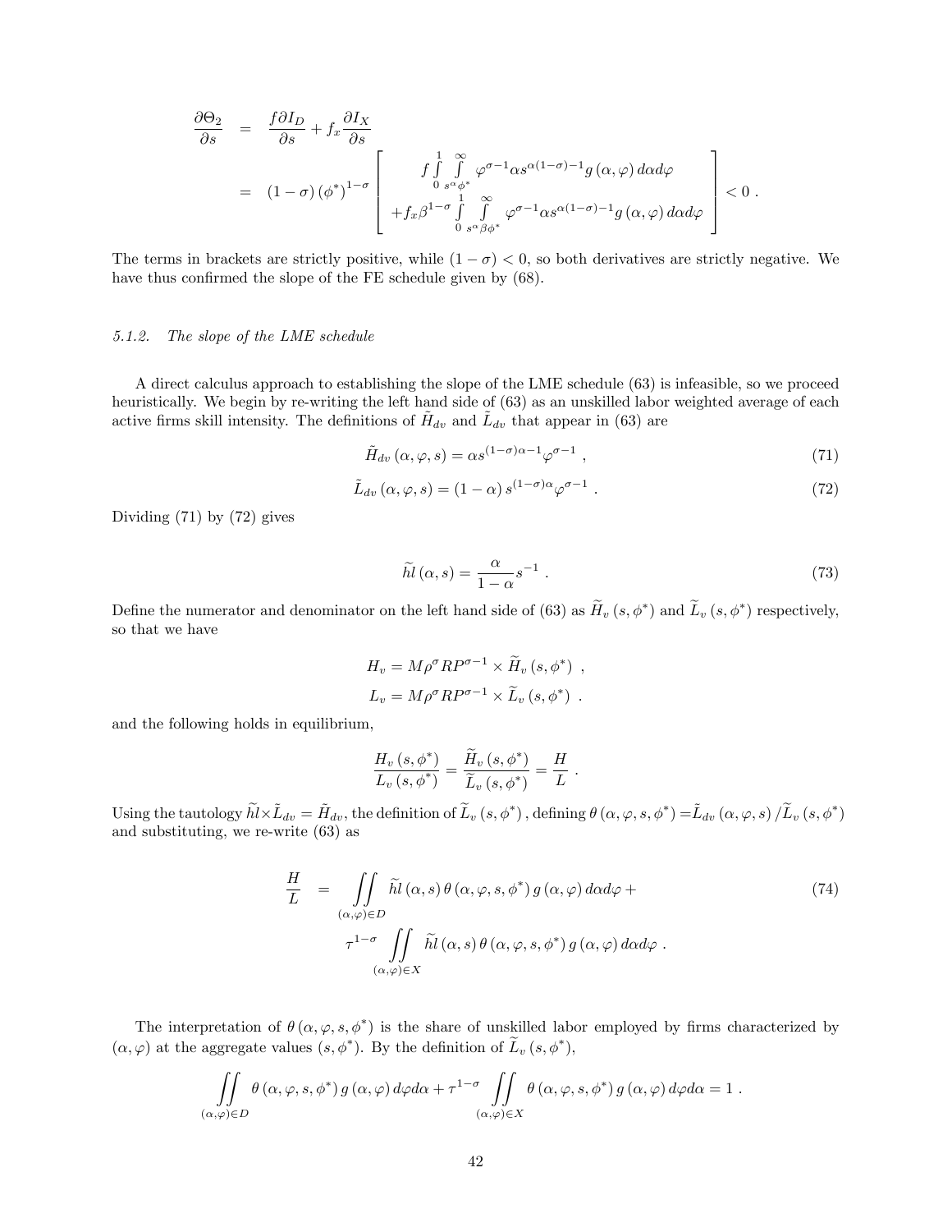$$
\begin{aligned}
\frac{\partial \Theta_2}{\partial s} &= \frac{f \partial I_D}{\partial s} + f_x \frac{\partial I_X}{\partial s} \\
&= (1-\sigma)(\phi^*)^{1-\sigma} \left[ \begin{array}{c} f \int_0^1 \int_{s^\alpha \phi^*}^{\infty} \varphi^{\sigma-1} \alpha s^{\alpha(1-\sigma)-1} g(\alpha,\varphi)\, d\alpha d\varphi \\ + f_x \beta^{1-\sigma} \int_0^1 \int_{s^\alpha \beta \phi^*}^{\infty} \varphi^{\sigma-1} \alpha s^{\alpha(1-\sigma)-1} g(\alpha,\varphi)\, d\alpha d\varphi \end{array} \right] < 0 \; .
\end{aligned}
$$

The terms in brackets are strictly positive, while $(1-\sigma) < 0$, so both derivatives are strictly negative. We have thus confirmed the slope of the FE schedule given by (68).

#### 5.1.2. The slope of the LME schedule

A direct calculus approach to establishing the slope of the LME schedule (63) is infeasible, so we proceed heuristically. We begin by re-writing the left hand side of (63) as an unskilled labor weighted average of each active firms skill intensity. The definitions of $\tilde{H}_{dv}$ and $\tilde{L}_{dv}$ that appear in (63) are

$$
\tilde{H}_{dv}(\alpha,\varphi,s) = \alpha s^{(1-\sigma)\alpha-1} \varphi^{\sigma-1} \; , \tag{71}
$$

$$
\tilde{L}_{dv}(\alpha,\varphi,s) = (1-\alpha) s^{(1-\sigma)\alpha} \varphi^{\sigma-1} \; . \tag{72}
$$

Dividing (71) by (72) gives

$$
\widetilde{hl}(\alpha,s) = \frac{\alpha}{1-\alpha} s^{-1} \; . \tag{73}
$$

Define the numerator and denominator on the left hand side of (63) as $\widetilde{H}_v(s,\phi^*)$ and $\widetilde{L}_v(s,\phi^*)$ respectively, so that we have

$$
H_v = M \rho^\sigma R P^{\sigma-1} \times \widetilde{H}_v(s,\phi^*) \; ,
$$

$$
L_v = M \rho^\sigma R P^{\sigma-1} \times \widetilde{L}_v(s,\phi^*) \; .
$$

and the following holds in equilibrium,

$$
\frac{H_v(s,\phi^*)}{L_v(s,\phi^*)} = \frac{\widetilde{H}_v(s,\phi^*)}{\widetilde{L}_v(s,\phi^*)} = \frac{H}{L} \; .
$$

Using the tautology $\widetilde{hl} \times \tilde{L}_{dv} = \tilde{H}_{dv}$, the definition of $\widetilde{L}_v(s,\phi^*)$, defining $\theta(\alpha,\varphi,s,\phi^*) = \tilde{L}_{dv}(\alpha,\varphi,s)/\widetilde{L}_v(s,\phi^*)$ and substituting, we re-write (63) as

$$
\begin{aligned}
\frac{H}{L} = & \iint_{(\alpha,\varphi)\in D} \widetilde{hl}(\alpha,s)\, \theta(\alpha,\varphi,s,\phi^*)\, g(\alpha,\varphi)\, d\alpha d\varphi + \\
& \tau^{1-\sigma} \iint_{(\alpha,\varphi)\in X} \widetilde{hl}(\alpha,s)\, \theta(\alpha,\varphi,s,\phi^*)\, g(\alpha,\varphi)\, d\alpha d\varphi \; .
\end{aligned} \tag{74}
$$

The interpretation of $\theta(\alpha,\varphi,s,\phi^*)$ is the share of unskilled labor employed by firms characterized by $(\alpha,\varphi)$ at the aggregate values $(s,\phi^*)$. By the definition of $\widetilde{L}_v(s,\phi^*)$,

$$
\iint_{(\alpha,\varphi)\in D} \theta(\alpha,\varphi,s,\phi^*)\, g(\alpha,\varphi)\, d\varphi d\alpha + \tau^{1-\sigma} \iint_{(\alpha,\varphi)\in X} \theta(\alpha,\varphi,s,\phi^*)\, g(\alpha,\varphi)\, d\varphi d\alpha = 1 \; .
$$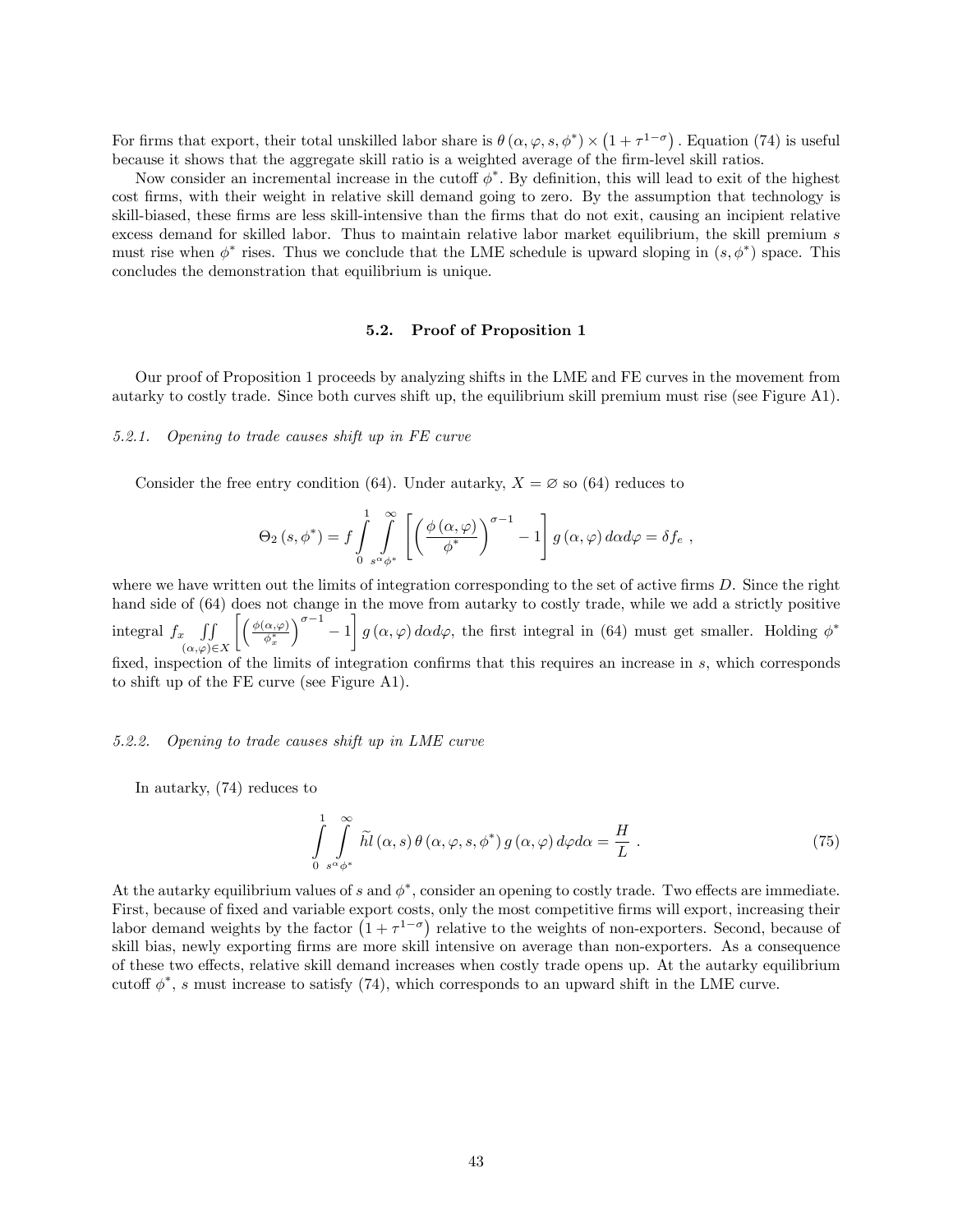For firms that export, their total unskilled labor share is $\theta(\alpha, \varphi, s, \phi^*) \times (1 + \tau^{1-\sigma})$. Equation (74) is useful because it shows that the aggregate skill ratio is a weighted average of the firm-level skill ratios.

Now consider an incremental increase in the cutoff $\phi^*$. By definition, this will lead to exit of the highest cost firms, with their weight in relative skill demand going to zero. By the assumption that technology is skill-biased, these firms are less skill-intensive than the firms that do not exit, causing an incipient relative excess demand for skilled labor. Thus to maintain relative labor market equilibrium, the skill premium $s$ must rise when $\phi^*$ rises. Thus we conclude that the LME schedule is upward sloping in $(s, \phi^*)$ space. This concludes the demonstration that equilibrium is unique.

### 5.2. Proof of Proposition 1

Our proof of Proposition 1 proceeds by analyzing shifts in the LME and FE curves in the movement from autarky to costly trade. Since both curves shift up, the equilibrium skill premium must rise (see Figure A1).

#### *5.2.1. Opening to trade causes shift up in FE curve*

Consider the free entry condition (64). Under autarky, $X = \varnothing$ so (64) reduces to

$$\Theta_2(s, \phi^*) = f \int_0^1 \int_{s^\alpha \phi^*}^{\infty} \left[ \left( \frac{\phi(\alpha, \varphi)}{\phi^*} \right)^{\sigma - 1} - 1 \right] g(\alpha, \varphi)\, d\alpha d\varphi = \delta f_e \ ,$$

where we have written out the limits of integration corresponding to the set of active firms $D$. Since the right hand side of (64) does not change in the move from autarky to costly trade, while we add a strictly positive integral $f_x \iint_{(\alpha,\varphi)\in X} \left[ \left( \frac{\phi(\alpha,\varphi)}{\phi_x^*} \right)^{\sigma-1} - 1 \right] g(\alpha, \varphi)\, d\alpha d\varphi$, the first integral in (64) must get smaller. Holding $\phi^*$ fixed, inspection of the limits of integration confirms that this requires an increase in $s$, which corresponds to shift up of the FE curve (see Figure A1).

#### *5.2.2. Opening to trade causes shift up in LME curve*

In autarky, (74) reduces to

$$\int_0^1 \int_{s^\alpha \phi^*}^{\infty} \widetilde{hl}(\alpha, s)\, \theta(\alpha, \varphi, s, \phi^*)\, g(\alpha, \varphi)\, d\varphi d\alpha = \frac{H}{L} \ . \tag{75}$$

At the autarky equilibrium values of $s$ and $\phi^*$, consider an opening to costly trade. Two effects are immediate. First, because of fixed and variable export costs, only the most competitive firms will export, increasing their labor demand weights by the factor $(1 + \tau^{1-\sigma})$ relative to the weights of non-exporters. Second, because of skill bias, newly exporting firms are more skill intensive on average than non-exporters. As a consequence of these two effects, relative skill demand increases when costly trade opens up. At the autarky equilibrium cutoff $\phi^*$, $s$ must increase to satisfy (74), which corresponds to an upward shift in the LME curve.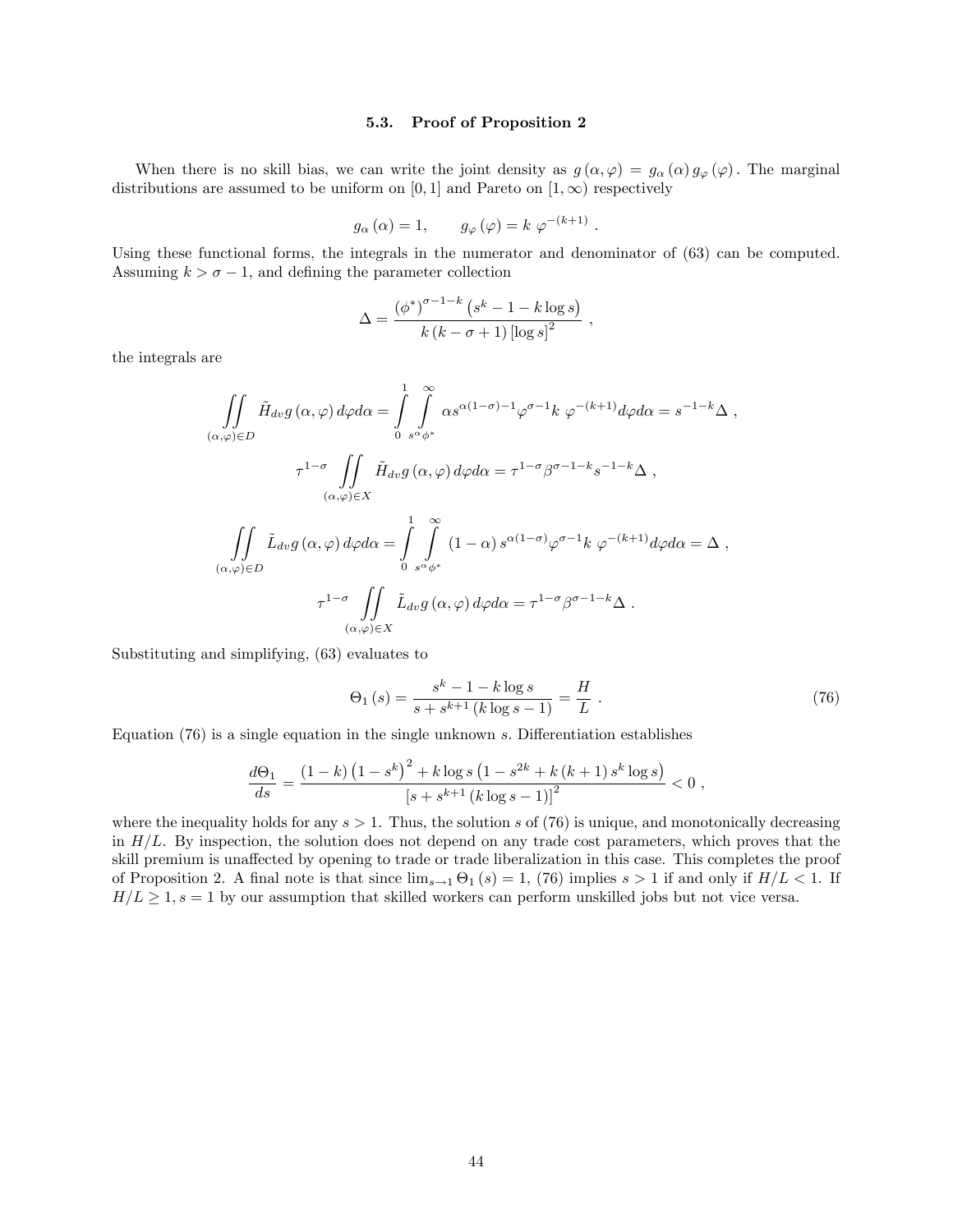### 5.3. Proof of Proposition 2

When there is no skill bias, we can write the joint density as $g(\alpha, \varphi) = g_\alpha(\alpha) g_\varphi(\varphi)$. The marginal distributions are assumed to be uniform on $[0,1]$ and Pareto on $[1,\infty)$ respectively

$$g_\alpha(\alpha) = 1, \qquad g_\varphi(\varphi) = k\ \varphi^{-(k+1)} .$$

Using these functional forms, the integrals in the numerator and denominator of (63) can be computed. Assuming $k > \sigma - 1$, and defining the parameter collection

$$\Delta = \frac{(\phi^*)^{\sigma-1-k}\left(s^k - 1 - k\log s\right)}{k(k-\sigma+1)\left[\log s\right]^2} ,$$

the integrals are

$$\iint\limits_{(\alpha,\varphi)\in D} \tilde{H}_{dv} g(\alpha,\varphi)\, d\varphi d\alpha = \int_0^1 \int_{s^\alpha \phi^*}^{\infty} \alpha s^{\alpha(1-\sigma)-1} \varphi^{\sigma-1} k\ \varphi^{-(k+1)} d\varphi d\alpha = s^{-1-k}\Delta ,$$

$$\tau^{1-\sigma} \iint\limits_{(\alpha,\varphi)\in X} \tilde{H}_{dv} g(\alpha,\varphi)\, d\varphi d\alpha = \tau^{1-\sigma}\beta^{\sigma-1-k} s^{-1-k}\Delta ,$$

$$\iint\limits_{(\alpha,\varphi)\in D} \tilde{L}_{dv} g(\alpha,\varphi)\, d\varphi d\alpha = \int_0^1 \int_{s^\alpha \phi^*}^{\infty} (1-\alpha) s^{\alpha(1-\sigma)} \varphi^{\sigma-1} k\ \varphi^{-(k+1)} d\varphi d\alpha = \Delta ,$$

$$\tau^{1-\sigma} \iint\limits_{(\alpha,\varphi)\in X} \tilde{L}_{dv} g(\alpha,\varphi)\, d\varphi d\alpha = \tau^{1-\sigma}\beta^{\sigma-1-k}\Delta .$$

Substituting and simplifying, (63) evaluates to

$$\Theta_1(s) = \frac{s^k - 1 - k\log s}{s + s^{k+1}(k\log s - 1)} = \frac{H}{L} . \tag{76}$$

Equation (76) is a single equation in the single unknown $s$. Differentiation establishes

$$\frac{d\Theta_1}{ds} = \frac{(1-k)\left(1-s^k\right)^2 + k\log s\left(1 - s^{2k} + k(k+1)s^k\log s\right)}{\left[s + s^{k+1}(k\log s - 1)\right]^2} < 0 ,$$

where the inequality holds for any $s > 1$. Thus, the solution $s$ of (76) is unique, and monotonically decreasing in $H/L$. By inspection, the solution does not depend on any trade cost parameters, which proves that the skill premium is unaffected by opening to trade or trade liberalization in this case. This completes the proof of Proposition 2. A final note is that since $\lim_{s\to 1}\Theta_1(s) = 1$, (76) implies $s > 1$ if and only if $H/L < 1$. If $H/L \geq 1$, $s = 1$ by our assumption that skilled workers can perform unskilled jobs but not vice versa.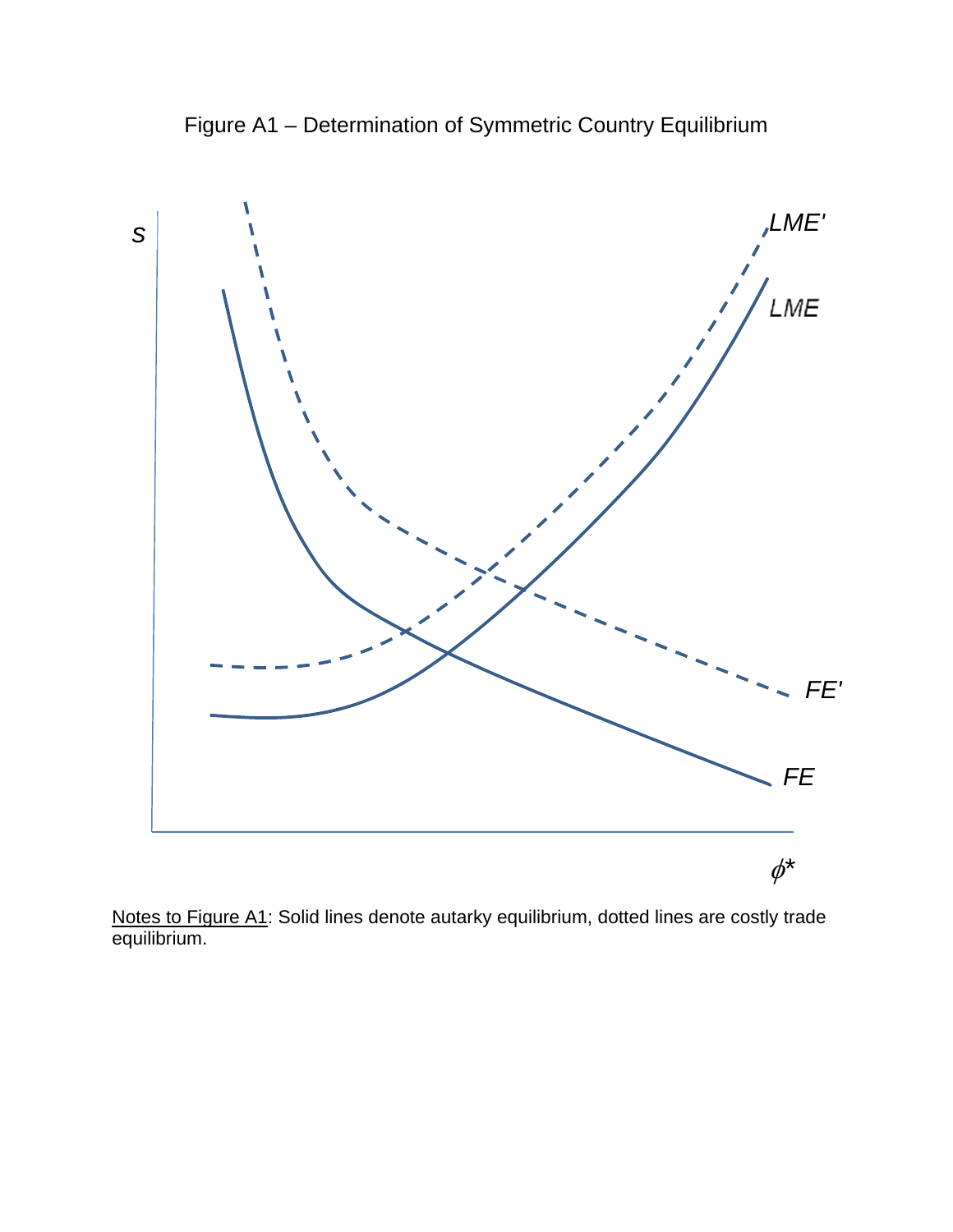Figure A1 – Determination of Symmetric Country Equilibrium

Notes to Figure A1: Solid lines denote autarky equilibrium, dotted lines are costly trade equilibrium.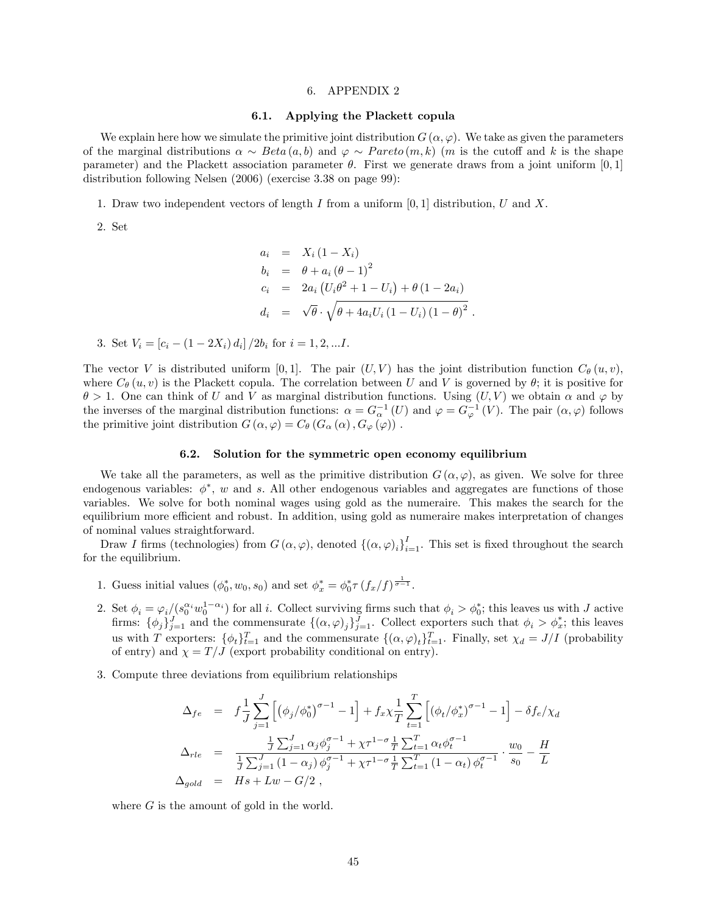# 6. APPENDIX 2

## 6.1. Applying the Plackett copula

We explain here how we simulate the primitive joint distribution $G(\alpha, \varphi)$. We take as given the parameters of the marginal distributions $\alpha \sim Beta(a, b)$ and $\varphi \sim Pareto(m, k)$ ($m$ is the cutoff and $k$ is the shape parameter) and the Plackett association parameter $\theta$. First we generate draws from a joint uniform $[0, 1]$ distribution following Nelsen (2006) (exercise 3.38 on page 99):

1. Draw two independent vectors of length $I$ from a uniform $[0, 1]$ distribution, $U$ and $X$.

2. Set

$$
\begin{aligned}
a_i &= X_i (1 - X_i) \\
b_i &= \theta + a_i (\theta - 1)^2 \\
c_i &= 2a_i \left( U_i \theta^2 + 1 - U_i \right) + \theta (1 - 2a_i) \\
d_i &= \sqrt{\theta} \cdot \sqrt{\theta + 4a_i U_i (1 - U_i)(1 - \theta)^2}\ .
\end{aligned}
$$

3. Set $V_i = [c_i - (1 - 2X_i) d_i] / 2b_i$ for $i = 1, 2, ...I$.

The vector $V$ is distributed uniform $[0, 1]$. The pair $(U, V)$ has the joint distribution function $C_\theta(u, v)$, where $C_\theta(u, v)$ is the Plackett copula. The correlation between $U$ and $V$ is governed by $\theta$; it is positive for $\theta > 1$. One can think of $U$ and $V$ as marginal distribution functions. Using $(U, V)$ we obtain $\alpha$ and $\varphi$ by the inverses of the marginal distribution functions: $\alpha = G_\alpha^{-1}(U)$ and $\varphi = G_\varphi^{-1}(V)$. The pair $(\alpha, \varphi)$ follows the primitive joint distribution $G(\alpha, \varphi) = C_\theta(G_\alpha(\alpha), G_\varphi(\varphi))$.

## 6.2. Solution for the symmetric open economy equilibrium

We take all the parameters, as well as the primitive distribution $G(\alpha, \varphi)$, as given. We solve for three endogenous variables: $\phi^*$, $w$ and $s$. All other endogenous variables and aggregates are functions of those variables. We solve for both nominal wages using gold as the numeraire. This makes the search for the equilibrium more efficient and robust. In addition, using gold as numeraire makes interpretation of changes of nominal values straightforward.

Draw $I$ firms (technologies) from $G(\alpha, \varphi)$, denoted $\{(\alpha, \varphi)_i\}_{i=1}^{I}$. This set is fixed throughout the search for the equilibrium.

1. Guess initial values $(\phi_0^*, w_0, s_0)$ and set $\phi_x^* = \phi_0^* \tau (f_x/f)^{\frac{1}{\sigma-1}}$.

2. Set $\phi_i = \varphi_i / (s_0^{\alpha_i} w_0^{1-\alpha_i})$ for all $i$. Collect surviving firms such that $\phi_i > \phi_0^*$; this leaves us with $J$ active firms: $\{\phi_j\}_{j=1}^{J}$ and the commensurate $\{(\alpha, \varphi)_j\}_{j=1}^{J}$. Collect exporters such that $\phi_i > \phi_x^*$; this leaves us with $T$ exporters: $\{\phi_t\}_{t=1}^{T}$ and the commensurate $\{(\alpha, \varphi)_t\}_{t=1}^{T}$. Finally, set $\chi_d = J/I$ (probability of entry) and $\chi = T/J$ (export probability conditional on entry).

3. Compute three deviations from equilibrium relationships

$$
\begin{aligned}
\Delta_{fe} &= f \frac{1}{J} \sum_{j=1}^{J} \left[ (\phi_j / \phi_0^*)^{\sigma-1} - 1 \right] + f_x \chi \frac{1}{T} \sum_{t=1}^{T} \left[ (\phi_t / \phi_x^*)^{\sigma-1} - 1 \right] - \delta f_e / \chi_d \\
\Delta_{rle} &= \frac{\frac{1}{J} \sum_{j=1}^{J} \alpha_j \phi_j^{\sigma-1} + \chi \tau^{1-\sigma} \frac{1}{T} \sum_{t=1}^{T} \alpha_t \phi_t^{\sigma-1}}{\frac{1}{J} \sum_{j=1}^{J} (1 - \alpha_j) \phi_j^{\sigma-1} + \chi \tau^{1-\sigma} \frac{1}{T} \sum_{t=1}^{T} (1 - \alpha_t) \phi_t^{\sigma-1}} \cdot \frac{w_0}{s_0} - \frac{H}{L} \\
\Delta_{gold} &= Hs + Lw - G/2\ ,
\end{aligned}
$$

where $G$ is the amount of gold in the world.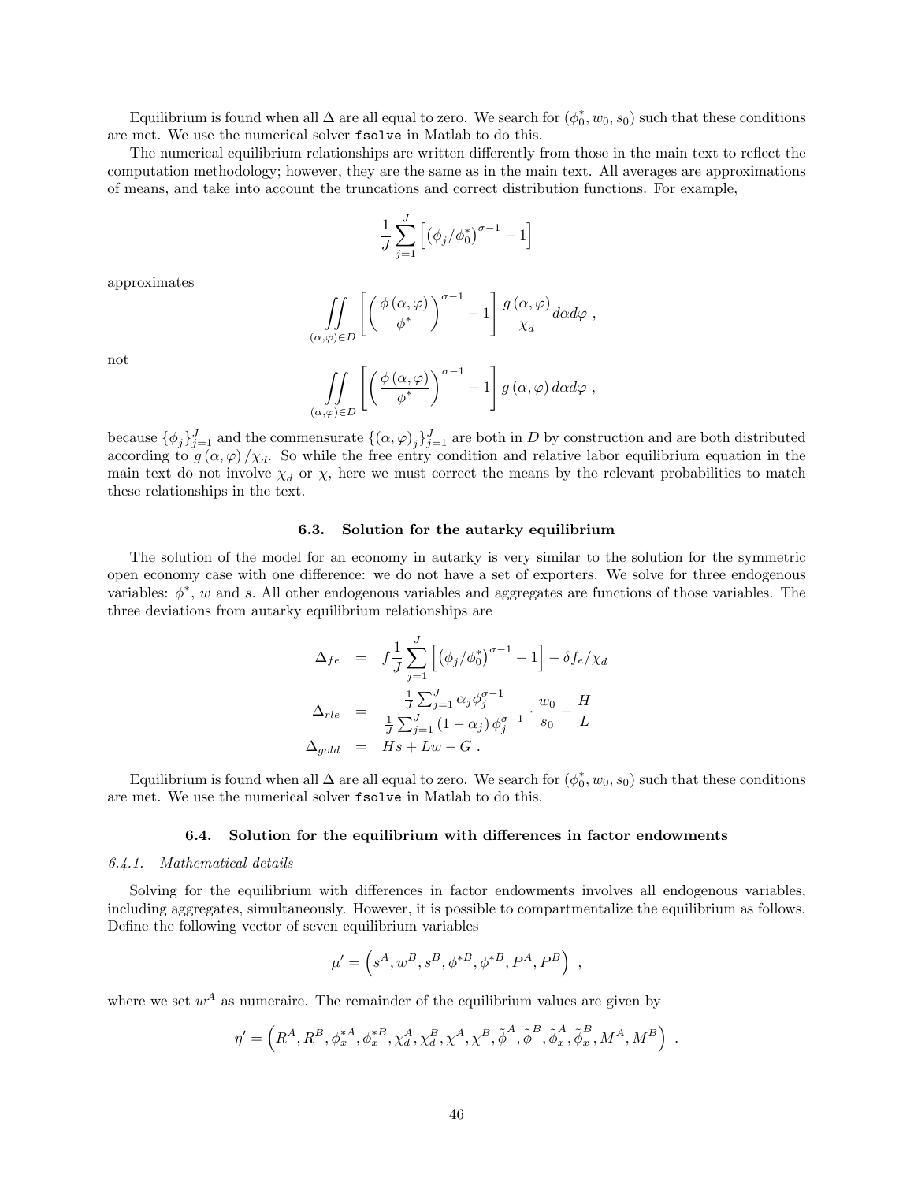Equilibrium is found when all $\Delta$ are all equal to zero. We search for $(\phi_0^*, w_0, s_0)$ such that these conditions are met. We use the numerical solver `fsolve` in Matlab to do this.

The numerical equilibrium relationships are written differently from those in the main text to reflect the computation methodology; however, they are the same as in the main text. All averages are approximations of means, and take into account the truncations and correct distribution functions. For example,

$$\frac{1}{J}\sum_{j=1}^{J}\left[\left(\phi_j/\phi_0^*\right)^{\sigma-1}-1\right]$$

approximates

$$\iint_{(\alpha,\varphi)\in D}\left[\left(\frac{\phi(\alpha,\varphi)}{\phi^*}\right)^{\sigma-1}-1\right]\frac{g(\alpha,\varphi)}{\chi_d}d\alpha d\varphi\ ,$$

not

$$\iint_{(\alpha,\varphi)\in D}\left[\left(\frac{\phi(\alpha,\varphi)}{\phi^*}\right)^{\sigma-1}-1\right]g(\alpha,\varphi)\,d\alpha d\varphi\ ,$$

because $\{\phi_j\}_{j=1}^J$ and the commensurate $\{(\alpha,\varphi)_j\}_{j=1}^J$ are both in $D$ by construction and are both distributed according to $g(\alpha,\varphi)/\chi_d$. So while the free entry condition and relative labor equilibrium equation in the main text do not involve $\chi_d$ or $\chi$, here we must correct the means by the relevant probabilities to match these relationships in the text.

### 6.3. Solution for the autarky equilibrium

The solution of the model for an economy in autarky is very similar to the solution for the symmetric open economy case with one difference: we do not have a set of exporters. We solve for three endogenous variables: $\phi^*$, $w$ and $s$. All other endogenous variables and aggregates are functions of those variables. The three deviations from autarky equilibrium relationships are

$$\begin{aligned}
\Delta_{fe} &= f\frac{1}{J}\sum_{j=1}^{J}\left[\left(\phi_j/\phi_0^*\right)^{\sigma-1}-1\right]-\delta f_e/\chi_d \\
\Delta_{rle} &= \frac{\frac{1}{J}\sum_{j=1}^{J}\alpha_j\phi_j^{\sigma-1}}{\frac{1}{J}\sum_{j=1}^{J}(1-\alpha_j)\,\phi_j^{\sigma-1}}\cdot\frac{w_0}{s_0}-\frac{H}{L} \\
\Delta_{gold} &= Hs+Lw-G\ .
\end{aligned}$$

Equilibrium is found when all $\Delta$ are all equal to zero. We search for $(\phi_0^*, w_0, s_0)$ such that these conditions are met. We use the numerical solver `fsolve` in Matlab to do this.

### 6.4. Solution for the equilibrium with differences in factor endowments

*6.4.1. Mathematical details*

Solving for the equilibrium with differences in factor endowments involves all endogenous variables, including aggregates, simultaneously. However, it is possible to compartmentalize the equilibrium as follows. Define the following vector of seven equilibrium variables

$$\mu'=\left(s^A, w^B, s^B, \phi^{*B}, \phi^{*B}, P^A, P^B\right)\ ,$$

where we set $w^A$ as numeraire. The remainder of the equilibrium values are given by

$$\eta'=\left(R^A, R^B, \phi_x^{*A}, \phi_x^{*B}, \chi_d^A, \chi_d^B, \chi^A, \chi^B, \tilde{\phi}^A, \tilde{\phi}^B, \tilde{\phi}_x^A, \tilde{\phi}_x^B, M^A, M^B\right)\ .$$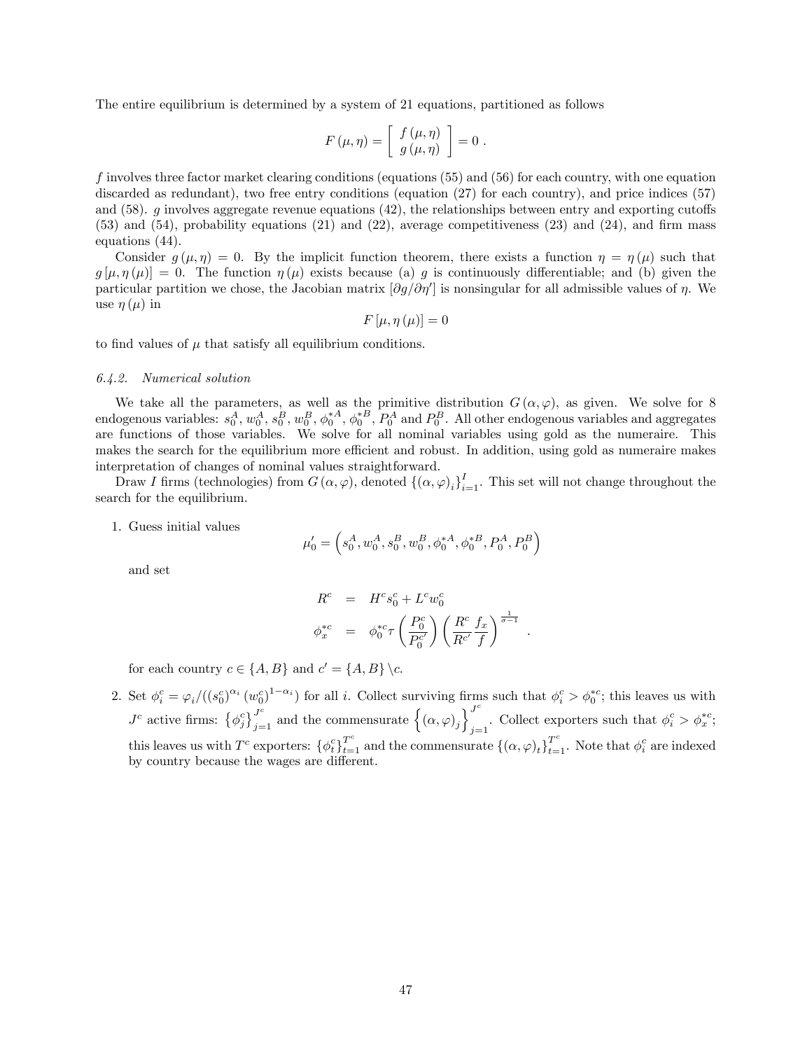The entire equilibrium is determined by a system of 21 equations, partitioned as follows

$$F(\mu, \eta) = \left[ \begin{array}{c} f(\mu, \eta) \\ g(\mu, \eta) \end{array} \right] = 0 \ .$$

$f$ involves three factor market clearing conditions (equations (55) and (56) for each country, with one equation discarded as redundant), two free entry conditions (equation (27) for each country), and price indices (57) and (58). $g$ involves aggregate revenue equations (42), the relationships between entry and exporting cutoffs (53) and (54), probability equations (21) and (22), average competitiveness (23) and (24), and firm mass equations (44).

Consider $g(\mu, \eta) = 0$. By the implicit function theorem, there exists a function $\eta = \eta(\mu)$ such that $g[\mu, \eta(\mu)] = 0$. The function $\eta(\mu)$ exists because (a) $g$ is continuously differentiable; and (b) given the particular partition we chose, the Jacobian matrix $[\partial g / \partial \eta']$ is nonsingular for all admissible values of $\eta$. We use $\eta(\mu)$ in

$$F[\mu, \eta(\mu)] = 0$$

to find values of $\mu$ that satisfy all equilibrium conditions.

### *6.4.2. Numerical solution*

We take all the parameters, as well as the primitive distribution $G(\alpha, \varphi)$, as given. We solve for 8 endogenous variables: $s_0^A$, $w_0^A$, $s_0^B$, $w_0^B$, $\phi_0^{*A}$, $\phi_0^{*B}$, $P_0^A$ and $P_0^B$. All other endogenous variables and aggregates are functions of those variables. We solve for all nominal variables using gold as the numeraire. This makes the search for the equilibrium more efficient and robust. In addition, using gold as numeraire makes interpretation of changes of nominal values straightforward.

Draw $I$ firms (technologies) from $G(\alpha, \varphi)$, denoted $\{(\alpha, \varphi)_i\}_{i=1}^{I}$. This set will not change throughout the search for the equilibrium.

1. Guess initial values
$$\mu_0' = \left(s_0^A, w_0^A, s_0^B, w_0^B, \phi_0^{*A}, \phi_0^{*B}, P_0^A, P_0^B\right)$$
and set
$$\begin{aligned} R^c &= H^c s_0^c + L^c w_0^c \\ \phi_x^{*c} &= \phi_0^{*c} \tau \left(\frac{P_0^c}{P_0^{c'}}\right) \left(\frac{R^c}{R^{c'}} \frac{f_x}{f}\right)^{\frac{1}{\sigma - 1}} \end{aligned} .$$
for each country $c \in \{A, B\}$ and $c' = \{A, B\} \setminus c$.

2. Set $\phi_i^c = \varphi_i / ((s_0^c)^{\alpha_i} (w_0^c)^{1-\alpha_i})$ for all $i$. Collect surviving firms such that $\phi_i^c > \phi_0^{*c}$; this leaves us with $J^c$ active firms: $\{\phi_j^c\}_{j=1}^{J^c}$ and the commensurate $\left\{(\alpha, \varphi)_j\right\}_{j=1}^{J^c}$. Collect exporters such that $\phi_i^c > \phi_x^{*c}$; this leaves us with $T^c$ exporters: $\{\phi_t^c\}_{t=1}^{T^c}$ and the commensurate $\{(\alpha, \varphi)_t\}_{t=1}^{T^c}$. Note that $\phi_i^c$ are indexed by country because the wages are different.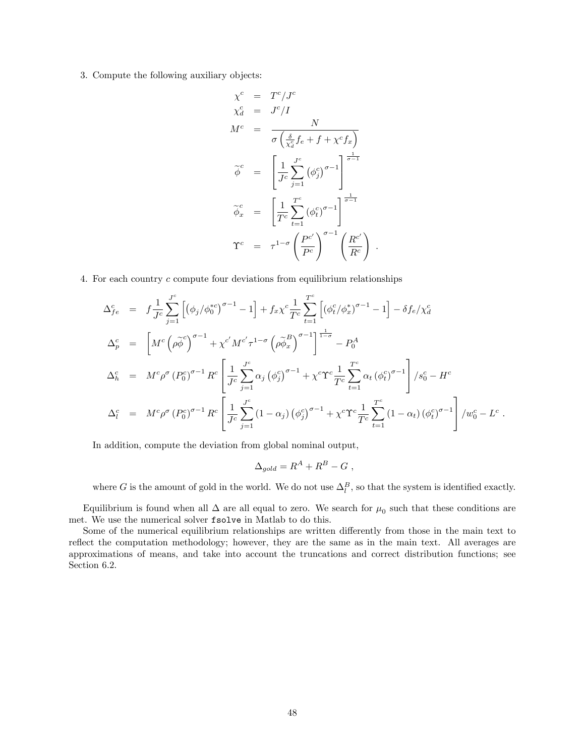3. Compute the following auxiliary objects:

$$
\begin{aligned}
\chi^c &= T^c/J^c \\
\chi_d^c &= J^c/I \\
M^c &= \frac{N}{\sigma\left(\frac{\delta}{\chi_d^c}f_e + f + \chi^c f_x\right)} \\
\widetilde{\phi}^c &= \left[\frac{1}{J^c}\sum_{j=1}^{J^c}\left(\phi_j^c\right)^{\sigma-1}\right]^{\frac{1}{\sigma-1}} \\
\widetilde{\phi}_x^c &= \left[\frac{1}{T^c}\sum_{t=1}^{T^c}\left(\phi_t^c\right)^{\sigma-1}\right]^{\frac{1}{\sigma-1}} \\
\Upsilon^c &= \tau^{1-\sigma}\left(\frac{P^{c'}}{P^c}\right)^{\sigma-1}\left(\frac{R^{c'}}{R^c}\right) .
\end{aligned}
$$

4. For each country $c$ compute four deviations from equilibrium relationships

$$
\begin{aligned}
\Delta_{fe}^c &= f\frac{1}{J^c}\sum_{j=1}^{J^c}\left[\left(\phi_j/\phi_0^{*c}\right)^{\sigma-1}-1\right] + f_x\chi^c\frac{1}{T^c}\sum_{t=1}^{T^c}\left[\left(\phi_t^c/\phi_x^*\right)^{\sigma-1}-1\right] - \delta f_e/\chi_d^c \\
\Delta_p^c &= \left[M^c\left(\rho\widetilde{\phi}^c\right)^{\sigma-1} + \chi^{c'}M^{c'}\tau^{1-\sigma}\left(\rho\widetilde{\phi}_x^B\right)^{\sigma-1}\right]^{\frac{1}{1-\sigma}} - P_0^A \\
\Delta_h^c &= M^c\rho^\sigma\left(P_0^c\right)^{\sigma-1}R^c\left[\frac{1}{J^c}\sum_{j=1}^{J^c}\alpha_j\left(\phi_j^c\right)^{\sigma-1} + \chi^c\Upsilon^c\frac{1}{T^c}\sum_{t=1}^{T^c}\alpha_t\left(\phi_t^c\right)^{\sigma-1}\right]/s_0^c - H^c \\
\Delta_l^c &= M^c\rho^\sigma\left(P_0^c\right)^{\sigma-1}R^c\left[\frac{1}{J^c}\sum_{j=1}^{J^c}\left(1-\alpha_j\right)\left(\phi_j^c\right)^{\sigma-1} + \chi^c\Upsilon^c\frac{1}{T^c}\sum_{t=1}^{T^c}\left(1-\alpha_t\right)\left(\phi_t^c\right)^{\sigma-1}\right]/w_0^c - L^c .
\end{aligned}
$$

In addition, compute the deviation from global nominal output,

$$
\Delta_{gold} = R^A + R^B - G ,
$$

where $G$ is the amount of gold in the world. We do not use $\Delta_l^B$, so that the system is identified exactly.

Equilibrium is found when all $\Delta$ are all equal to zero. We search for $\mu_0$ such that these conditions are met. We use the numerical solver `fsolve` in Matlab to do this.

Some of the numerical equilibrium relationships are written differently from those in the main text to reflect the computation methodology; however, they are the same as in the main text. All averages are approximations of means, and take into account the truncations and correct distribution functions; see Section 6.2.